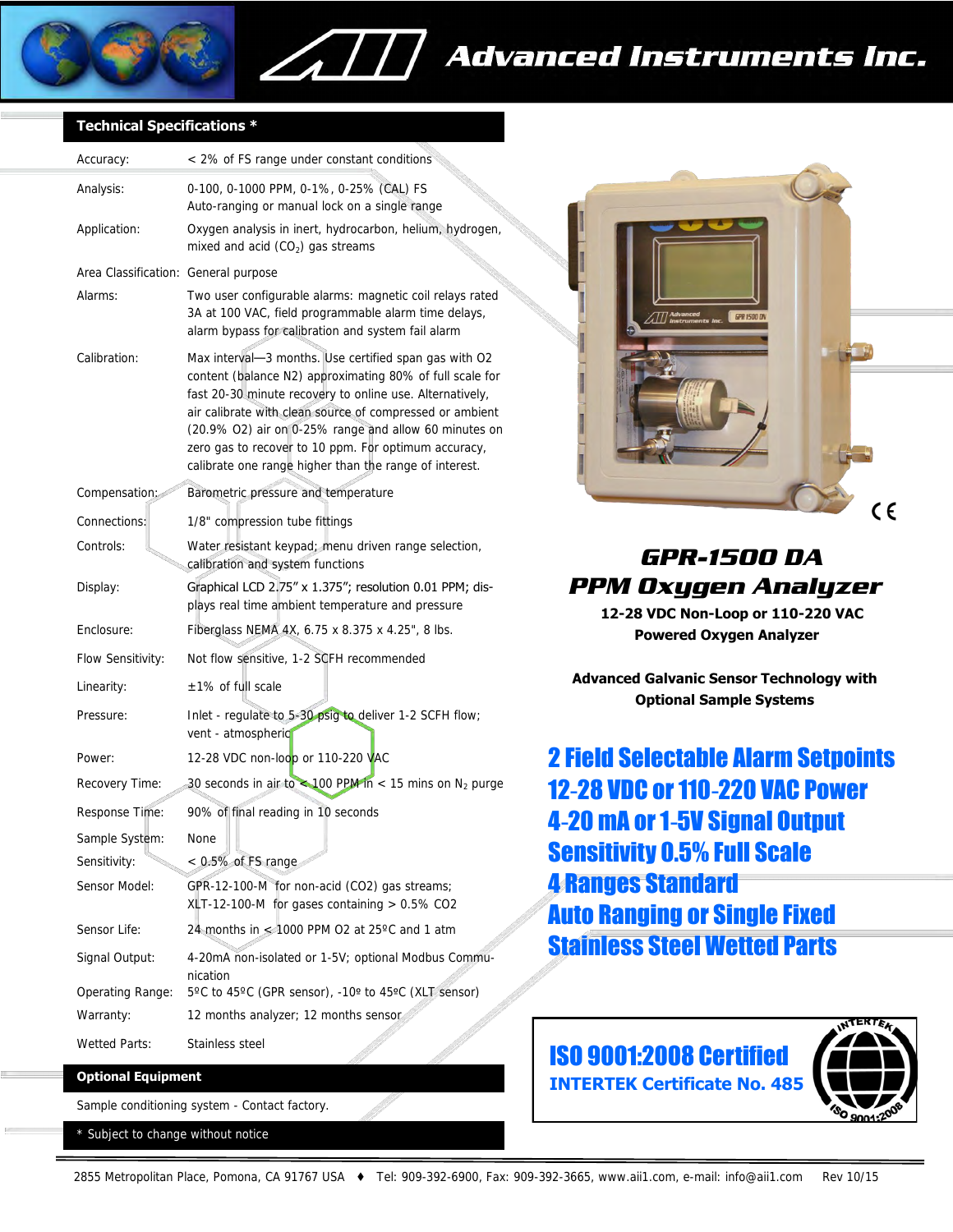# Advanced Instruments Inc.

## Technical Specifications *

| | |
|---|---|
| Accuracy: | < 2% of FS range under constant conditions |
| Analysis: | 0-100, 0-1000 PPM, 0-1%, 0-25% (CAL) FS<br>Auto-ranging or manual lock on a single range |
| Application: | Oxygen analysis in inert, hydrocarbon, helium, hydrogen, mixed and acid ($CO_2$) gas streams |
| Area Classification: | General purpose |
| Alarms: | Two user configurable alarms: magnetic coil relays rated 3A at 100 VAC, field programmable alarm time delays, alarm bypass for calibration and system fail alarm |
| Calibration: | Max interval—3 months. Use certified span gas with O2 content (balance N2) approximating 80% of full scale for fast 20-30 minute recovery to online use. Alternatively, air calibrate with clean source of compressed or ambient (20.9% O2) air on 0-25% range and allow 60 minutes on zero gas to recover to 10 ppm. For optimum accuracy, calibrate one range higher than the range of interest. |
| Compensation: | Barometric pressure and temperature |
| Connections: | 1/8" compression tube fittings |
| Controls: | Water resistant keypad; menu driven range selection, calibration and system functions |
| Display: | Graphical LCD 2.75" x 1.375"; resolution 0.01 PPM; displays real time ambient temperature and pressure |
| Enclosure: | Fiberglass NEMA 4X, 6.75 x 8.375 x 4.25", 8 lbs. |
| Flow Sensitivity: | Not flow sensitive, 1-2 SCFH recommended |
| Linearity: | ±1% of full scale |
| Pressure: | Inlet - regulate to 5-30 psig to deliver 1-2 SCFH flow; vent - atmospheric |
| Power: | 12-28 VDC non-loop or 110-220 VAC |
| Recovery Time: | 30 seconds in air to < 100 PPM in < 15 mins on $N_2$ purge |
| Response Time: | 90% of final reading in 10 seconds |
| Sample System: | None |
| Sensitivity: | < 0.5% of FS range |
| Sensor Model: | GPR-12-100-M for non-acid (CO2) gas streams;<br>XLT-12-100-M for gases containing > 0.5% CO2 |
| Sensor Life: | 24 months in < 1000 PPM O2 at 25ºC and 1 atm |
| Signal Output: | 4-20mA non-isolated or 1-5V; optional Modbus Communication |
| Operating Range: | 5ºC to 45ºC (GPR sensor), -10º to 45ºC (XLT sensor) |
| Warranty: | 12 months analyzer; 12 months sensor |
| Wetted Parts: | Stainless steel |

## Optional Equipment

Sample conditioning system - Contact factory.

* Subject to change without notice

## GPR-1500 DA PPM Oxygen Analyzer

**12-28 VDC Non-Loop or 110-220 VAC Powered Oxygen Analyzer**

**Advanced Galvanic Sensor Technology with Optional Sample Systems**

**2 Field Selectable Alarm Setpoints**
**12-28 VDC or 110-220 VAC Power**
**4-20 mA or 1-5V Signal Output**
**Sensitivity 0.5% Full Scale**
**4 Ranges Standard**
**Auto Ranging or Single Fixed**
**Stainless Steel Wetted Parts**

**ISO 9001:2008 Certified**
**INTERTEK Certificate No. 485**

2855 Metropolitan Place, Pomona, CA 91767 USA ♦ Tel: 909-392-6900, Fax: 909-392-3665, www.aii1.com, e-mail: info@aii1.com Rev 10/15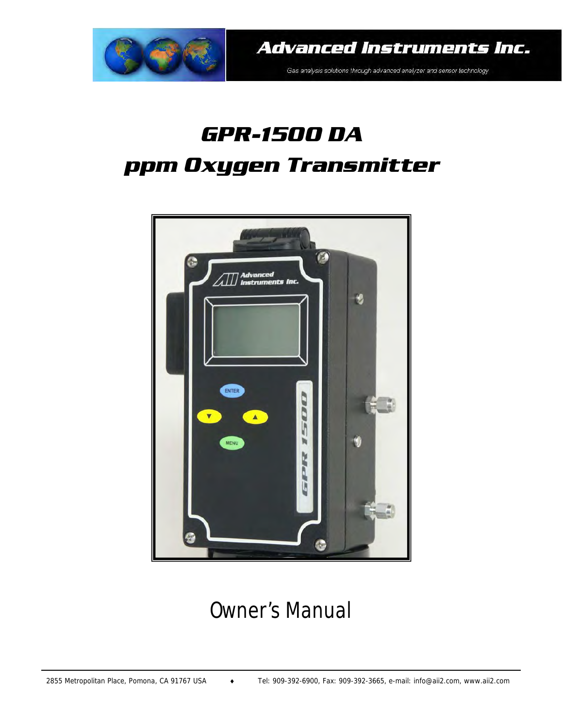Advanced Instruments Inc.

Gas analysis solutions through advanced analyzer and sensor technology

# GPR-1500 DA

# ppm Oxygen Transmitter

## Owner's Manual

2855 Metropolitan Place, Pomona, CA 91767 USA ♦ Tel: 909-392-6900, Fax: 909-392-3665, e-mail: info@aii2.com, www.aii2.com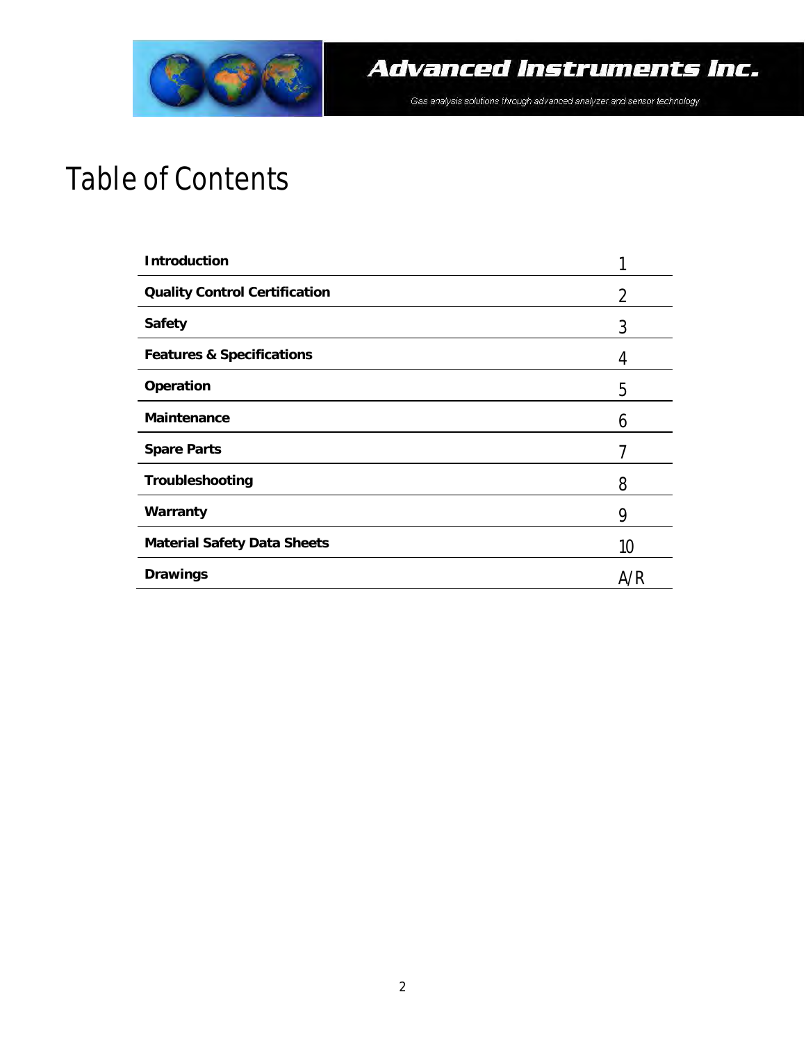# Table of Contents

| | |
|---|---|
| **Introduction** | 1 |
| **Quality Control Certification** | 2 |
| **Safety** | 3 |
| **Features & Specifications** | 4 |
| **Operation** | 5 |
| **Maintenance** | 6 |
| **Spare Parts** | 7 |
| **Troubleshooting** | 8 |
| **Warranty** | 9 |
| **Material Safety Data Sheets** | 10 |
| **Drawings** | A/R |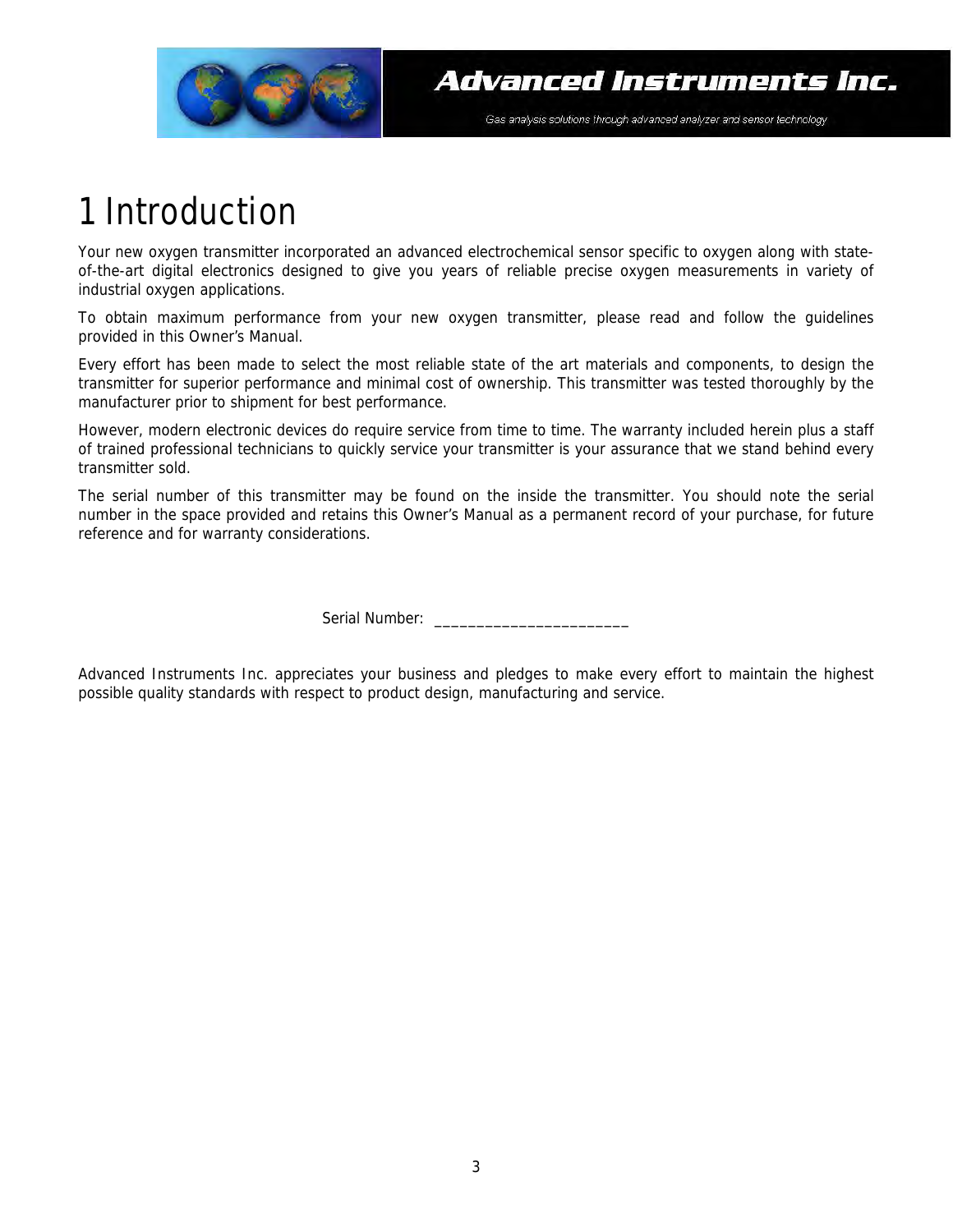# 1 Introduction

Your new oxygen transmitter incorporated an advanced electrochemical sensor specific to oxygen along with state-of-the-art digital electronics designed to give you years of reliable precise oxygen measurements in variety of industrial oxygen applications.

To obtain maximum performance from your new oxygen transmitter, please read and follow the guidelines provided in this Owner's Manual.

Every effort has been made to select the most reliable state of the art materials and components, to design the transmitter for superior performance and minimal cost of ownership. This transmitter was tested thoroughly by the manufacturer prior to shipment for best performance.

However, modern electronic devices do require service from time to time. The warranty included herein plus a staff of trained professional technicians to quickly service your transmitter is your assurance that we stand behind every transmitter sold.

The serial number of this transmitter may be found on the inside the transmitter. You should note the serial number in the space provided and retains this Owner's Manual as a permanent record of your purchase, for future reference and for warranty considerations.

Serial Number: _______________________

Advanced Instruments Inc. appreciates your business and pledges to make every effort to maintain the highest possible quality standards with respect to product design, manufacturing and service.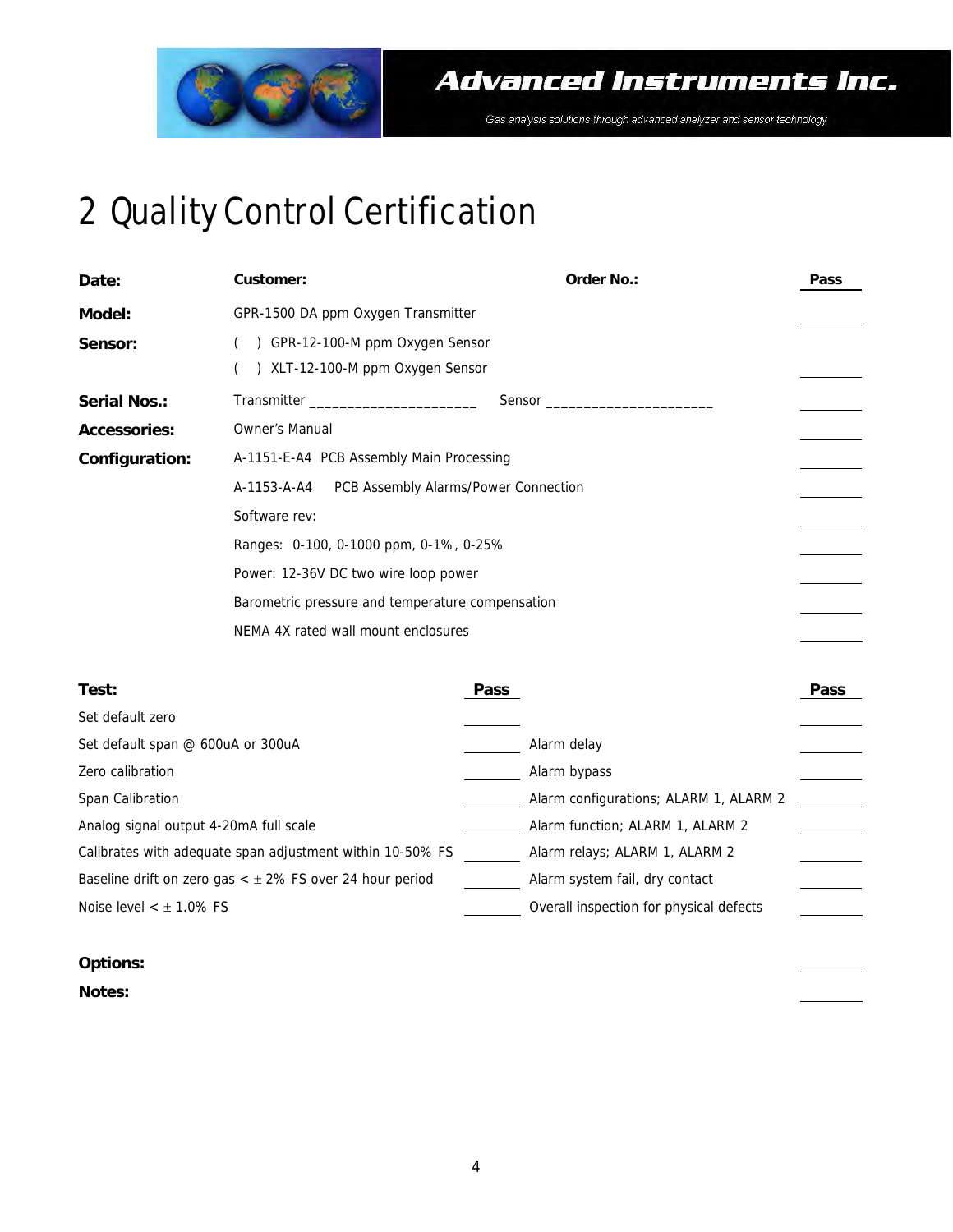# 2 Quality Control Certification

| **Date:** | **Customer:** | **Order No.:** | **Pass** |
|---|---|---|---|
| **Model:** | GPR-1500 DA ppm Oxygen Transmitter | | _______ |
| **Sensor:** | (   ) GPR-12-100-M ppm Oxygen Sensor | | |
| | (   ) XLT-12-100-M ppm Oxygen Sensor | | _______ |
| **Serial Nos.:** | Transmitter ______________________ | Sensor ______________________ | _______ |
| **Accessories:** | Owner's Manual | | _______ |
| **Configuration:** | A-1151-E-A4 PCB Assembly Main Processing | | _______ |
| | A-1153-A-A4 PCB Assembly Alarms/Power Connection | | _______ |
| | Software rev: | | _______ |
| | Ranges: 0-100, 0-1000 ppm, 0-1%, 0-25% | | _______ |
| | Power: 12-36V DC two wire loop power | | _______ |
| | Barometric pressure and temperature compensation | | _______ |
| | NEMA 4X rated wall mount enclosures | | _______ |

| **Test:** | **Pass** | | **Pass** |
|---|---|---|---|
| Set default zero | _______ | | _______ |
| Set default span @ 600uA or 300uA | _______ | Alarm delay | _______ |
| Zero calibration | _______ | Alarm bypass | _______ |
| Span Calibration | _______ | Alarm configurations; ALARM 1, ALARM 2 | _______ |
| Analog signal output 4-20mA full scale | _______ | Alarm function; ALARM 1, ALARM 2 | _______ |
| Calibrates with adequate span adjustment within 10-50% FS | _______ | Alarm relays; ALARM 1, ALARM 2 | _______ |
| Baseline drift on zero gas < ± 2% FS over 24 hour period | _______ | Alarm system fail, dry contact | _______ |
| Noise level < ± 1.0% FS | _______ | Overall inspection for physical defects | _______ |

**Options:** _______

**Notes:** _______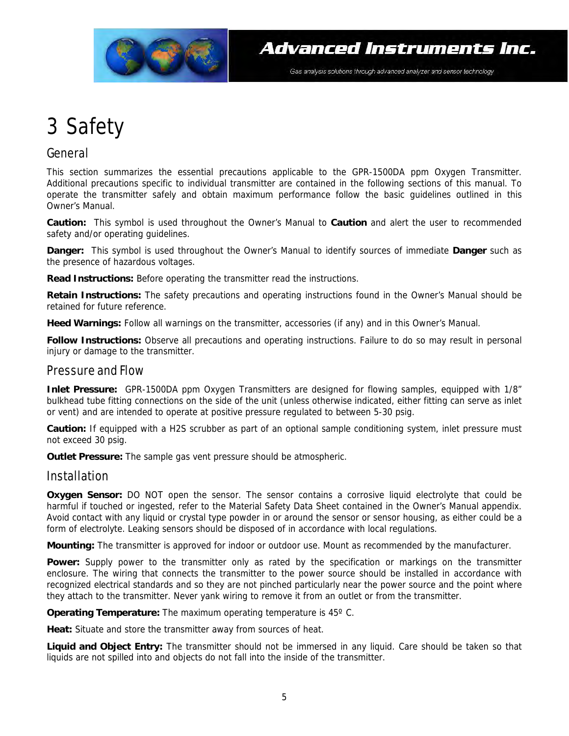# 3 Safety

## General

This section summarizes the essential precautions applicable to the GPR-1500DA ppm Oxygen Transmitter. Additional precautions specific to individual transmitter are contained in the following sections of this manual. To operate the transmitter safely and obtain maximum performance follow the basic guidelines outlined in this Owner's Manual.

**Caution:** This symbol is used throughout the Owner's Manual to **Caution** and alert the user to recommended safety and/or operating guidelines.

**Danger:** This symbol is used throughout the Owner's Manual to identify sources of immediate **Danger** such as the presence of hazardous voltages.

**Read Instructions:** Before operating the transmitter read the instructions.

**Retain Instructions:** The safety precautions and operating instructions found in the Owner's Manual should be retained for future reference.

**Heed Warnings:** Follow all warnings on the transmitter, accessories (if any) and in this Owner's Manual.

**Follow Instructions:** Observe all precautions and operating instructions. Failure to do so may result in personal injury or damage to the transmitter.

## Pressure and Flow

**Inlet Pressure:** GPR-1500DA ppm Oxygen Transmitters are designed for flowing samples, equipped with 1/8" bulkhead tube fitting connections on the side of the unit (unless otherwise indicated, either fitting can serve as inlet or vent) and are intended to operate at positive pressure regulated to between 5-30 psig.

**Caution:** If equipped with a H2S scrubber as part of an optional sample conditioning system, inlet pressure must not exceed 30 psig.

**Outlet Pressure:** The sample gas vent pressure should be atmospheric.

## Installation

**Oxygen Sensor:** DO NOT open the sensor. The sensor contains a corrosive liquid electrolyte that could be harmful if touched or ingested, refer to the Material Safety Data Sheet contained in the Owner's Manual appendix. Avoid contact with any liquid or crystal type powder in or around the sensor or sensor housing, as either could be a form of electrolyte. Leaking sensors should be disposed of in accordance with local regulations.

**Mounting:** The transmitter is approved for indoor or outdoor use. Mount as recommended by the manufacturer.

**Power:** Supply power to the transmitter only as rated by the specification or markings on the transmitter enclosure. The wiring that connects the transmitter to the power source should be installed in accordance with recognized electrical standards and so they are not pinched particularly near the power source and the point where they attach to the transmitter. Never yank wiring to remove it from an outlet or from the transmitter.

**Operating Temperature:** The maximum operating temperature is 45º C.

**Heat:** Situate and store the transmitter away from sources of heat.

**Liquid and Object Entry:** The transmitter should not be immersed in any liquid. Care should be taken so that liquids are not spilled into and objects do not fall into the inside of the transmitter.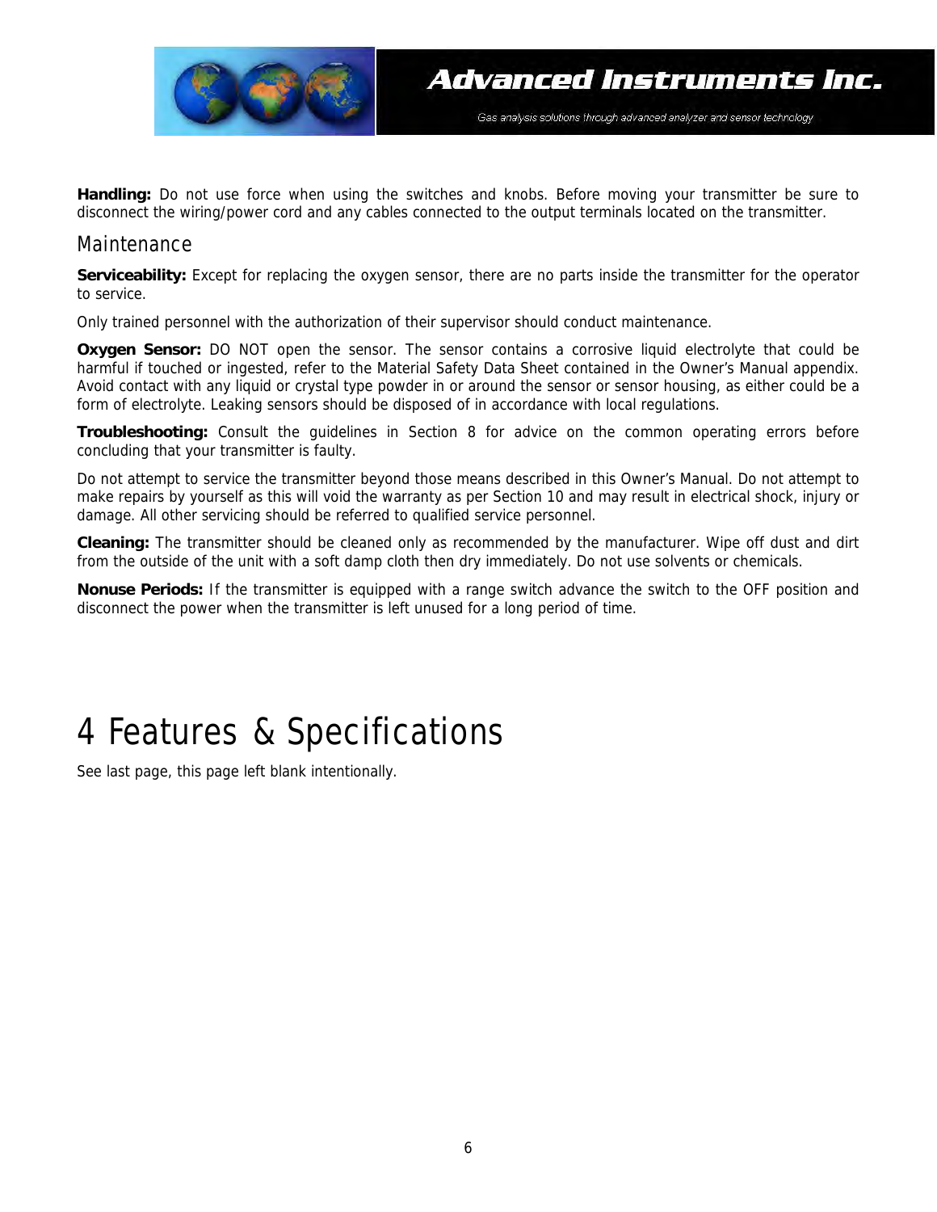**Handling:** Do not use force when using the switches and knobs. Before moving your transmitter be sure to disconnect the wiring/power cord and any cables connected to the output terminals located on the transmitter.

## Maintenance

**Serviceability:** Except for replacing the oxygen sensor, there are no parts inside the transmitter for the operator to service.

Only trained personnel with the authorization of their supervisor should conduct maintenance.

**Oxygen Sensor:** DO NOT open the sensor. The sensor contains a corrosive liquid electrolyte that could be harmful if touched or ingested, refer to the Material Safety Data Sheet contained in the Owner's Manual appendix. Avoid contact with any liquid or crystal type powder in or around the sensor or sensor housing, as either could be a form of electrolyte. Leaking sensors should be disposed of in accordance with local regulations.

**Troubleshooting:** Consult the guidelines in Section 8 for advice on the common operating errors before concluding that your transmitter is faulty.

Do not attempt to service the transmitter beyond those means described in this Owner's Manual. Do not attempt to make repairs by yourself as this will void the warranty as per Section 10 and may result in electrical shock, injury or damage. All other servicing should be referred to qualified service personnel.

**Cleaning:** The transmitter should be cleaned only as recommended by the manufacturer. Wipe off dust and dirt from the outside of the unit with a soft damp cloth then dry immediately. Do not use solvents or chemicals.

**Nonuse Periods:** If the transmitter is equipped with a range switch advance the switch to the OFF position and disconnect the power when the transmitter is left unused for a long period of time.

# 4 Features & Specifications

See last page, this page left blank intentionally.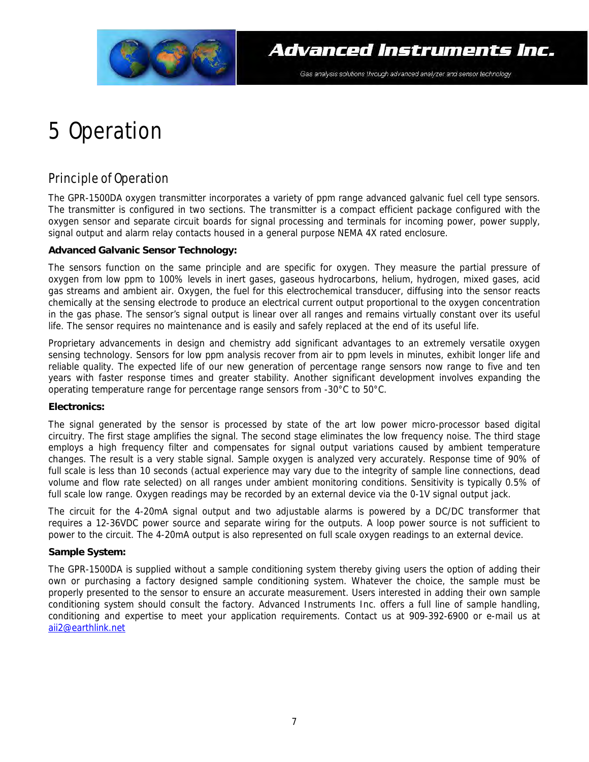# 5 Operation

## Principle of Operation

The GPR-1500DA oxygen transmitter incorporates a variety of ppm range advanced galvanic fuel cell type sensors. The transmitter is configured in two sections. The transmitter is a compact efficient package configured with the oxygen sensor and separate circuit boards for signal processing and terminals for incoming power, power supply, signal output and alarm relay contacts housed in a general purpose NEMA 4X rated enclosure.

**Advanced Galvanic Sensor Technology:**

The sensors function on the same principle and are specific for oxygen. They measure the partial pressure of oxygen from low ppm to 100% levels in inert gases, gaseous hydrocarbons, helium, hydrogen, mixed gases, acid gas streams and ambient air. Oxygen, the fuel for this electrochemical transducer, diffusing into the sensor reacts chemically at the sensing electrode to produce an electrical current output proportional to the oxygen concentration in the gas phase. The sensor's signal output is linear over all ranges and remains virtually constant over its useful life. The sensor requires no maintenance and is easily and safely replaced at the end of its useful life.

Proprietary advancements in design and chemistry add significant advantages to an extremely versatile oxygen sensing technology. Sensors for low ppm analysis recover from air to ppm levels in minutes, exhibit longer life and reliable quality. The expected life of our new generation of percentage range sensors now range to five and ten years with faster response times and greater stability. Another significant development involves expanding the operating temperature range for percentage range sensors from -30°C to 50°C.

**Electronics:**

The signal generated by the sensor is processed by state of the art low power micro-processor based digital circuitry. The first stage amplifies the signal. The second stage eliminates the low frequency noise. The third stage employs a high frequency filter and compensates for signal output variations caused by ambient temperature changes. The result is a very stable signal. Sample oxygen is analyzed very accurately. Response time of 90% of full scale is less than 10 seconds (actual experience may vary due to the integrity of sample line connections, dead volume and flow rate selected) on all ranges under ambient monitoring conditions. Sensitivity is typically 0.5% of full scale low range. Oxygen readings may be recorded by an external device via the 0-1V signal output jack.

The circuit for the 4-20mA signal output and two adjustable alarms is powered by a DC/DC transformer that requires a 12-36VDC power source and separate wiring for the outputs. A loop power source is not sufficient to power to the circuit. The 4-20mA output is also represented on full scale oxygen readings to an external device.

**Sample System:**

The GPR-1500DA is supplied without a sample conditioning system thereby giving users the option of adding their own or purchasing a factory designed sample conditioning system. Whatever the choice, the sample must be properly presented to the sensor to ensure an accurate measurement. Users interested in adding their own sample conditioning system should consult the factory. Advanced Instruments Inc. offers a full line of sample handling, conditioning and expertise to meet your application requirements. Contact us at 909-392-6900 or e-mail us at aii2@earthlink.net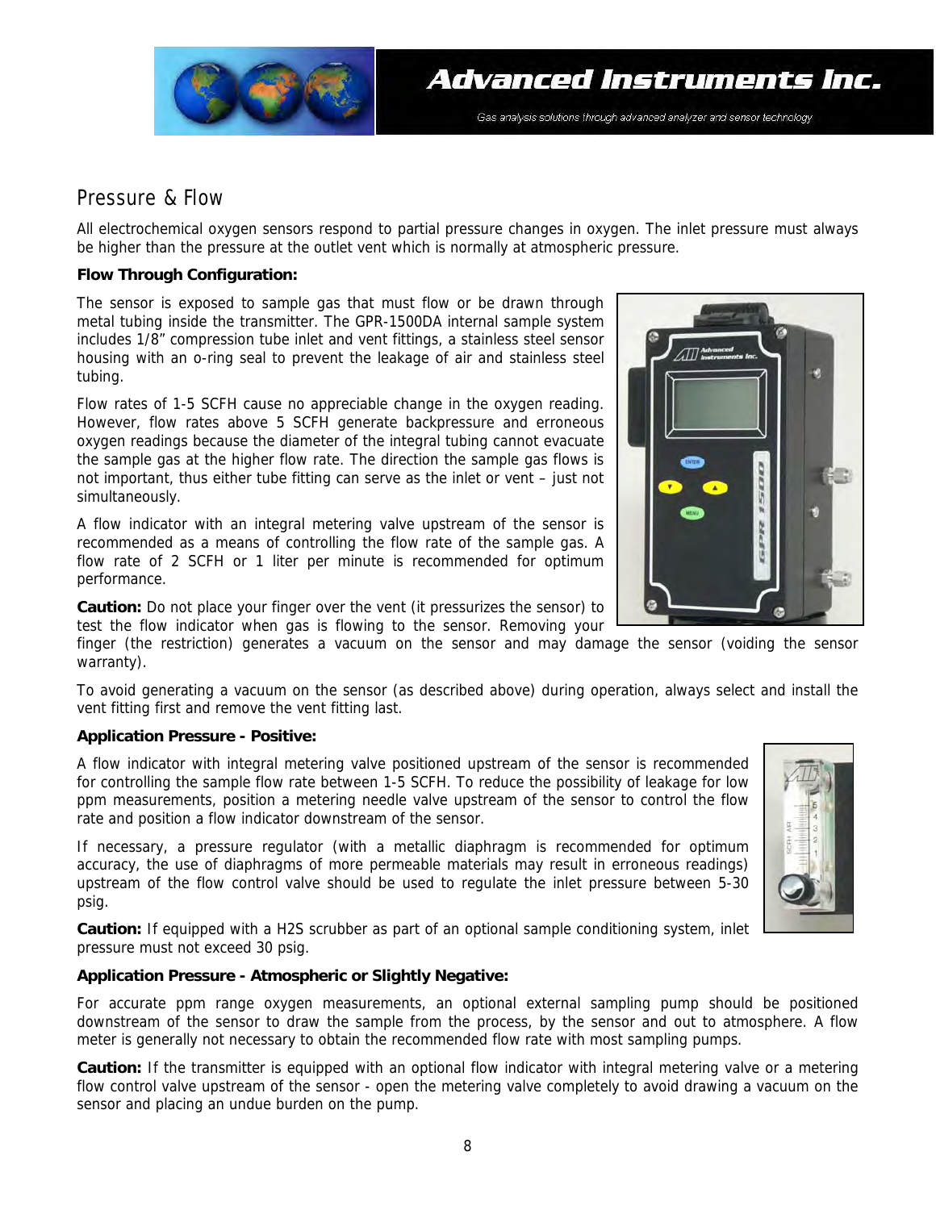## Pressure & Flow

All electrochemical oxygen sensors respond to partial pressure changes in oxygen. The inlet pressure must always be higher than the pressure at the outlet vent which is normally at atmospheric pressure.

**Flow Through Configuration:**

The sensor is exposed to sample gas that must flow or be drawn through metal tubing inside the transmitter. The GPR-1500DA internal sample system includes 1/8" compression tube inlet and vent fittings, a stainless steel sensor housing with an o-ring seal to prevent the leakage of air and stainless steel tubing.

Flow rates of 1-5 SCFH cause no appreciable change in the oxygen reading. However, flow rates above 5 SCFH generate backpressure and erroneous oxygen readings because the diameter of the integral tubing cannot evacuate the sample gas at the higher flow rate. The direction the sample gas flows is not important, thus either tube fitting can serve as the inlet or vent – just not simultaneously.

A flow indicator with an integral metering valve upstream of the sensor is recommended as a means of controlling the flow rate of the sample gas. A flow rate of 2 SCFH or 1 liter per minute is recommended for optimum performance.

**Caution:** Do not place your finger over the vent (it pressurizes the sensor) to test the flow indicator when gas is flowing to the sensor. Removing your finger (the restriction) generates a vacuum on the sensor and may damage the sensor (voiding the sensor warranty).

To avoid generating a vacuum on the sensor (as described above) during operation, always select and install the vent fitting first and remove the vent fitting last.

**Application Pressure - Positive:**

A flow indicator with integral metering valve positioned upstream of the sensor is recommended for controlling the sample flow rate between 1-5 SCFH. To reduce the possibility of leakage for low ppm measurements, position a metering needle valve upstream of the sensor to control the flow rate and position a flow indicator downstream of the sensor.

If necessary, a pressure regulator (with a metallic diaphragm is recommended for optimum accuracy, the use of diaphragms of more permeable materials may result in erroneous readings) upstream of the flow control valve should be used to regulate the inlet pressure between 5-30 psig.

**Caution:** If equipped with a H2S scrubber as part of an optional sample conditioning system, inlet pressure must not exceed 30 psig.

**Application Pressure - Atmospheric or Slightly Negative:**

For accurate ppm range oxygen measurements, an optional external sampling pump should be positioned downstream of the sensor to draw the sample from the process, by the sensor and out to atmosphere. A flow meter is generally not necessary to obtain the recommended flow rate with most sampling pumps.

**Caution:** If the transmitter is equipped with an optional flow indicator with integral metering valve or a metering flow control valve upstream of the sensor - open the metering valve completely to avoid drawing a vacuum on the sensor and placing an undue burden on the pump.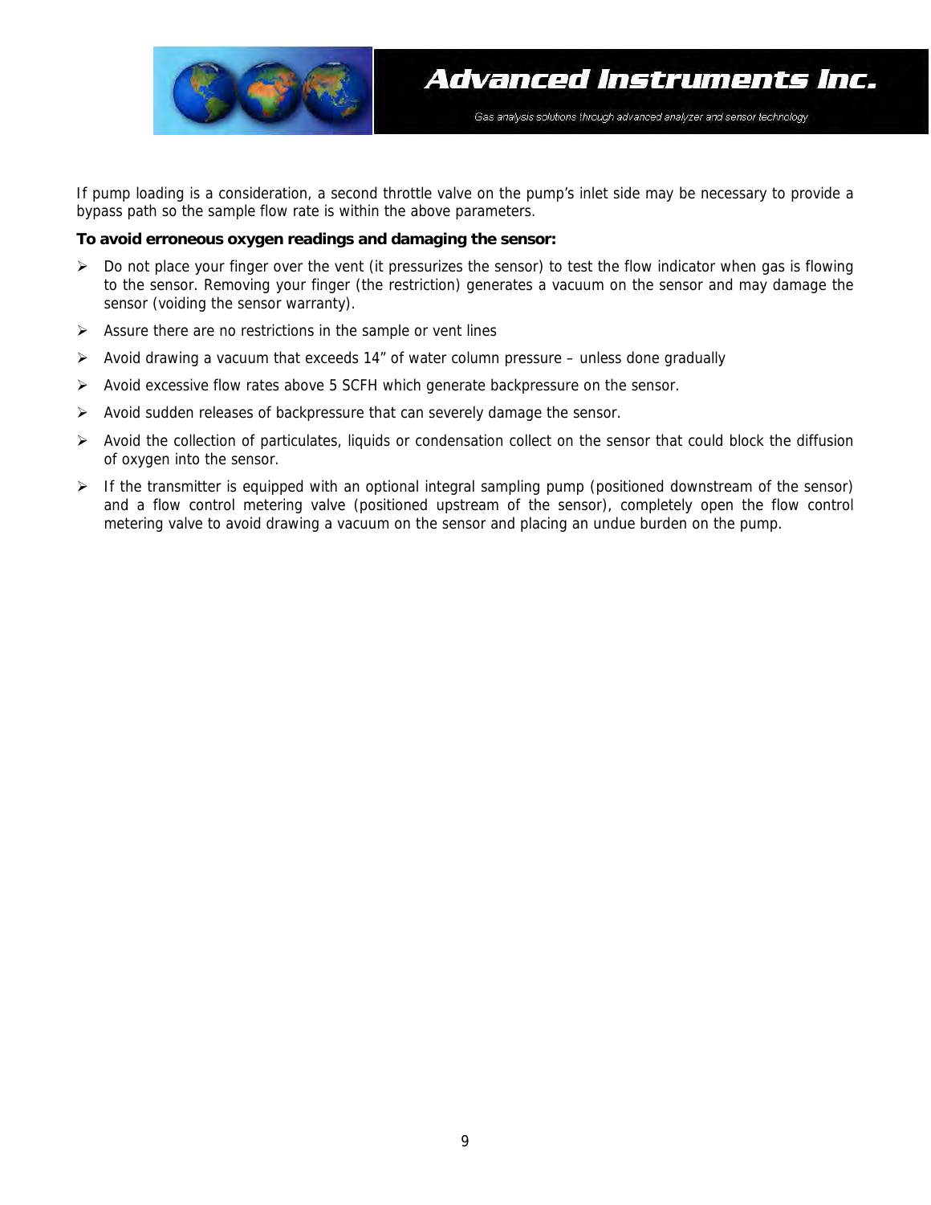If pump loading is a consideration, a second throttle valve on the pump's inlet side may be necessary to provide a bypass path so the sample flow rate is within the above parameters.

**To avoid erroneous oxygen readings and damaging the sensor:**

- Do not place your finger over the vent (it pressurizes the sensor) to test the flow indicator when gas is flowing to the sensor. Removing your finger (the restriction) generates a vacuum on the sensor and may damage the sensor (voiding the sensor warranty).
- Assure there are no restrictions in the sample or vent lines
- Avoid drawing a vacuum that exceeds 14" of water column pressure – unless done gradually
- Avoid excessive flow rates above 5 SCFH which generate backpressure on the sensor.
- Avoid sudden releases of backpressure that can severely damage the sensor.
- Avoid the collection of particulates, liquids or condensation collect on the sensor that could block the diffusion of oxygen into the sensor.
- If the transmitter is equipped with an optional integral sampling pump (positioned downstream of the sensor) and a flow control metering valve (positioned upstream of the sensor), completely open the flow control metering valve to avoid drawing a vacuum on the sensor and placing an undue burden on the pump.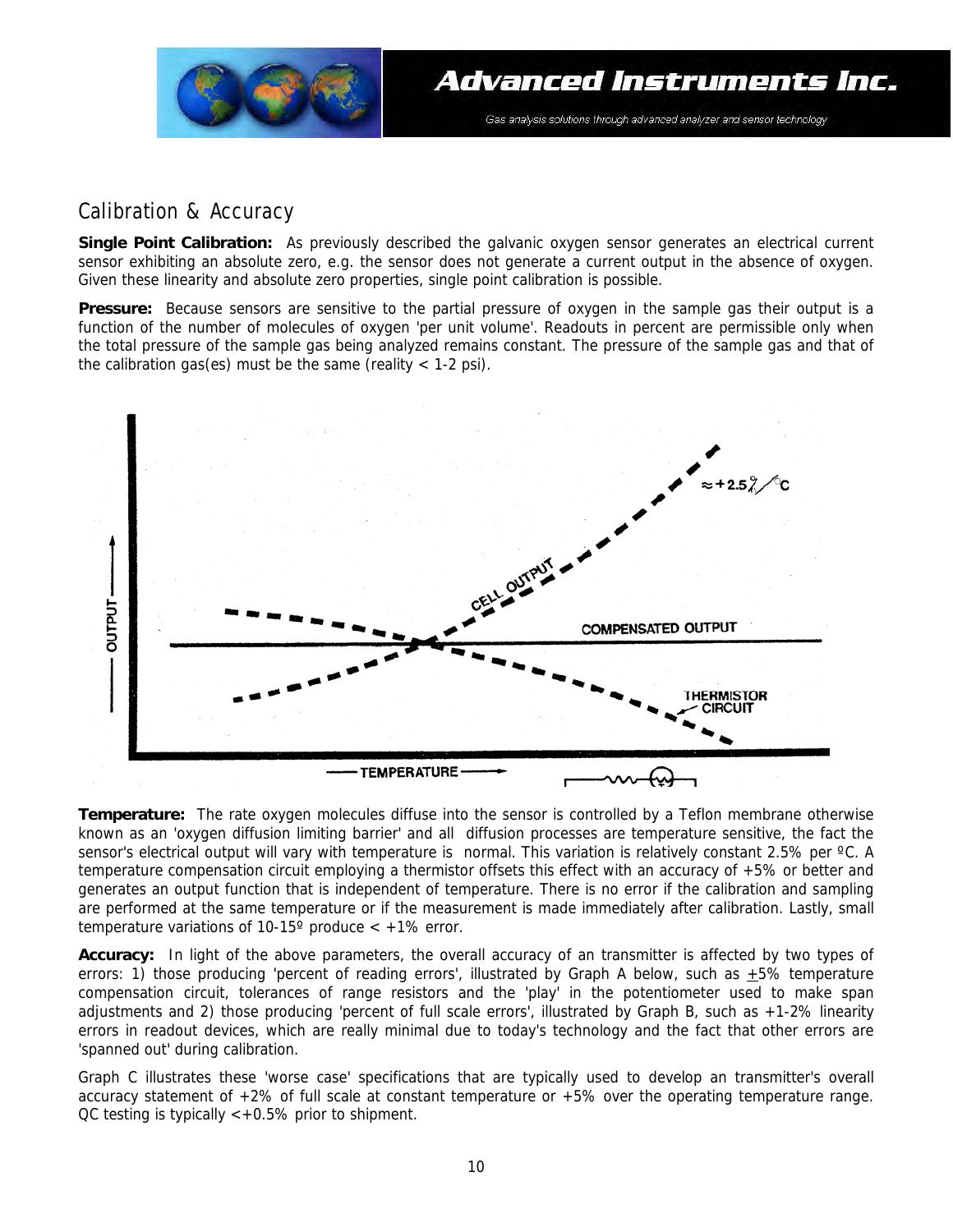## Calibration & Accuracy

**Single Point Calibration:** As previously described the galvanic oxygen sensor generates an electrical current sensor exhibiting an absolute zero, e.g. the sensor does not generate a current output in the absence of oxygen. Given these linearity and absolute zero properties, single point calibration is possible.

**Pressure:** Because sensors are sensitive to the partial pressure of oxygen in the sample gas their output is a function of the number of molecules of oxygen 'per unit volume'. Readouts in percent are permissible only when the total pressure of the sample gas being analyzed remains constant. The pressure of the sample gas and that of the calibration gas(es) must be the same (reality < 1-2 psi).

**Temperature:** The rate oxygen molecules diffuse into the sensor is controlled by a Teflon membrane otherwise known as an 'oxygen diffusion limiting barrier' and all diffusion processes are temperature sensitive, the fact the sensor's electrical output will vary with temperature is normal. This variation is relatively constant 2.5% per ºC. A temperature compensation circuit employing a thermistor offsets this effect with an accuracy of +5% or better and generates an output function that is independent of temperature. There is no error if the calibration and sampling are performed at the same temperature or if the measurement is made immediately after calibration. Lastly, small temperature variations of 10-15º produce < +1% error.

**Accuracy:** In light of the above parameters, the overall accuracy of an transmitter is affected by two types of errors: 1) those producing 'percent of reading errors', illustrated by Graph A below, such as ±5% temperature compensation circuit, tolerances of range resistors and the 'play' in the potentiometer used to make span adjustments and 2) those producing 'percent of full scale errors', illustrated by Graph B, such as +1-2% linearity errors in readout devices, which are really minimal due to today's technology and the fact that other errors are 'spanned out' during calibration.

Graph C illustrates these 'worse case' specifications that are typically used to develop an transmitter's overall accuracy statement of +2% of full scale at constant temperature or +5% over the operating temperature range. QC testing is typically <+0.5% prior to shipment.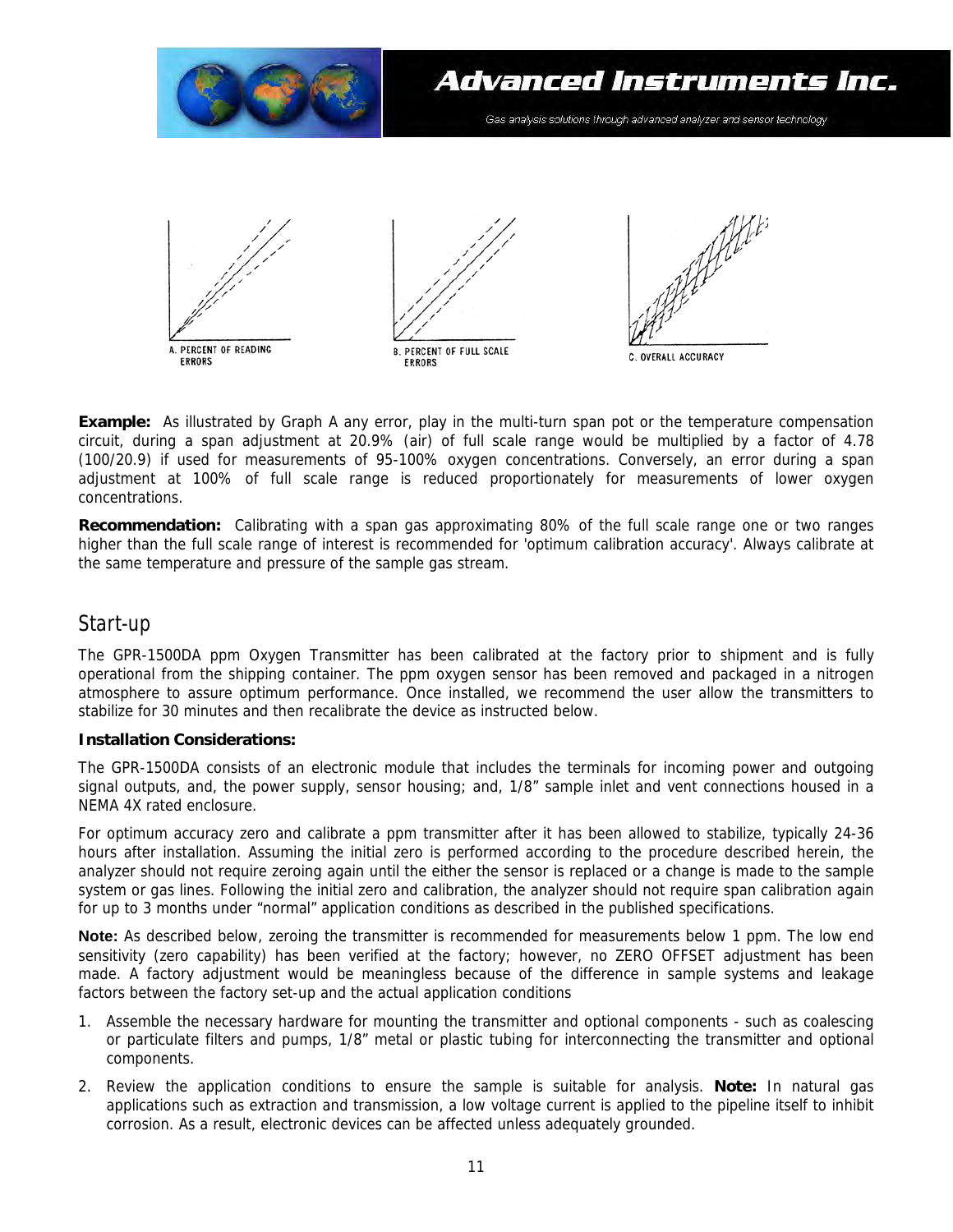A. PERCENT OF READING ERRORS

B. PERCENT OF FULL SCALE ERRORS

C. OVERALL ACCURACY

**Example:** As illustrated by Graph A any error, play in the multi-turn span pot or the temperature compensation circuit, during a span adjustment at 20.9% (air) of full scale range would be multiplied by a factor of 4.78 (100/20.9) if used for measurements of 95-100% oxygen concentrations. Conversely, an error during a span adjustment at 100% of full scale range is reduced proportionately for measurements of lower oxygen concentrations.

**Recommendation:** Calibrating with a span gas approximating 80% of the full scale range one or two ranges higher than the full scale range of interest is recommended for 'optimum calibration accuracy'. Always calibrate at the same temperature and pressure of the sample gas stream.

## Start-up

The GPR-1500DA ppm Oxygen Transmitter has been calibrated at the factory prior to shipment and is fully operational from the shipping container. The ppm oxygen sensor has been removed and packaged in a nitrogen atmosphere to assure optimum performance. Once installed, we recommend the user allow the transmitters to stabilize for 30 minutes and then recalibrate the device as instructed below.

**Installation Considerations:**

The GPR-1500DA consists of an electronic module that includes the terminals for incoming power and outgoing signal outputs, and, the power supply, sensor housing; and, 1/8" sample inlet and vent connections housed in a NEMA 4X rated enclosure.

For optimum accuracy zero and calibrate a ppm transmitter after it has been allowed to stabilize, typically 24-36 hours after installation. Assuming the initial zero is performed according to the procedure described herein, the analyzer should not require zeroing again until the either the sensor is replaced or a change is made to the sample system or gas lines. Following the initial zero and calibration, the analyzer should not require span calibration again for up to 3 months under "normal" application conditions as described in the published specifications.

**Note:** As described below, zeroing the transmitter is recommended for measurements below 1 ppm. The low end sensitivity (zero capability) has been verified at the factory; however, no ZERO OFFSET adjustment has been made. A factory adjustment would be meaningless because of the difference in sample systems and leakage factors between the factory set-up and the actual application conditions

1. Assemble the necessary hardware for mounting the transmitter and optional components - such as coalescing or particulate filters and pumps, 1/8" metal or plastic tubing for interconnecting the transmitter and optional components.
2. Review the application conditions to ensure the sample is suitable for analysis. **Note:** In natural gas applications such as extraction and transmission, a low voltage current is applied to the pipeline itself to inhibit corrosion. As a result, electronic devices can be affected unless adequately grounded.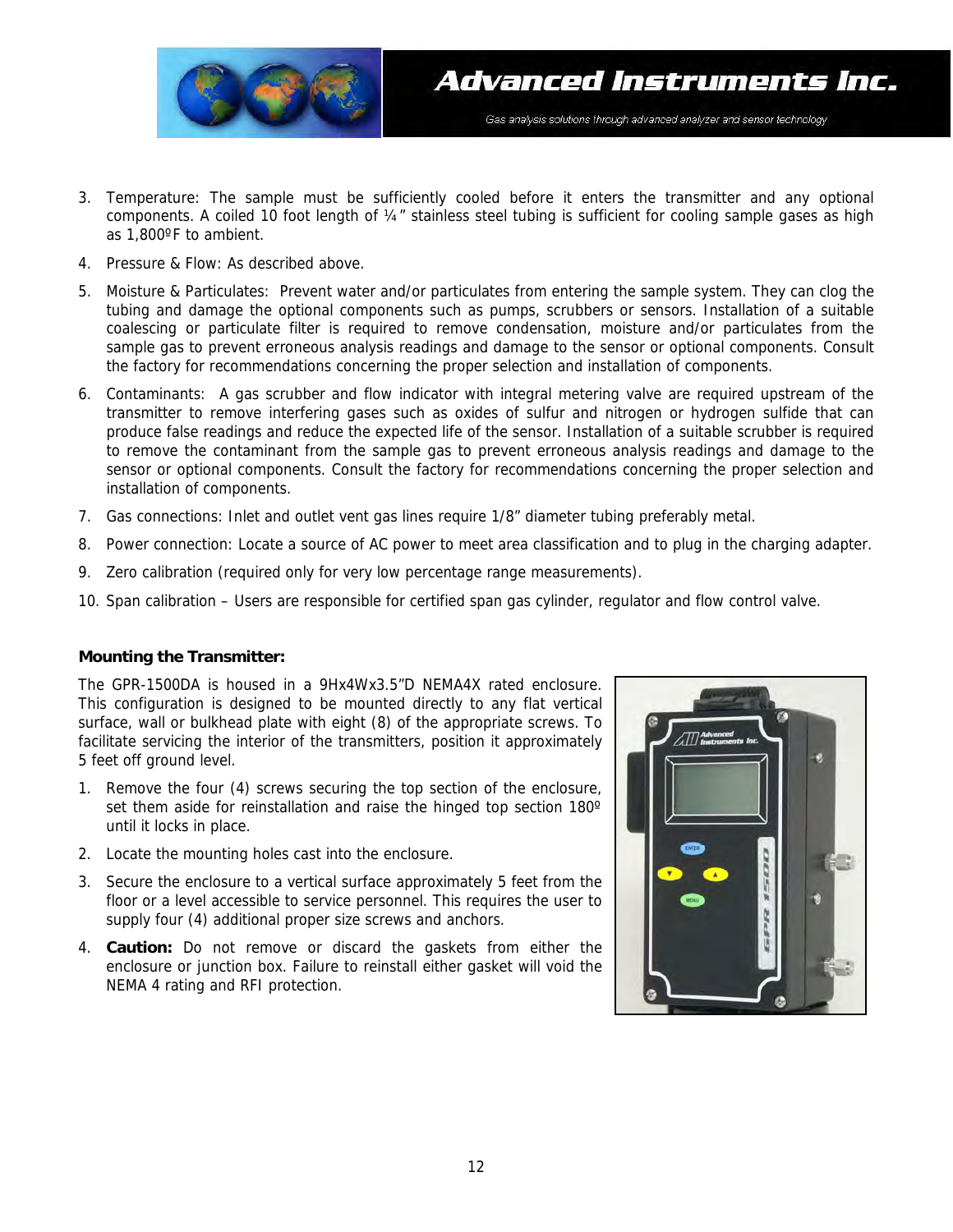3. Temperature: The sample must be sufficiently cooled before it enters the transmitter and any optional components. A coiled 10 foot length of ¼" stainless steel tubing is sufficient for cooling sample gases as high as 1,800ºF to ambient.
4. Pressure & Flow: As described above.
5. Moisture & Particulates: Prevent water and/or particulates from entering the sample system. They can clog the tubing and damage the optional components such as pumps, scrubbers or sensors. Installation of a suitable coalescing or particulate filter is required to remove condensation, moisture and/or particulates from the sample gas to prevent erroneous analysis readings and damage to the sensor or optional components. Consult the factory for recommendations concerning the proper selection and installation of components.
6. Contaminants: A gas scrubber and flow indicator with integral metering valve are required upstream of the transmitter to remove interfering gases such as oxides of sulfur and nitrogen or hydrogen sulfide that can produce false readings and reduce the expected life of the sensor. Installation of a suitable scrubber is required to remove the contaminant from the sample gas to prevent erroneous analysis readings and damage to the sensor or optional components. Consult the factory for recommendations concerning the proper selection and installation of components.
7. Gas connections: Inlet and outlet vent gas lines require 1/8" diameter tubing preferably metal.
8. Power connection: Locate a source of AC power to meet area classification and to plug in the charging adapter.
9. Zero calibration (required only for very low percentage range measurements).
10. Span calibration – Users are responsible for certified span gas cylinder, regulator and flow control valve.

**Mounting the Transmitter:**

The GPR-1500DA is housed in a 9Hx4Wx3.5"D NEMA4X rated enclosure. This configuration is designed to be mounted directly to any flat vertical surface, wall or bulkhead plate with eight (8) of the appropriate screws. To facilitate servicing the interior of the transmitters, position it approximately 5 feet off ground level.

1. Remove the four (4) screws securing the top section of the enclosure, set them aside for reinstallation and raise the hinged top section 180º until it locks in place.
2. Locate the mounting holes cast into the enclosure.
3. Secure the enclosure to a vertical surface approximately 5 feet from the floor or a level accessible to service personnel. This requires the user to supply four (4) additional proper size screws and anchors.
4. **Caution:** Do not remove or discard the gaskets from either the enclosure or junction box. Failure to reinstall either gasket will void the NEMA 4 rating and RFI protection.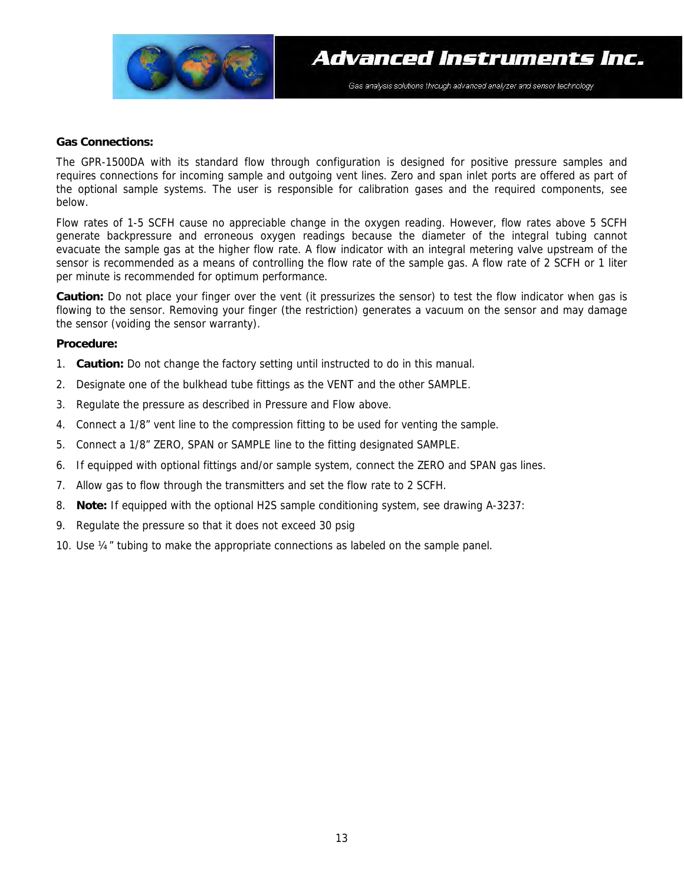**Gas Connections:**

The GPR-1500DA with its standard flow through configuration is designed for positive pressure samples and requires connections for incoming sample and outgoing vent lines. Zero and span inlet ports are offered as part of the optional sample systems. The user is responsible for calibration gases and the required components, see below.

Flow rates of 1-5 SCFH cause no appreciable change in the oxygen reading. However, flow rates above 5 SCFH generate backpressure and erroneous oxygen readings because the diameter of the integral tubing cannot evacuate the sample gas at the higher flow rate. A flow indicator with an integral metering valve upstream of the sensor is recommended as a means of controlling the flow rate of the sample gas. A flow rate of 2 SCFH or 1 liter per minute is recommended for optimum performance.

**Caution:** Do not place your finger over the vent (it pressurizes the sensor) to test the flow indicator when gas is flowing to the sensor. Removing your finger (the restriction) generates a vacuum on the sensor and may damage the sensor (voiding the sensor warranty).

**Procedure:**

1. **Caution:** Do not change the factory setting until instructed to do in this manual.
2. Designate one of the bulkhead tube fittings as the VENT and the other SAMPLE.
3. Regulate the pressure as described in Pressure and Flow above.
4. Connect a 1/8" vent line to the compression fitting to be used for venting the sample.
5. Connect a 1/8" ZERO, SPAN or SAMPLE line to the fitting designated SAMPLE.
6. If equipped with optional fittings and/or sample system, connect the ZERO and SPAN gas lines.
7. Allow gas to flow through the transmitters and set the flow rate to 2 SCFH.
8. **Note:** If equipped with the optional $H_2S$ sample conditioning system, see drawing A-3237:
9. Regulate the pressure so that it does not exceed 30 psig
10. Use ¼" tubing to make the appropriate connections as labeled on the sample panel.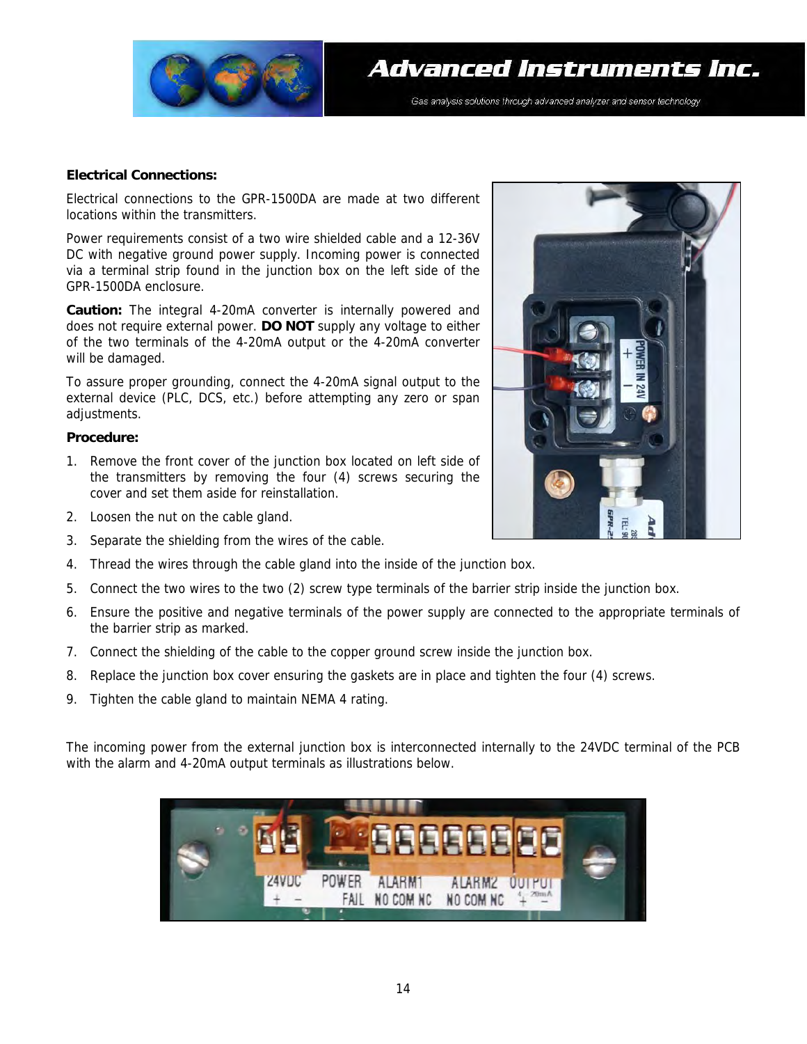**Electrical Connections:**

Electrical connections to the GPR-1500DA are made at two different locations within the transmitters.

Power requirements consist of a two wire shielded cable and a 12-36V DC with negative ground power supply. Incoming power is connected via a terminal strip found in the junction box on the left side of the GPR-1500DA enclosure.

**Caution:** The integral 4-20mA converter is internally powered and does not require external power. **DO NOT** supply any voltage to either of the two terminals of the 4-20mA output or the 4-20mA converter will be damaged.

To assure proper grounding, connect the 4-20mA signal output to the external device (PLC, DCS, etc.) before attempting any zero or span adjustments.

**Procedure:**

1. Remove the front cover of the junction box located on left side of the transmitters by removing the four (4) screws securing the cover and set them aside for reinstallation.
2. Loosen the nut on the cable gland.
3. Separate the shielding from the wires of the cable.
4. Thread the wires through the cable gland into the inside of the junction box.
5. Connect the two wires to the two (2) screw type terminals of the barrier strip inside the junction box.
6. Ensure the positive and negative terminals of the power supply are connected to the appropriate terminals of the barrier strip as marked.
7. Connect the shielding of the cable to the copper ground screw inside the junction box.
8. Replace the junction box cover ensuring the gaskets are in place and tighten the four (4) screws.
9. Tighten the cable gland to maintain NEMA 4 rating.

The incoming power from the external junction box is interconnected internally to the 24VDC terminal of the PCB with the alarm and 4-20mA output terminals as illustrations below.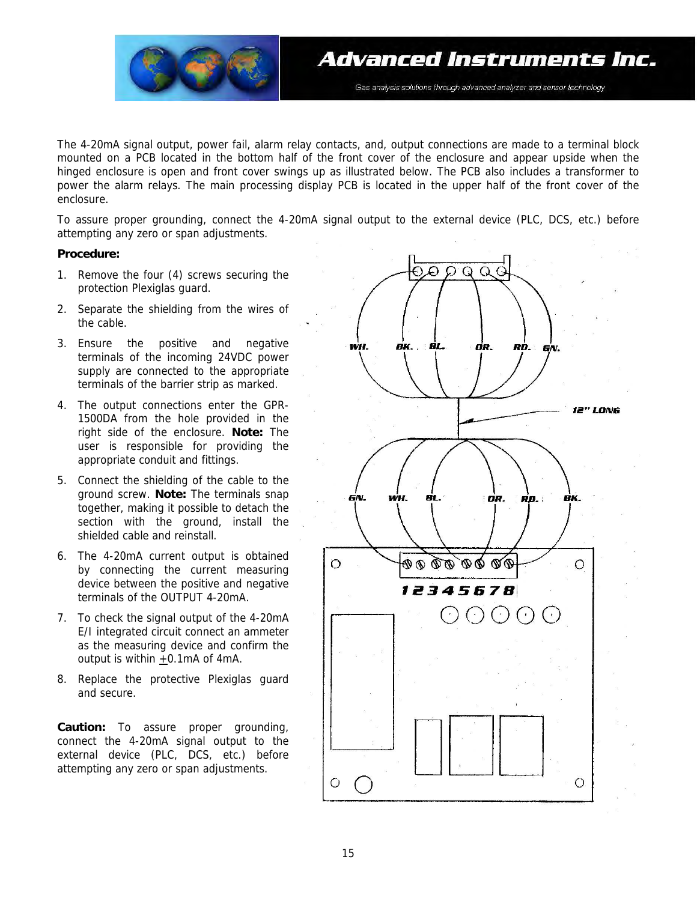The 4-20mA signal output, power fail, alarm relay contacts, and, output connections are made to a terminal block mounted on a PCB located in the bottom half of the front cover of the enclosure and appear upside when the hinged enclosure is open and front cover swings up as illustrated below. The PCB also includes a transformer to power the alarm relays. The main processing display PCB is located in the upper half of the front cover of the enclosure.

To assure proper grounding, connect the 4-20mA signal output to the external device (PLC, DCS, etc.) before attempting any zero or span adjustments.

**Procedure:**

1. Remove the four (4) screws securing the protection Plexiglas guard.
2. Separate the shielding from the wires of the cable.
3. Ensure the positive and negative terminals of the incoming 24VDC power supply are connected to the appropriate terminals of the barrier strip as marked.
4. The output connections enter the GPR-1500DA from the hole provided in the right side of the enclosure. **Note:** The user is responsible for providing the appropriate conduit and fittings.
5. Connect the shielding of the cable to the ground screw. **Note:** The terminals snap together, making it possible to detach the section with the ground, install the shielded cable and reinstall.
6. The 4-20mA current output is obtained by connecting the current measuring device between the positive and negative terminals of the OUTPUT 4-20mA.
7. To check the signal output of the 4-20mA E/I integrated circuit connect an ammeter as the measuring device and confirm the output is within ±0.1mA of 4mA.
8. Replace the protective Plexiglas guard and secure.

**Caution:** To assure proper grounding, connect the 4-20mA signal output to the external device (PLC, DCS, etc.) before attempting any zero or span adjustments.

WH. BK. BL. OR. RD. GN.

12" LONG

GN. WH. BL. OR. RD. BK.

1 2 3 4 5 6 7 8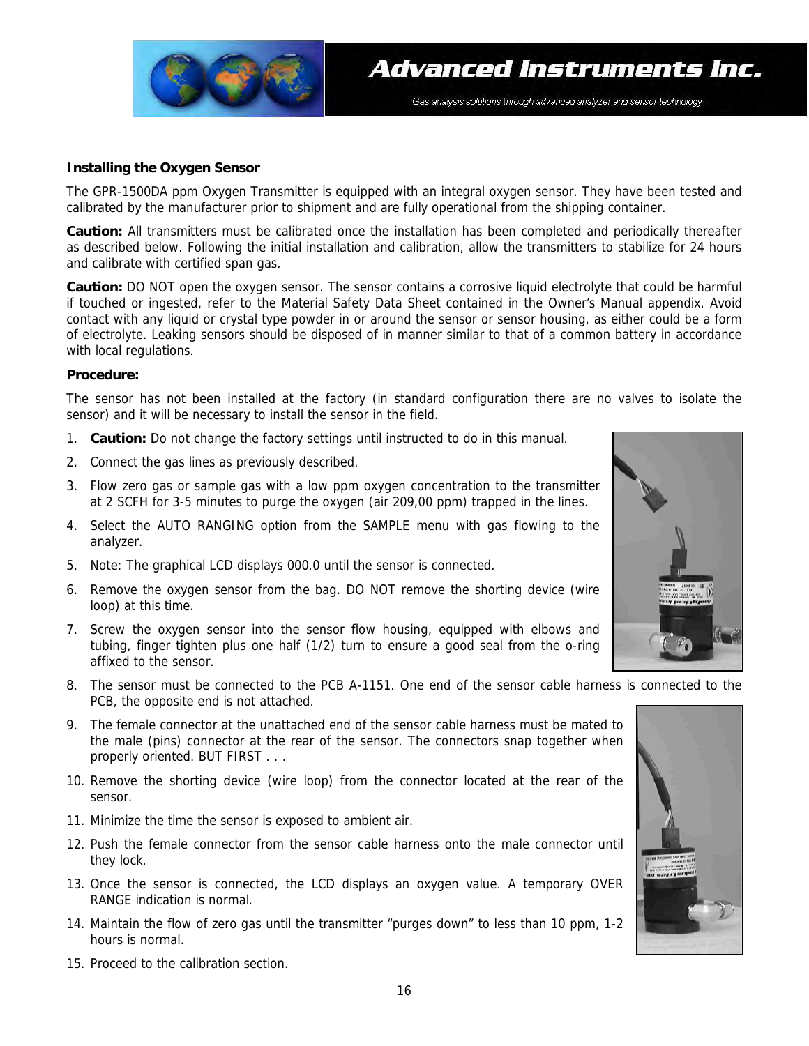**Installing the Oxygen Sensor**

The GPR-1500DA ppm Oxygen Transmitter is equipped with an integral oxygen sensor. They have been tested and calibrated by the manufacturer prior to shipment and are fully operational from the shipping container.

**Caution:** All transmitters must be calibrated once the installation has been completed and periodically thereafter as described below. Following the initial installation and calibration, allow the transmitters to stabilize for 24 hours and calibrate with certified span gas.

**Caution:** DO NOT open the oxygen sensor. The sensor contains a corrosive liquid electrolyte that could be harmful if touched or ingested, refer to the Material Safety Data Sheet contained in the Owner's Manual appendix. Avoid contact with any liquid or crystal type powder in or around the sensor or sensor housing, as either could be a form of electrolyte. Leaking sensors should be disposed of in manner similar to that of a common battery in accordance with local regulations.

**Procedure:**

The sensor has not been installed at the factory (in standard configuration there are no valves to isolate the sensor) and it will be necessary to install the sensor in the field.

1. **Caution:** Do not change the factory settings until instructed to do in this manual.
2. Connect the gas lines as previously described.
3. Flow zero gas or sample gas with a low ppm oxygen concentration to the transmitter at 2 SCFH for 3-5 minutes to purge the oxygen (air 209,00 ppm) trapped in the lines.
4. Select the AUTO RANGING option from the SAMPLE menu with gas flowing to the analyzer.
5. Note: The graphical LCD displays 000.0 until the sensor is connected.
6. Remove the oxygen sensor from the bag. DO NOT remove the shorting device (wire loop) at this time.
7. Screw the oxygen sensor into the sensor flow housing, equipped with elbows and tubing, finger tighten plus one half (1/2) turn to ensure a good seal from the o-ring affixed to the sensor.
8. The sensor must be connected to the PCB A-1151. One end of the sensor cable harness is connected to the PCB, the opposite end is not attached.
9. The female connector at the unattached end of the sensor cable harness must be mated to the male (pins) connector at the rear of the sensor. The connectors snap together when properly oriented. BUT FIRST . . .
10. Remove the shorting device (wire loop) from the connector located at the rear of the sensor.
11. Minimize the time the sensor is exposed to ambient air.
12. Push the female connector from the sensor cable harness onto the male connector until they lock.
13. Once the sensor is connected, the LCD displays an oxygen value. A temporary OVER RANGE indication is normal.
14. Maintain the flow of zero gas until the transmitter "purges down" to less than 10 ppm, 1-2 hours is normal.
15. Proceed to the calibration section.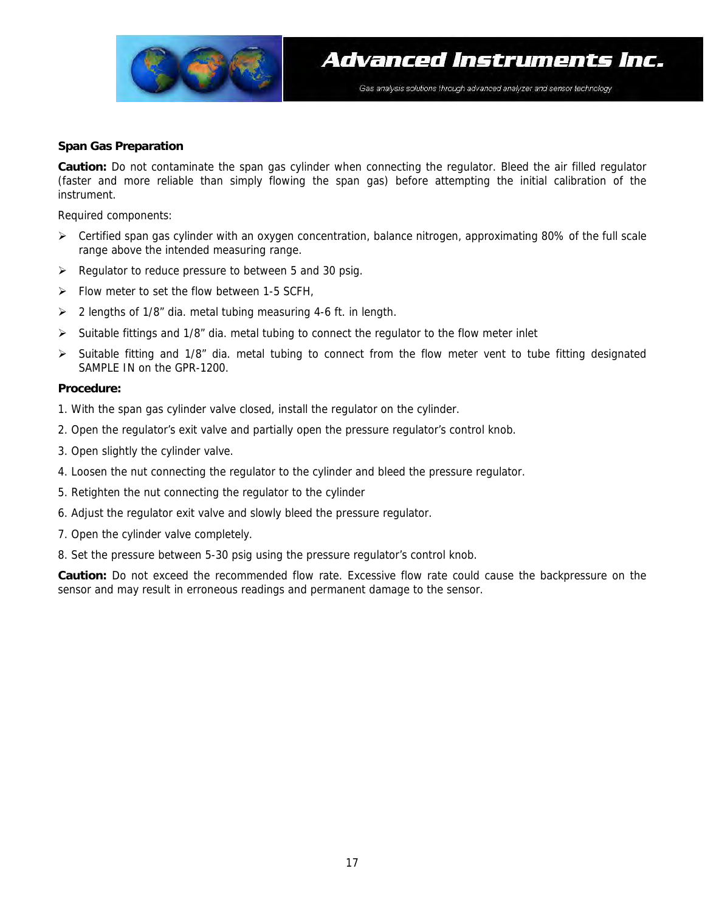**Span Gas Preparation**

**Caution:** Do not contaminate the span gas cylinder when connecting the regulator. Bleed the air filled regulator (faster and more reliable than simply flowing the span gas) before attempting the initial calibration of the instrument.

Required components:

- Certified span gas cylinder with an oxygen concentration, balance nitrogen, approximating 80% of the full scale range above the intended measuring range.
- Regulator to reduce pressure to between 5 and 30 psig.
- Flow meter to set the flow between 1-5 SCFH,
- 2 lengths of 1/8" dia. metal tubing measuring 4-6 ft. in length.
- Suitable fittings and 1/8" dia. metal tubing to connect the regulator to the flow meter inlet
- Suitable fitting and 1/8" dia. metal tubing to connect from the flow meter vent to tube fitting designated SAMPLE IN on the GPR-1200.

**Procedure:**

1. With the span gas cylinder valve closed, install the regulator on the cylinder.
2. Open the regulator's exit valve and partially open the pressure regulator's control knob.
3. Open slightly the cylinder valve.
4. Loosen the nut connecting the regulator to the cylinder and bleed the pressure regulator.
5. Retighten the nut connecting the regulator to the cylinder
6. Adjust the regulator exit valve and slowly bleed the pressure regulator.
7. Open the cylinder valve completely.
8. Set the pressure between 5-30 psig using the pressure regulator's control knob.

**Caution:** Do not exceed the recommended flow rate. Excessive flow rate could cause the backpressure on the sensor and may result in erroneous readings and permanent damage to the sensor.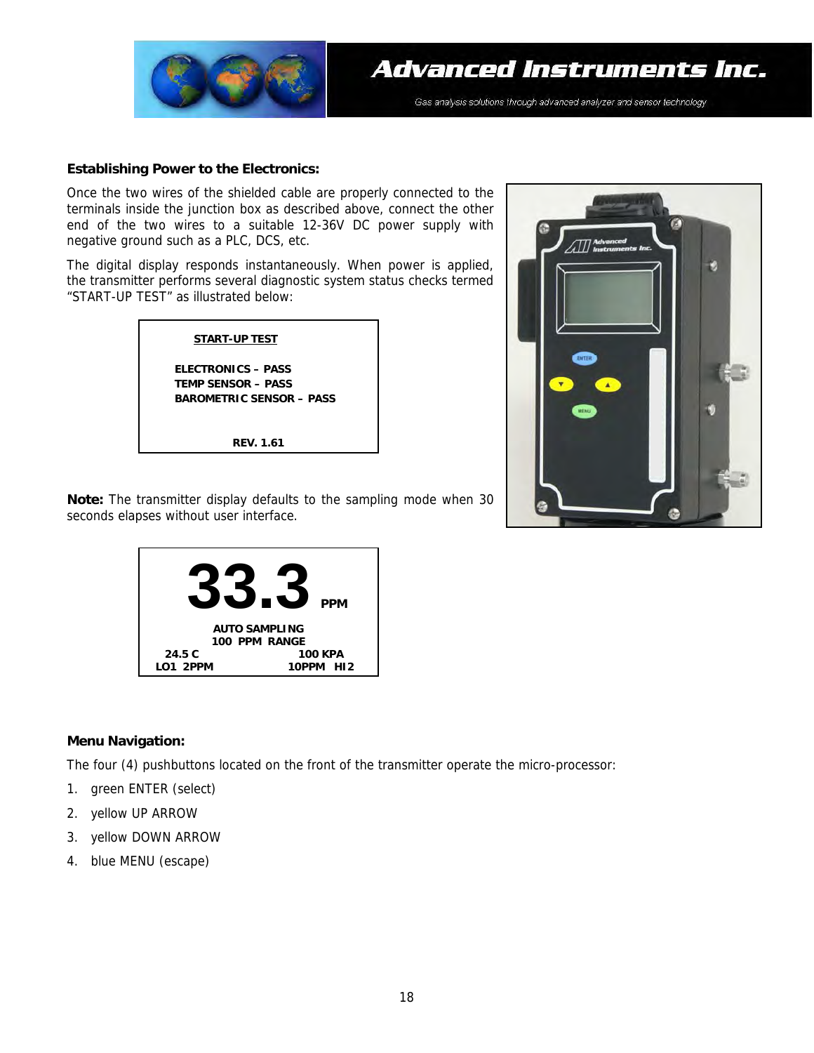## Establishing Power to the Electronics:

Once the two wires of the shielded cable are properly connected to the terminals inside the junction box as described above, connect the other end of the two wires to a suitable 12-36V DC power supply with negative ground such as a PLC, DCS, etc.

The digital display responds instantaneously. When power is applied, the transmitter performs several diagnostic system status checks termed "START-UP TEST" as illustrated below:

```
START-UP TEST

ELECTRONICS – PASS
TEMP SENSOR – PASS
BAROMETRIC SENSOR – PASS

REV. 1.61
```

**Note:** The transmitter display defaults to the sampling mode when 30 seconds elapses without user interface.

```
33.3 PPM

AUTO SAMPLING
100 PPM RANGE
24.5 C                100 KPA
LO1 2PPM          10PPM HI2
```

## Menu Navigation:

The four (4) pushbuttons located on the front of the transmitter operate the micro-processor:

1. green ENTER (select)
2. yellow UP ARROW
3. yellow DOWN ARROW
4. blue MENU (escape)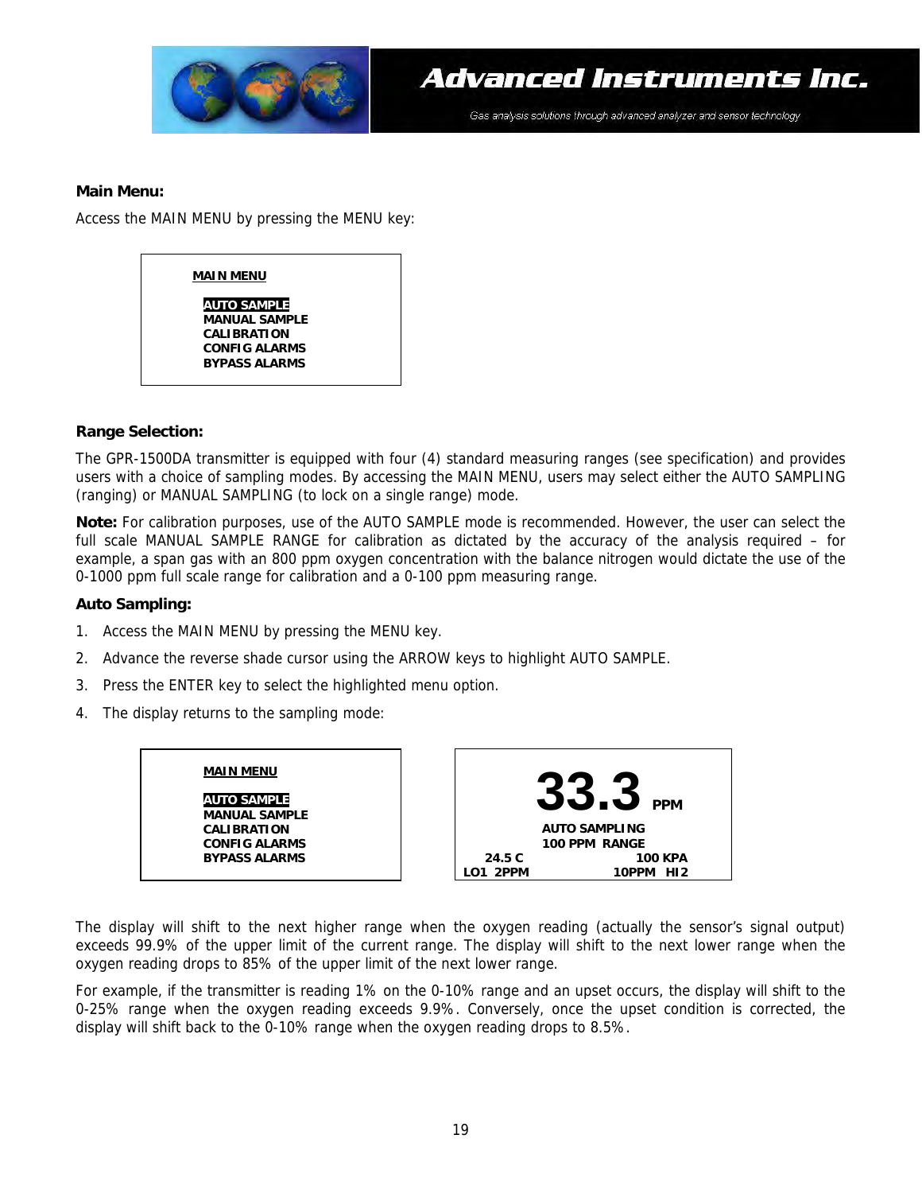**Main Menu:**

Access the MAIN MENU by pressing the MENU key:

```
MAIN MENU

AUTO SAMPLE
MANUAL SAMPLE
CALIBRATION
CONFIG ALARMS
BYPASS ALARMS
```

**Range Selection:**

The GPR-1500DA transmitter is equipped with four (4) standard measuring ranges (see specification) and provides users with a choice of sampling modes. By accessing the MAIN MENU, users may select either the AUTO SAMPLING (ranging) or MANUAL SAMPLING (to lock on a single range) mode.

**Note:** For calibration purposes, use of the AUTO SAMPLE mode is recommended. However, the user can select the full scale MANUAL SAMPLE RANGE for calibration as dictated by the accuracy of the analysis required – for example, a span gas with an 800 ppm oxygen concentration with the balance nitrogen would dictate the use of the 0-1000 ppm full scale range for calibration and a 0-100 ppm measuring range.

**Auto Sampling:**

1. Access the MAIN MENU by pressing the MENU key.
2. Advance the reverse shade cursor using the ARROW keys to highlight AUTO SAMPLE.
3. Press the ENTER key to select the highlighted menu option.
4. The display returns to the sampling mode:

```
MAIN MENU

AUTO SAMPLE
MANUAL SAMPLE
CALIBRATION
CONFIG ALARMS
BYPASS ALARMS
```

```
33.3 PPM
AUTO SAMPLING
100 PPM RANGE
24.5 C                100 KPA
LO1 2PPM          10PPM HI2
```

The display will shift to the next higher range when the oxygen reading (actually the sensor's signal output) exceeds 99.9% of the upper limit of the current range. The display will shift to the next lower range when the oxygen reading drops to 85% of the upper limit of the next lower range.

For example, if the transmitter is reading 1% on the 0-10% range and an upset occurs, the display will shift to the 0-25% range when the oxygen reading exceeds 9.9%. Conversely, once the upset condition is corrected, the display will shift back to the 0-10% range when the oxygen reading drops to 8.5%.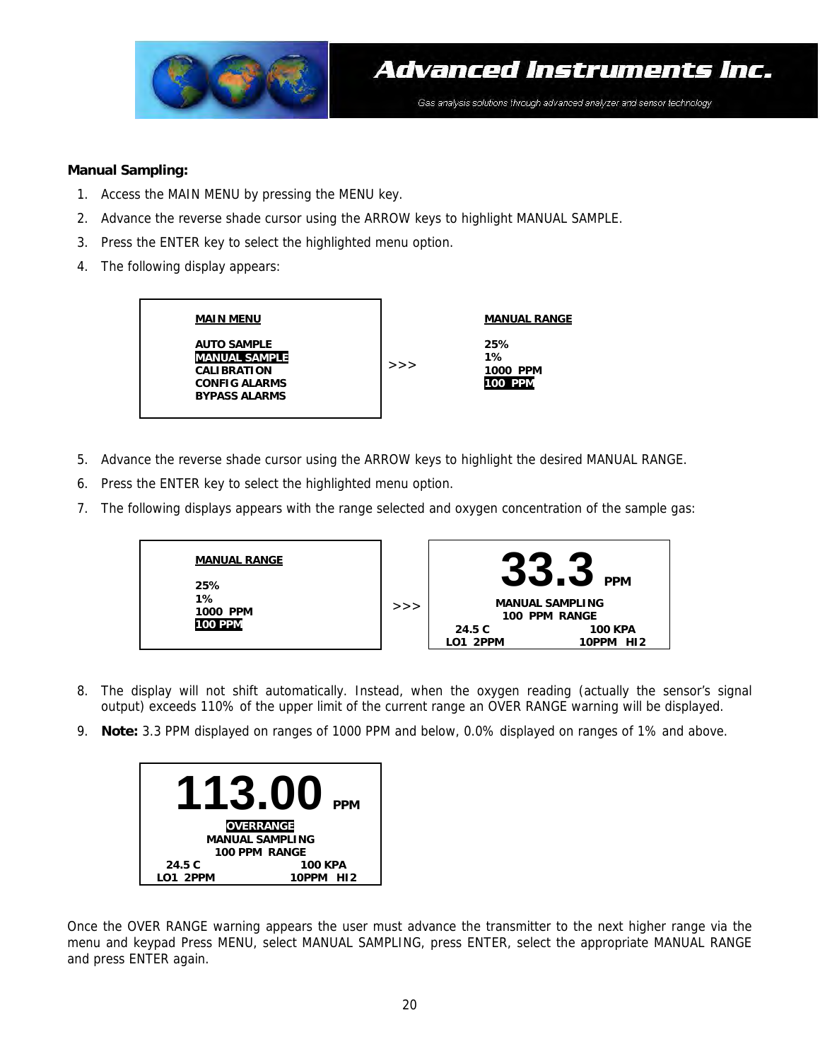**Manual Sampling:**

1. Access the MAIN MENU by pressing the MENU key.
2. Advance the reverse shade cursor using the ARROW keys to highlight MANUAL SAMPLE.
3. Press the ENTER key to select the highlighted menu option.
4. The following display appears:

```
MAIN MENU                         MANUAL RANGE

AUTO SAMPLE                       25%
MANUAL SAMPLE          >>>        1%
CALIBRATION                       1000 PPM
CONFIG ALARMS                     100 PPM
BYPASS ALARMS
```

5. Advance the reverse shade cursor using the ARROW keys to highlight the desired MANUAL RANGE.
6. Press the ENTER key to select the highlighted menu option.
7. The following displays appears with the range selected and oxygen concentration of the sample gas:

```
MANUAL RANGE                      33.3 PPM

25%                               MANUAL SAMPLING
1%                     >>>        100 PPM RANGE
1000 PPM                       24.5 C            100 KPA
100 PPM                        LO1 2PPM          10PPM HI2
```

8. The display will not shift automatically. Instead, when the oxygen reading (actually the sensor's signal output) exceeds 110% of the upper limit of the current range an OVER RANGE warning will be displayed.
9. **Note:** 3.3 PPM displayed on ranges of 1000 PPM and below, 0.0% displayed on ranges of 1% and above.

```
        113.00 PPM

        OVERRANGE
     MANUAL SAMPLING
      100 PPM RANGE
 24.5 C            100 KPA
 LO1 2PPM          10PPM HI2
```

Once the OVER RANGE warning appears the user must advance the transmitter to the next higher range via the menu and keypad Press MENU, select MANUAL SAMPLING, press ENTER, select the appropriate MANUAL RANGE and press ENTER again.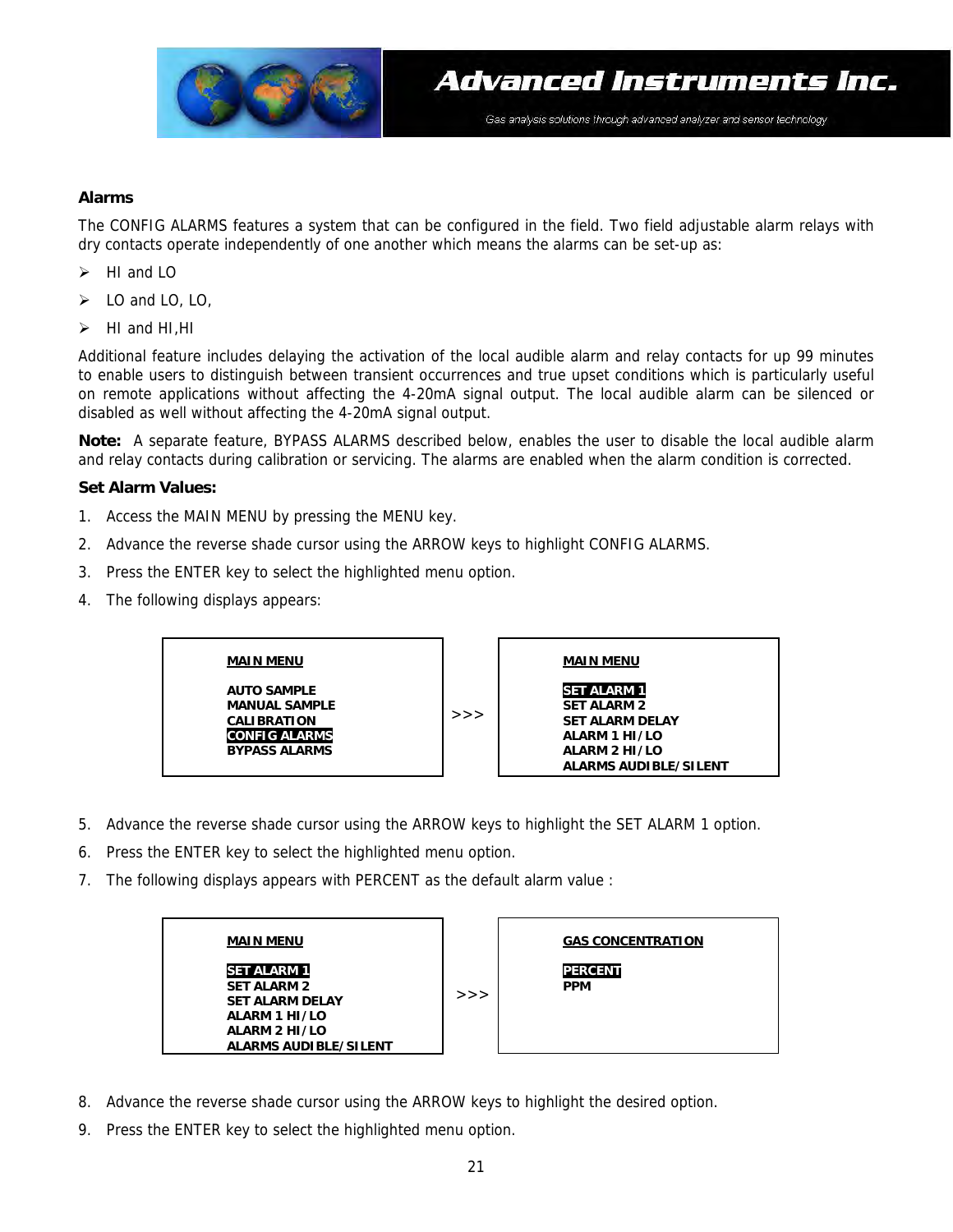### Alarms

The CONFIG ALARMS features a system that can be configured in the field. Two field adjustable alarm relays with dry contacts operate independently of one another which means the alarms can be set-up as:

- HI and LO
- LO and LO, LO,
- HI and HI,HI

Additional feature includes delaying the activation of the local audible alarm and relay contacts for up 99 minutes to enable users to distinguish between transient occurrences and true upset conditions which is particularly useful on remote applications without affecting the 4-20mA signal output. The local audible alarm can be silenced or disabled as well without affecting the 4-20mA signal output.

**Note:** A separate feature, BYPASS ALARMS described below, enables the user to disable the local audible alarm and relay contacts during calibration or servicing. The alarms are enabled when the alarm condition is corrected.

**Set Alarm Values:**

1. Access the MAIN MENU by pressing the MENU key.
2. Advance the reverse shade cursor using the ARROW keys to highlight CONFIG ALARMS.
3. Press the ENTER key to select the highlighted menu option.
4. The following displays appears:

```
MAIN MENU                      MAIN MENU

AUTO SAMPLE                    SET ALARM 1
MANUAL SAMPLE                  SET ALARM 2
CALIBRATION          >>>       SET ALARM DELAY
CONFIG ALARMS                  ALARM 1 HI/LO
BYPASS ALARMS                  ALARM 2 HI/LO
                               ALARMS AUDIBLE/SILENT
```

5. Advance the reverse shade cursor using the ARROW keys to highlight the SET ALARM 1 option.
6. Press the ENTER key to select the highlighted menu option.
7. The following displays appears with PERCENT as the default alarm value :

```
MAIN MENU                      GAS CONCENTRATION

SET ALARM 1                    PERCENT
SET ALARM 2                    PPM
SET ALARM DELAY      >>>
ALARM 1 HI/LO
ALARM 2 HI/LO
ALARMS AUDIBLE/SILENT
```

8. Advance the reverse shade cursor using the ARROW keys to highlight the desired option.
9. Press the ENTER key to select the highlighted menu option.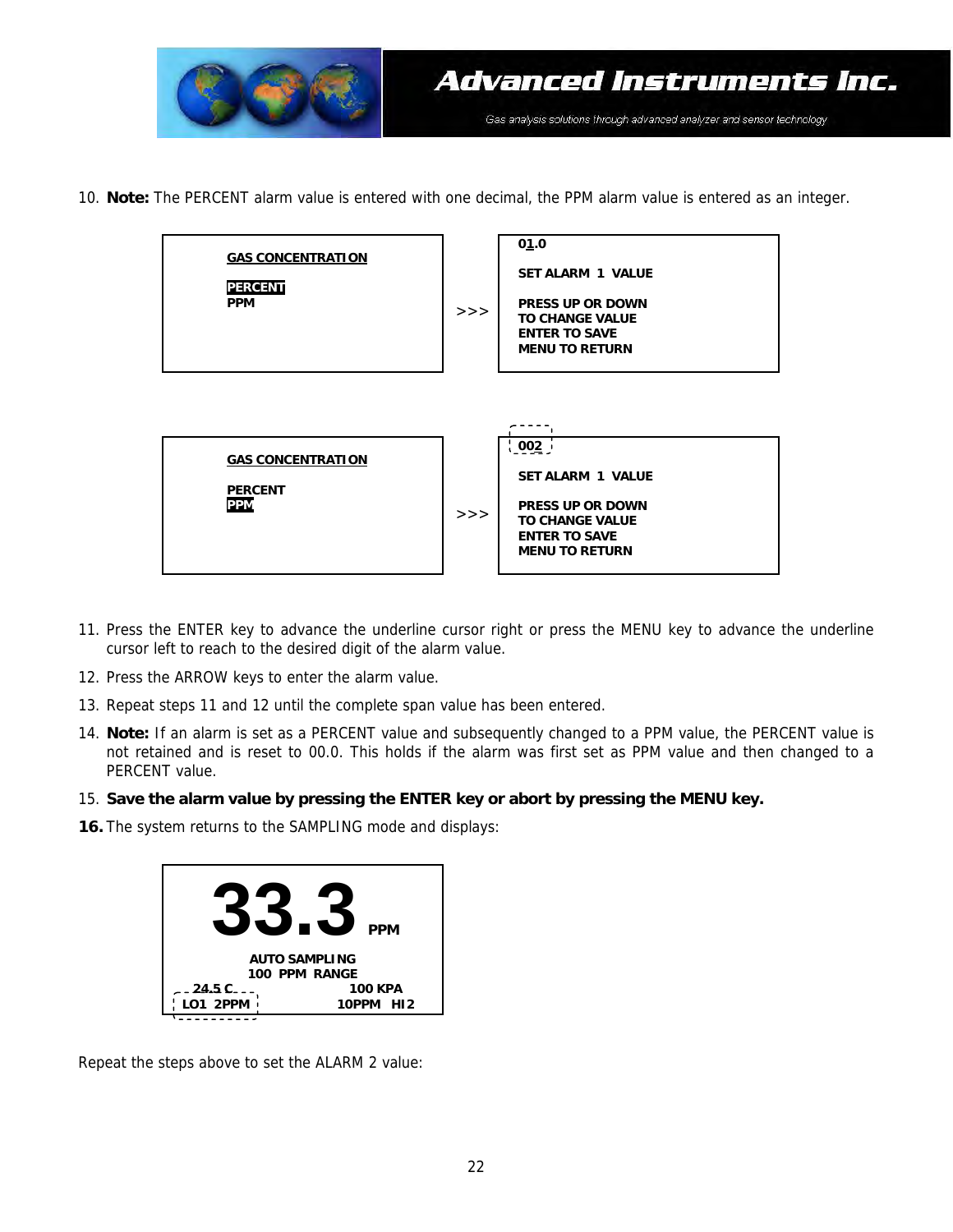10. **Note:** The PERCENT alarm value is entered with one decimal, the PPM alarm value is entered as an integer.

```
GAS CONCENTRATION          >>>    01.0
                                  
PERCENT                           SET ALARM 1 VALUE
PPM                               
                                  PRESS UP OR DOWN
                                  TO CHANGE VALUE
                                  ENTER TO SAVE
                                  MENU TO RETURN
```

```
GAS CONCENTRATION          >>>    002
                                  
PERCENT                           SET ALARM 1 VALUE
PPM                               
                                  PRESS UP OR DOWN
                                  TO CHANGE VALUE
                                  ENTER TO SAVE
                                  MENU TO RETURN
```

11. Press the ENTER key to advance the underline cursor right or press the MENU key to advance the underline cursor left to reach to the desired digit of the alarm value.
12. Press the ARROW keys to enter the alarm value.
13. Repeat steps 11 and 12 until the complete span value has been entered.
14. **Note:** If an alarm is set as a PERCENT value and subsequently changed to a PPM value, the PERCENT value is not retained and is reset to 00.0. This holds if the alarm was first set as PPM value and then changed to a PERCENT value.
15. **Save the alarm value by pressing the ENTER key or abort by pressing the MENU key.**
16. The system returns to the SAMPLING mode and displays:

```
33.3 PPM

AUTO SAMPLING
100 PPM RANGE
24.5 C              100 KPA
LO1 2PPM         10PPM HI2
```

Repeat the steps above to set the ALARM 2 value: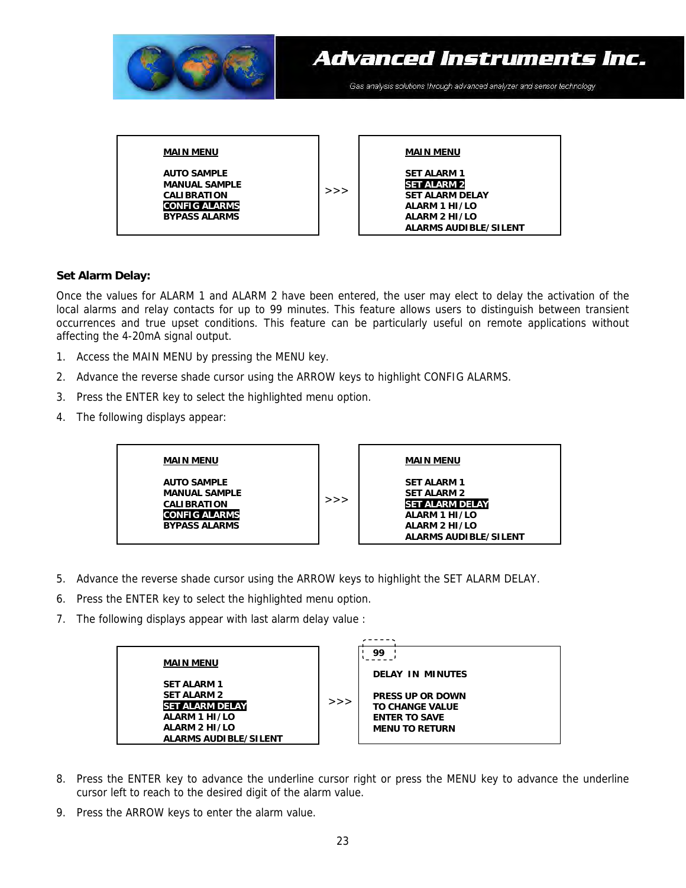| MAIN MENU | >>> | MAIN MENU |
| --- | --- | --- |
| AUTO SAMPLE<br>MANUAL SAMPLE<br>CALIBRATION<br>**CONFIG ALARMS**<br>BYPASS ALARMS | | SET ALARM 1<br>**SET ALARM 2**<br>SET ALARM DELAY<br>ALARM 1 HI/LO<br>ALARM 2 HI/LO<br>ALARMS AUDIBLE/SILENT |

### Set Alarm Delay:

Once the values for ALARM 1 and ALARM 2 have been entered, the user may elect to delay the activation of the local alarms and relay contacts for up to 99 minutes. This feature allows users to distinguish between transient occurrences and true upset conditions. This feature can be particularly useful on remote applications without affecting the 4-20mA signal output.

1. Access the MAIN MENU by pressing the MENU key.
2. Advance the reverse shade cursor using the ARROW keys to highlight CONFIG ALARMS.
3. Press the ENTER key to select the highlighted menu option.
4. The following displays appear:

| MAIN MENU | >>> | MAIN MENU |
| --- | --- | --- |
| AUTO SAMPLE<br>MANUAL SAMPLE<br>CALIBRATION<br>**CONFIG ALARMS**<br>BYPASS ALARMS | | SET ALARM 1<br>SET ALARM 2<br>**SET ALARM DELAY**<br>ALARM 1 HI/LO<br>ALARM 2 HI/LO<br>ALARMS AUDIBLE/SILENT |

5. Advance the reverse shade cursor using the ARROW keys to highlight the SET ALARM DELAY.
6. Press the ENTER key to select the highlighted menu option.
7. The following displays appear with last alarm delay value :

| MAIN MENU | >>> | 99 |
| --- | --- | --- |
| SET ALARM 1<br>SET ALARM 2<br>**SET ALARM DELAY**<br>ALARM 1 HI/LO<br>ALARM 2 HI/LO<br>ALARMS AUDIBLE/SILENT | | DELAY IN MINUTES<br><br>PRESS UP OR DOWN<br>TO CHANGE VALUE<br>ENTER TO SAVE<br>MENU TO RETURN |

8. Press the ENTER key to advance the underline cursor right or press the MENU key to advance the underline cursor left to reach to the desired digit of the alarm value.
9. Press the ARROW keys to enter the alarm value.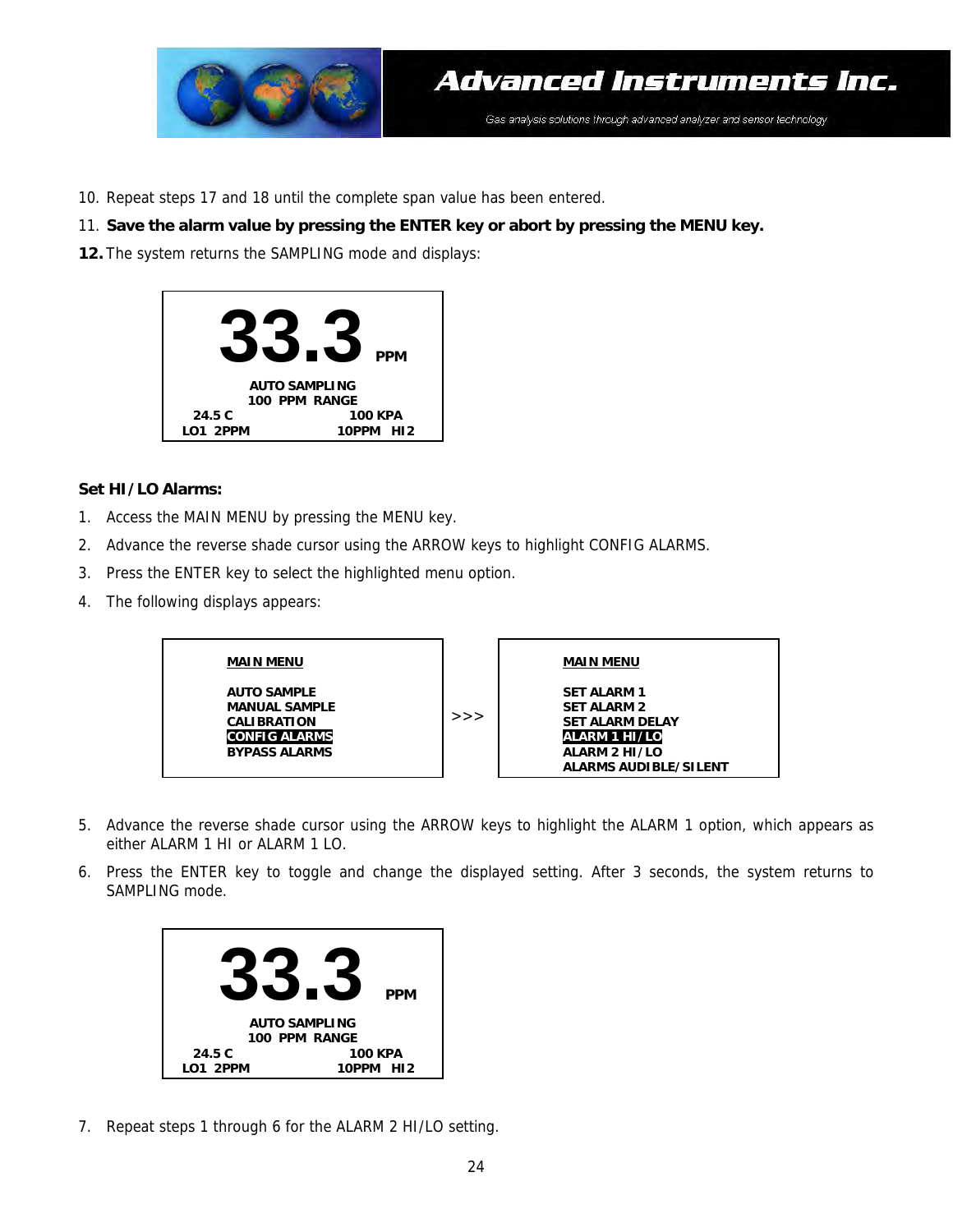10. Repeat steps 17 and 18 until the complete span value has been entered.
11. **Save the alarm value by pressing the ENTER key or abort by pressing the MENU key.**
12. The system returns the SAMPLING mode and displays:

```
        33.3 PPM

     AUTO SAMPLING
    100  PPM  RANGE
  24.5 C            100 KPA
LO1  2PPM        10PPM   HI2
```

**Set HI/LO Alarms:**

1. Access the MAIN MENU by pressing the MENU key.
2. Advance the reverse shade cursor using the ARROW keys to highlight CONFIG ALARMS.
3. Press the ENTER key to select the highlighted menu option.
4. The following displays appears:

```
MAIN MENU                    MAIN MENU

AUTO SAMPLE                  SET ALARM 1
MANUAL SAMPLE                SET ALARM 2
CALIBRATION        >>>       SET ALARM DELAY
CONFIG ALARMS                ALARM 1 HI/LO
BYPASS ALARMS                ALARM 2 HI/LO
                             ALARMS AUDIBLE/SILENT
```

5. Advance the reverse shade cursor using the ARROW keys to highlight the ALARM 1 option, which appears as either ALARM 1 HI or ALARM 1 LO.
6. Press the ENTER key to toggle and change the displayed setting. After 3 seconds, the system returns to SAMPLING mode.

```
        33.3 PPM

     AUTO SAMPLING
    100  PPM  RANGE
  24.5 C            100 KPA
LO1  2PPM        10PPM   HI2
```

7. Repeat steps 1 through 6 for the ALARM 2 HI/LO setting.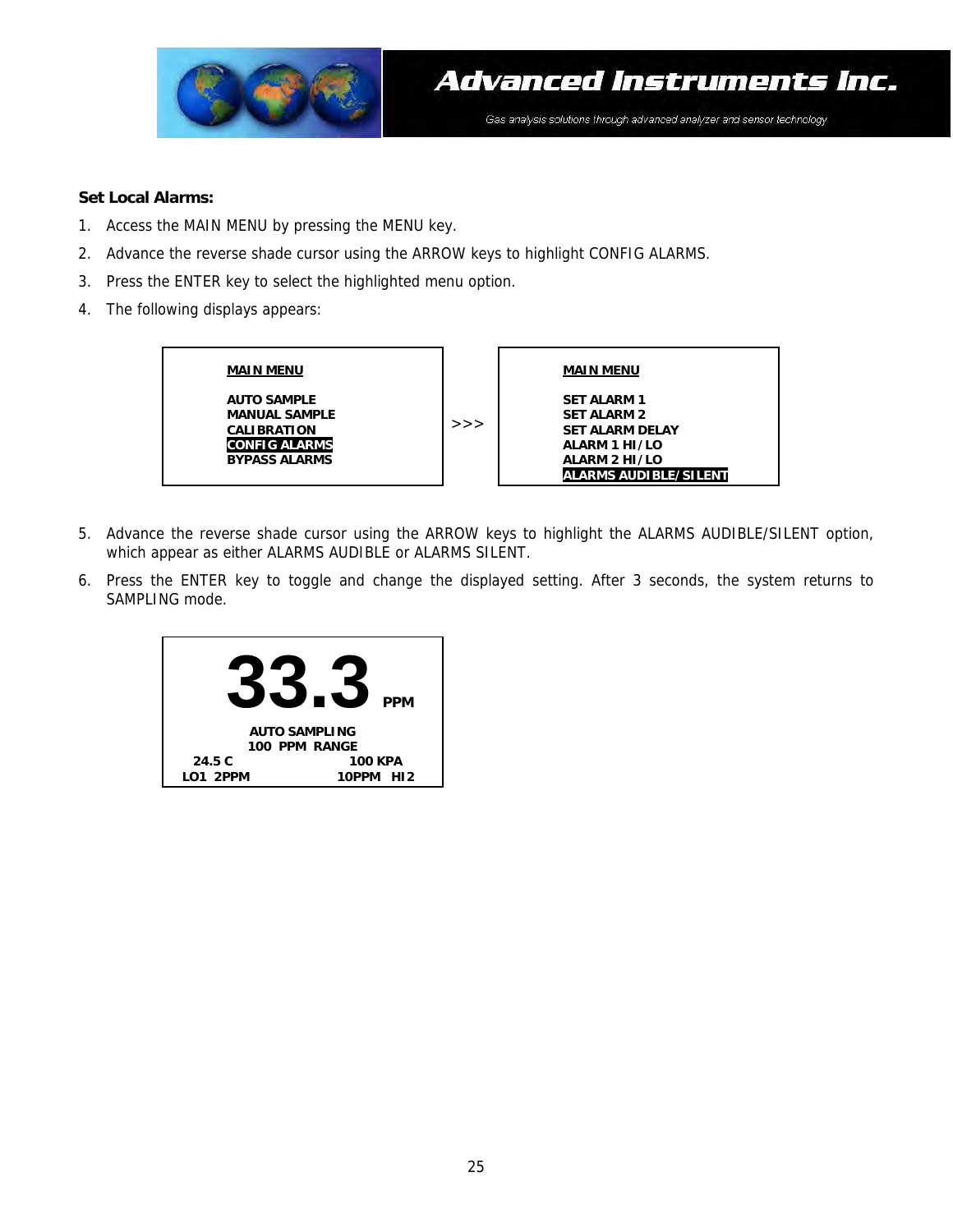**Set Local Alarms:**

1. Access the MAIN MENU by pressing the MENU key.
2. Advance the reverse shade cursor using the ARROW keys to highlight CONFIG ALARMS.
3. Press the ENTER key to select the highlighted menu option.
4. The following displays appears:

```
MAIN MENU                     MAIN MENU

AUTO SAMPLE                   SET ALARM 1
MANUAL SAMPLE                 SET ALARM 2
CALIBRATION          >>>      SET ALARM DELAY
CONFIG ALARMS                 ALARM 1 HI/LO
BYPASS ALARMS                 ALARM 2 HI/LO
                              ALARMS AUDIBLE/SILENT
```

5. Advance the reverse shade cursor using the ARROW keys to highlight the ALARMS AUDIBLE/SILENT option, which appear as either ALARMS AUDIBLE or ALARMS SILENT.
6. Press the ENTER key to toggle and change the displayed setting. After 3 seconds, the system returns to SAMPLING mode.

```
        33.3 PPM

      AUTO SAMPLING
     100 PPM RANGE
  24.5 C          100 KPA
LO1 2PPM        10PPM HI2
```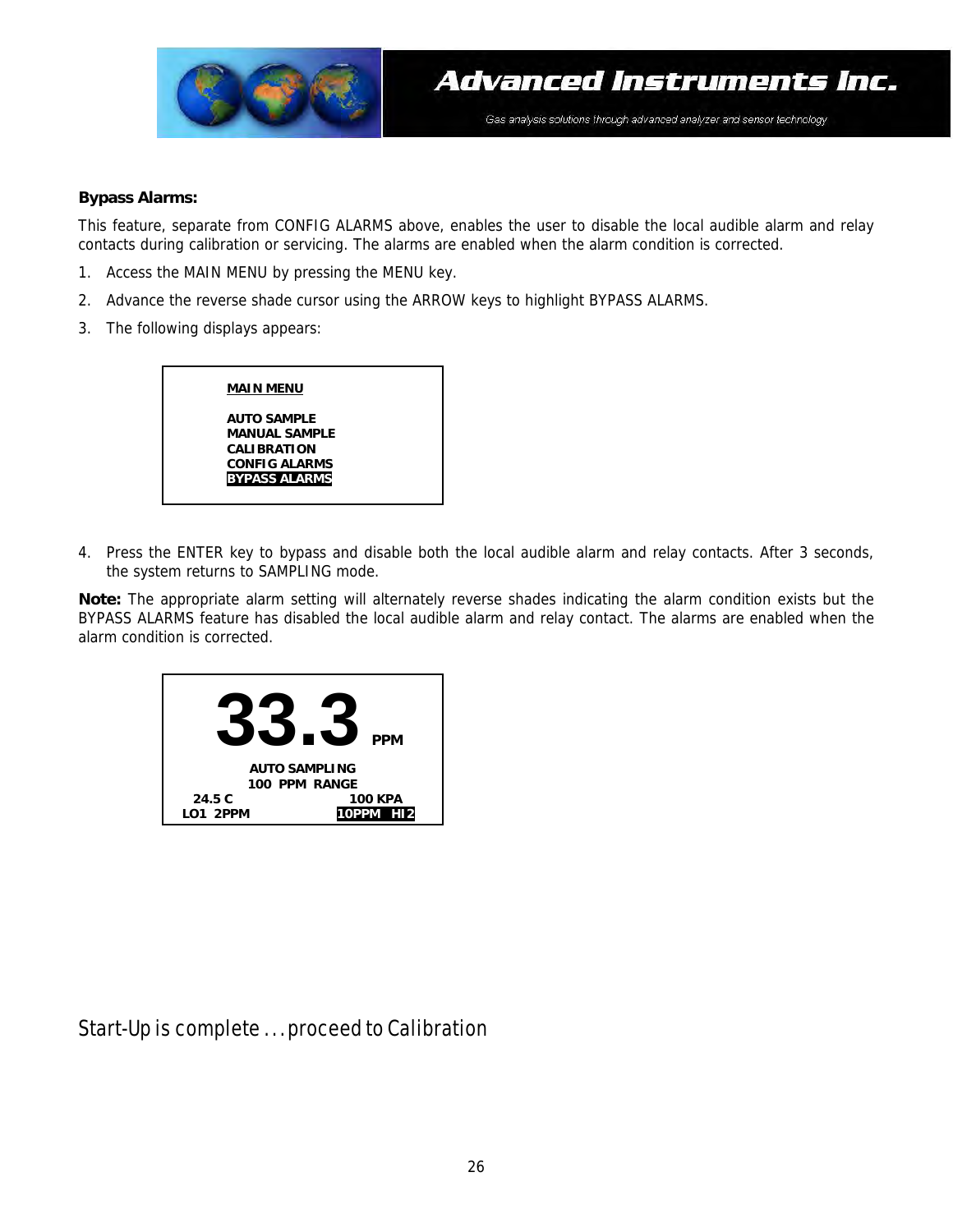**Bypass Alarms:**

This feature, separate from CONFIG ALARMS above, enables the user to disable the local audible alarm and relay contacts during calibration or servicing. The alarms are enabled when the alarm condition is corrected.

1. Access the MAIN MENU by pressing the MENU key.
2. Advance the reverse shade cursor using the ARROW keys to highlight BYPASS ALARMS.
3. The following displays appears:

```
MAIN MENU

AUTO SAMPLE
MANUAL SAMPLE
CALIBRATION
CONFIG ALARMS
BYPASS ALARMS
```

4. Press the ENTER key to bypass and disable both the local audible alarm and relay contacts. After 3 seconds, the system returns to SAMPLING mode.

**Note:** The appropriate alarm setting will alternately reverse shades indicating the alarm condition exists but the BYPASS ALARMS feature has disabled the local audible alarm and relay contact. The alarms are enabled when the alarm condition is corrected.

```
        33.3 PPM

     AUTO SAMPLING
    100 PPM RANGE
  24.5 C          100 KPA
 LO1 2PPM       10PPM HI2
```

Start-Up is complete . . . proceed to Calibration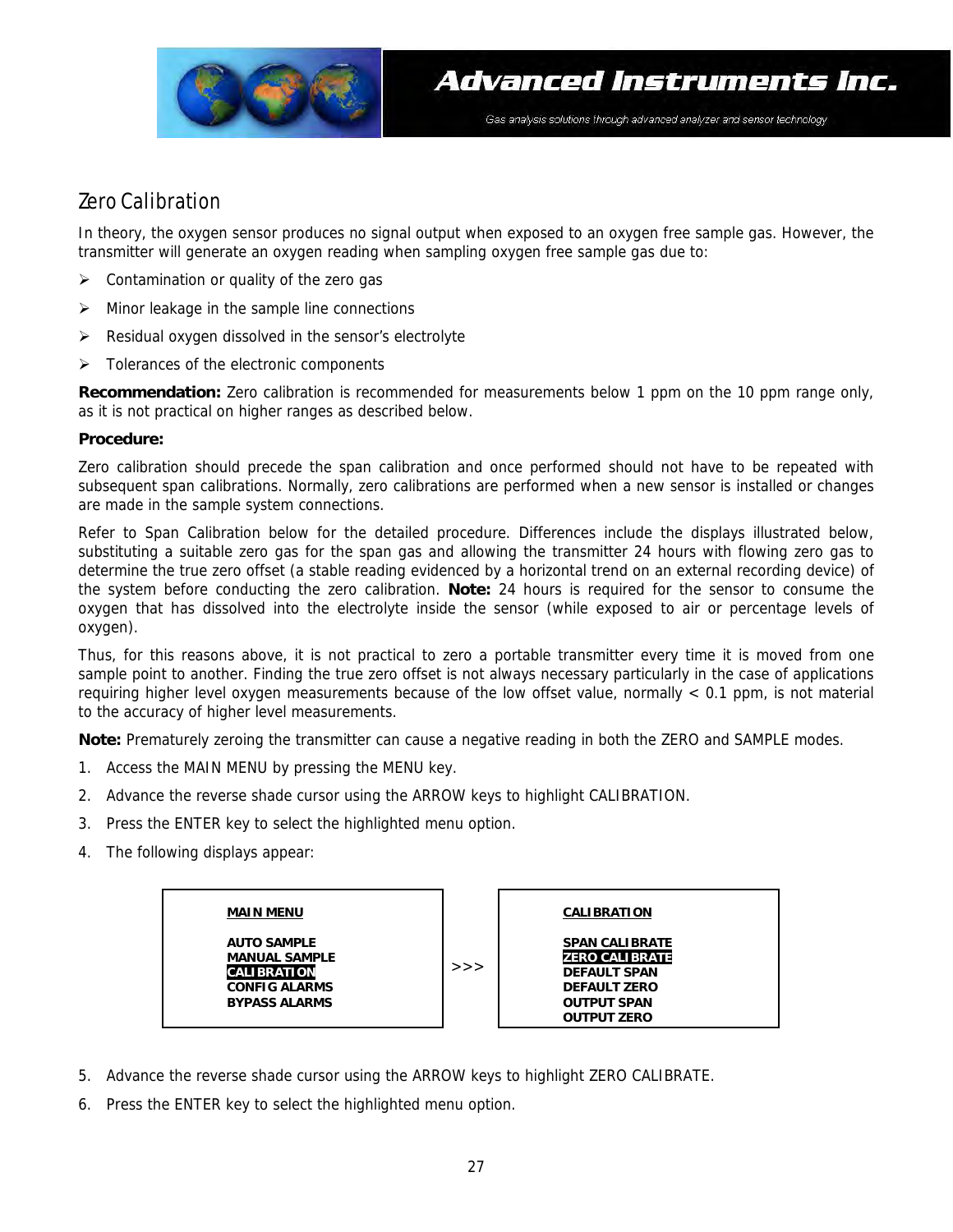## Zero Calibration

In theory, the oxygen sensor produces no signal output when exposed to an oxygen free sample gas. However, the transmitter will generate an oxygen reading when sampling oxygen free sample gas due to:

- Contamination or quality of the zero gas
- Minor leakage in the sample line connections
- Residual oxygen dissolved in the sensor's electrolyte
- Tolerances of the electronic components

**Recommendation:** Zero calibration is recommended for measurements below 1 ppm on the 10 ppm range only, as it is not practical on higher ranges as described below.

**Procedure:**

Zero calibration should precede the span calibration and once performed should not have to be repeated with subsequent span calibrations. Normally, zero calibrations are performed when a new sensor is installed or changes are made in the sample system connections.

Refer to Span Calibration below for the detailed procedure. Differences include the displays illustrated below, substituting a suitable zero gas for the span gas and allowing the transmitter 24 hours with flowing zero gas to determine the true zero offset (a stable reading evidenced by a horizontal trend on an external recording device) of the system before conducting the zero calibration. **Note:** 24 hours is required for the sensor to consume the oxygen that has dissolved into the electrolyte inside the sensor (while exposed to air or percentage levels of oxygen).

Thus, for this reasons above, it is not practical to zero a portable transmitter every time it is moved from one sample point to another. Finding the true zero offset is not always necessary particularly in the case of applications requiring higher level oxygen measurements because of the low offset value, normally < 0.1 ppm, is not material to the accuracy of higher level measurements.

**Note:** Prematurely zeroing the transmitter can cause a negative reading in both the ZERO and SAMPLE modes.

1. Access the MAIN MENU by pressing the MENU key.
2. Advance the reverse shade cursor using the ARROW keys to highlight CALIBRATION.
3. Press the ENTER key to select the highlighted menu option.
4. The following displays appear:

```
MAIN MENU                        CALIBRATION

AUTO SAMPLE                      SPAN CALIBRATE
MANUAL SAMPLE                    ZERO CALIBRATE
CALIBRATION          >>>         DEFAULT SPAN
CONFIG ALARMS                    DEFAULT ZERO
BYPASS ALARMS                    OUTPUT SPAN
                                 OUTPUT ZERO
```

5. Advance the reverse shade cursor using the ARROW keys to highlight ZERO CALIBRATE.
6. Press the ENTER key to select the highlighted menu option.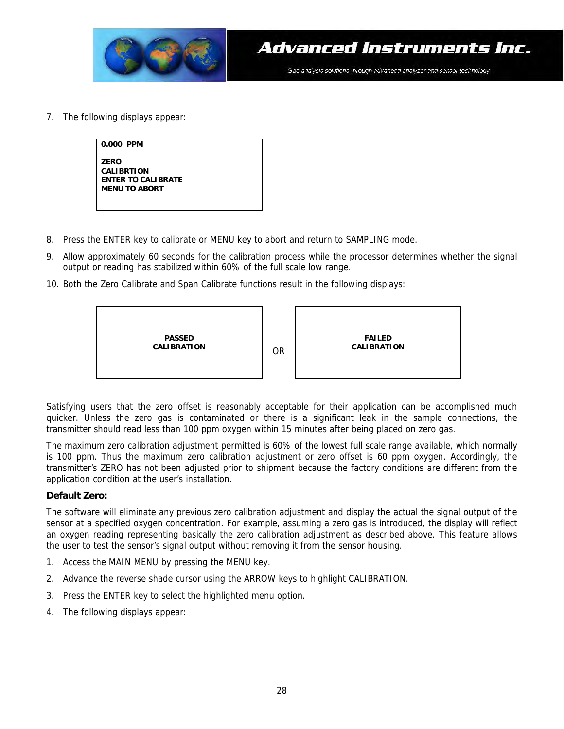7. The following displays appear:

```
0.000  PPM

ZERO
CALIBRTION
ENTER TO CALIBRATE
MENU TO ABORT
```

8. Press the ENTER key to calibrate or MENU key to abort and return to SAMPLING mode.
9. Allow approximately 60 seconds for the calibration process while the processor determines whether the signal output or reading has stabilized within 60% of the full scale low range.
10. Both the Zero Calibrate and Span Calibrate functions result in the following displays:

```
PASSED
CALIBRATION
```

OR

```
FAILED
CALIBRATION
```

Satisfying users that the zero offset is reasonably acceptable for their application can be accomplished much quicker. Unless the zero gas is contaminated or there is a significant leak in the sample connections, the transmitter should read less than 100 ppm oxygen within 15 minutes after being placed on zero gas.

The maximum zero calibration adjustment permitted is 60% of the lowest full scale range available, which normally is 100 ppm. Thus the maximum zero calibration adjustment or zero offset is 60 ppm oxygen. Accordingly, the transmitter's ZERO has not been adjusted prior to shipment because the factory conditions are different from the application condition at the user's installation.

**Default Zero:**

The software will eliminate any previous zero calibration adjustment and display the actual the signal output of the sensor at a specified oxygen concentration. For example, assuming a zero gas is introduced, the display will reflect an oxygen reading representing basically the zero calibration adjustment as described above. This feature allows the user to test the sensor's signal output without removing it from the sensor housing.

1. Access the MAIN MENU by pressing the MENU key.
2. Advance the reverse shade cursor using the ARROW keys to highlight CALIBRATION.
3. Press the ENTER key to select the highlighted menu option.
4. The following displays appear: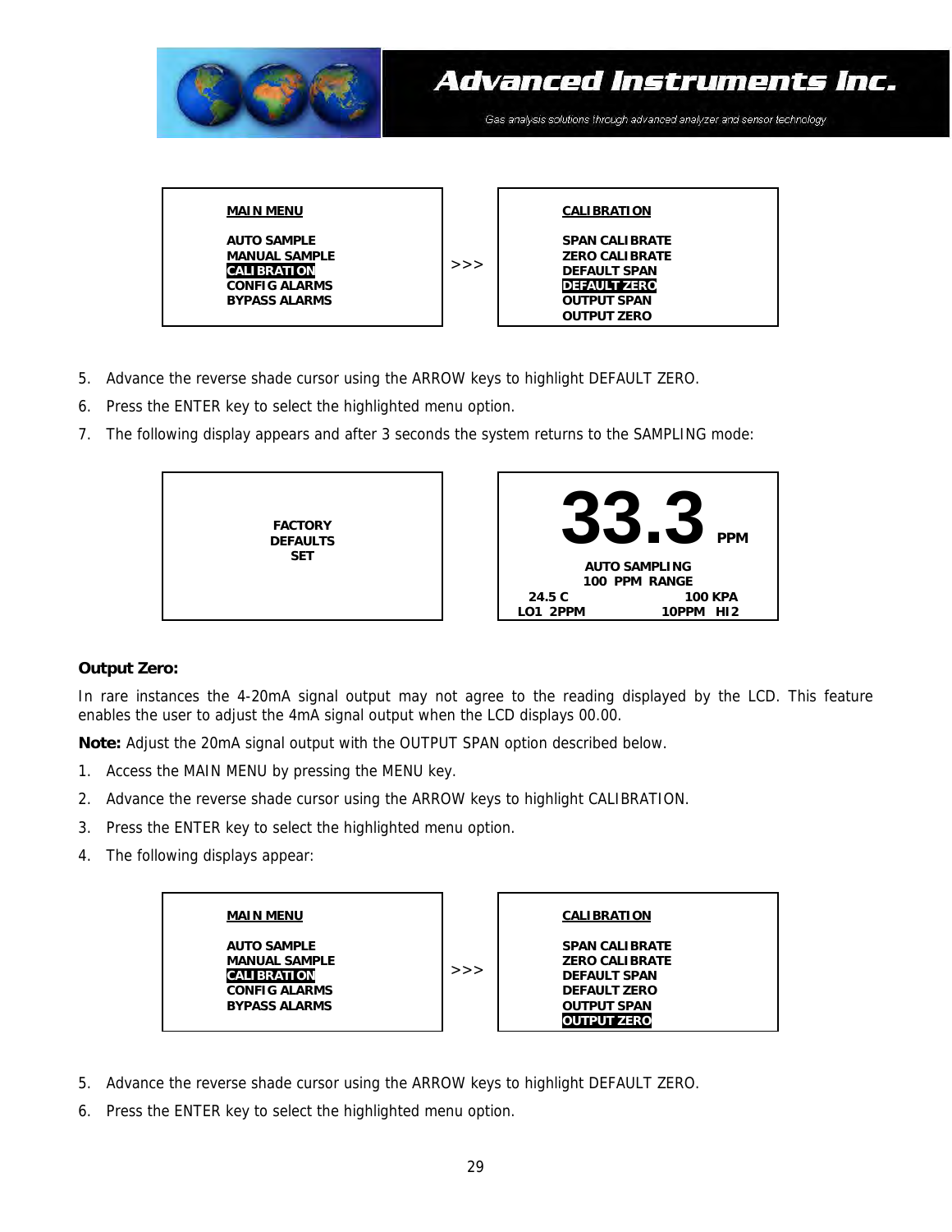| MAIN MENU | | CALIBRATION |
|---|---|---|
| AUTO SAMPLE | | SPAN CALIBRATE |
| MANUAL SAMPLE | | ZERO CALIBRATE |
| **CALIBRATION** | >>> | DEFAULT SPAN |
| CONFIG ALARMS | | **DEFAULT ZERO** |
| BYPASS ALARMS | | OUTPUT SPAN |
| | | OUTPUT ZERO |

5. Advance the reverse shade cursor using the ARROW keys to highlight DEFAULT ZERO.
6. Press the ENTER key to select the highlighted menu option.
7. The following display appears and after 3 seconds the system returns to the SAMPLING mode:

```
FACTORY
DEFAULTS
SET
```

```
33.3 PPM
AUTO SAMPLING
100 PPM RANGE
24.5 C              100 KPA
LO1 2PPM         10PPM HI2
```

**Output Zero:**

In rare instances the 4-20mA signal output may not agree to the reading displayed by the LCD. This feature enables the user to adjust the 4mA signal output when the LCD displays 00.00.

**Note:** Adjust the 20mA signal output with the OUTPUT SPAN option described below.

1. Access the MAIN MENU by pressing the MENU key.
2. Advance the reverse shade cursor using the ARROW keys to highlight CALIBRATION.
3. Press the ENTER key to select the highlighted menu option.
4. The following displays appear:

| MAIN MENU | | CALIBRATION |
|---|---|---|
| AUTO SAMPLE | | SPAN CALIBRATE |
| MANUAL SAMPLE | | ZERO CALIBRATE |
| **CALIBRATION** | >>> | DEFAULT SPAN |
| CONFIG ALARMS | | DEFAULT ZERO |
| BYPASS ALARMS | | OUTPUT SPAN |
| | | **OUTPUT ZERO** |

5. Advance the reverse shade cursor using the ARROW keys to highlight DEFAULT ZERO.
6. Press the ENTER key to select the highlighted menu option.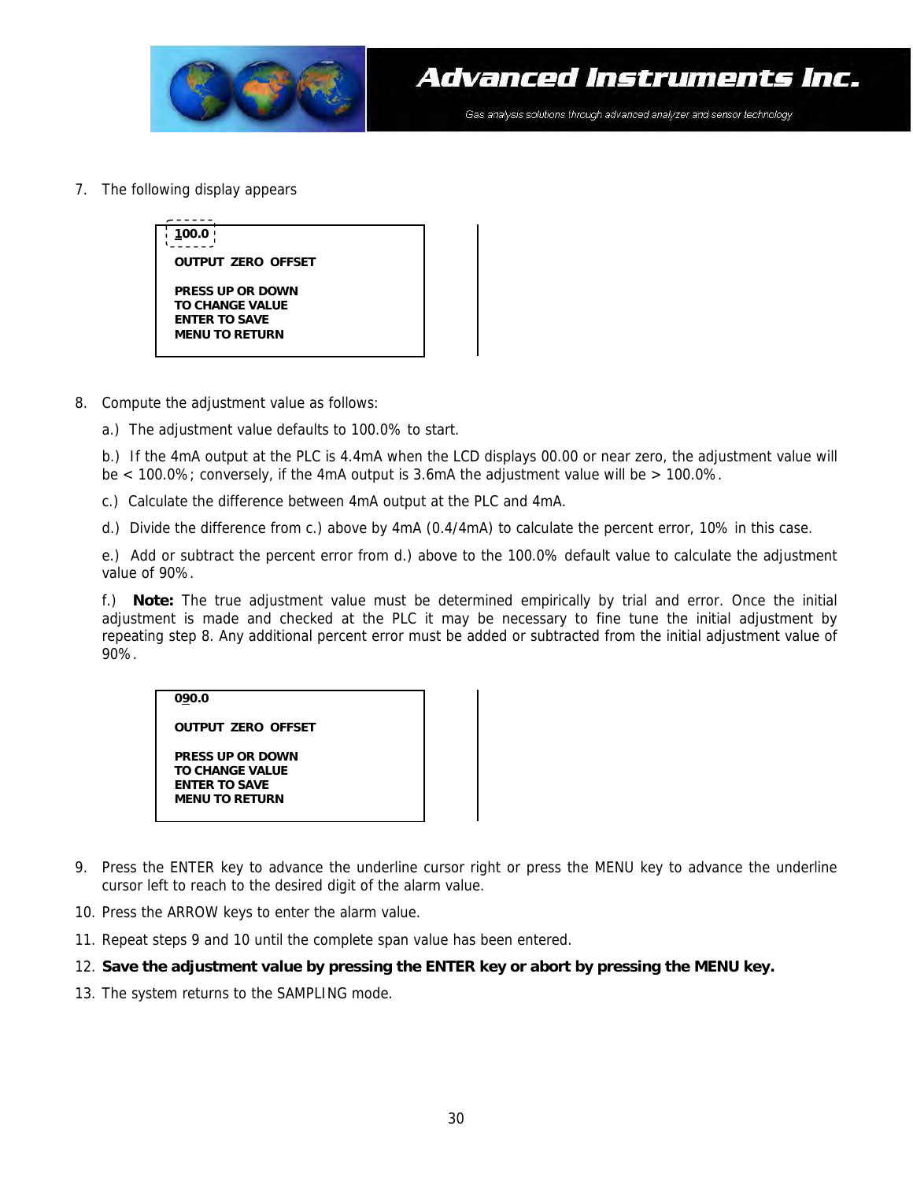7. The following display appears

```
100.0

OUTPUT  ZERO  OFFSET

PRESS UP OR DOWN
TO CHANGE VALUE
ENTER TO SAVE
MENU TO RETURN
```

8. Compute the adjustment value as follows:

   a.) The adjustment value defaults to 100.0% to start.

   b.) If the 4mA output at the PLC is 4.4mA when the LCD displays 00.00 or near zero, the adjustment value will be < 100.0%; conversely, if the 4mA output is 3.6mA the adjustment value will be > 100.0%.

   c.) Calculate the difference between 4mA output at the PLC and 4mA.

   d.) Divide the difference from c.) above by 4mA (0.4/4mA) to calculate the percent error, 10% in this case.

   e.) Add or subtract the percent error from d.) above to the 100.0% default value to calculate the adjustment value of 90%.

   f.) **Note:** The true adjustment value must be determined empirically by trial and error. Once the initial adjustment is made and checked at the PLC it may be necessary to fine tune the initial adjustment by repeating step 8. Any additional percent error must be added or subtracted from the initial adjustment value of 90%.

```
090.0

OUTPUT  ZERO  OFFSET

PRESS UP OR DOWN
TO CHANGE VALUE
ENTER TO SAVE
MENU TO RETURN
```

9. Press the ENTER key to advance the underline cursor right or press the MENU key to advance the underline cursor left to reach to the desired digit of the alarm value.
10. Press the ARROW keys to enter the alarm value.
11. Repeat steps 9 and 10 until the complete span value has been entered.
12. **Save the adjustment value by pressing the ENTER key or abort by pressing the MENU key.**
13. The system returns to the SAMPLING mode.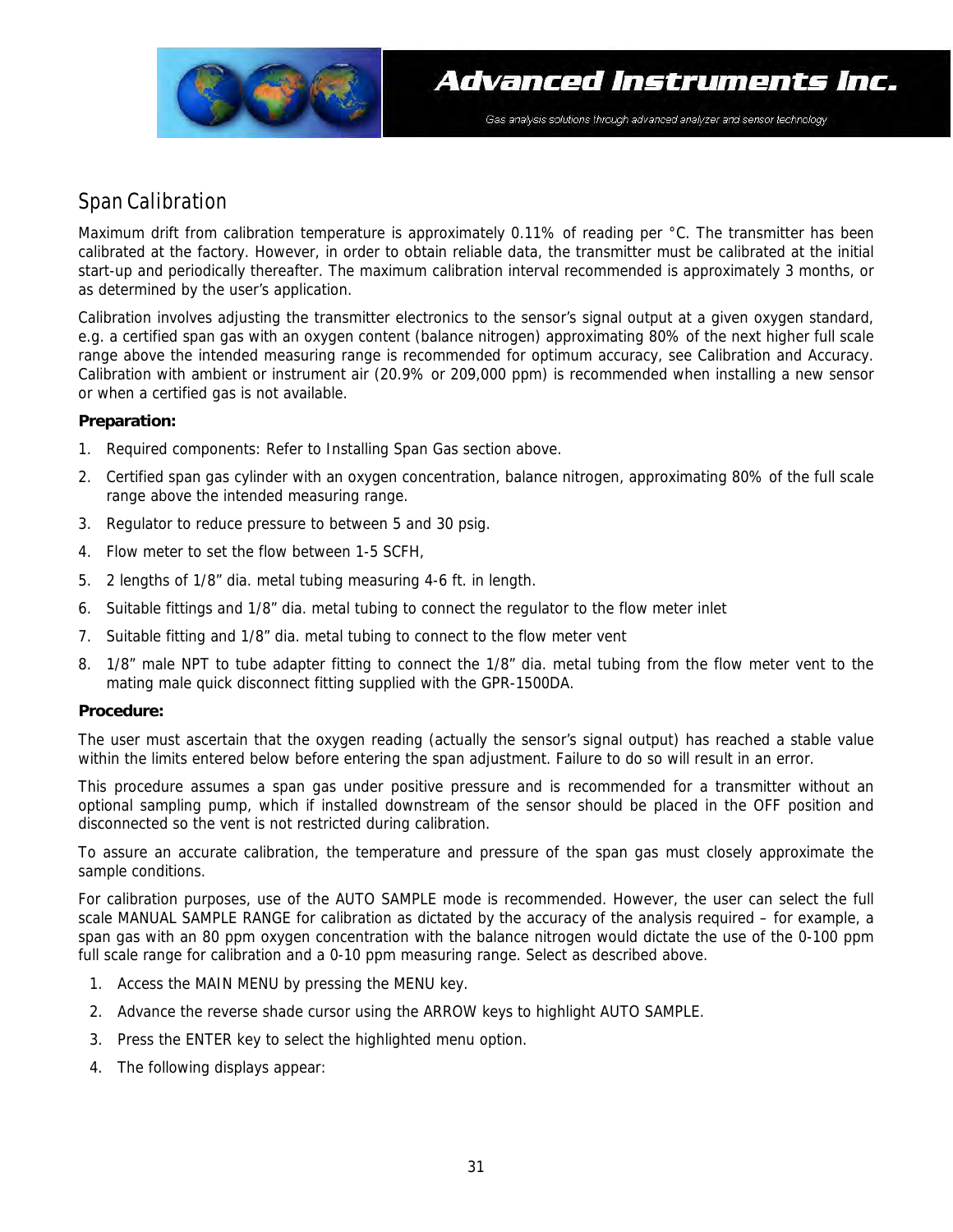## Span Calibration

Maximum drift from calibration temperature is approximately 0.11% of reading per °C. The transmitter has been calibrated at the factory. However, in order to obtain reliable data, the transmitter must be calibrated at the initial start-up and periodically thereafter. The maximum calibration interval recommended is approximately 3 months, or as determined by the user's application.

Calibration involves adjusting the transmitter electronics to the sensor's signal output at a given oxygen standard, e.g. a certified span gas with an oxygen content (balance nitrogen) approximating 80% of the next higher full scale range above the intended measuring range is recommended for optimum accuracy, see Calibration and Accuracy. Calibration with ambient or instrument air (20.9% or 209,000 ppm) is recommended when installing a new sensor or when a certified gas is not available.

**Preparation:**

1. Required components: Refer to Installing Span Gas section above.
2. Certified span gas cylinder with an oxygen concentration, balance nitrogen, approximating 80% of the full scale range above the intended measuring range.
3. Regulator to reduce pressure to between 5 and 30 psig.
4. Flow meter to set the flow between 1-5 SCFH,
5. 2 lengths of 1/8" dia. metal tubing measuring 4-6 ft. in length.
6. Suitable fittings and 1/8" dia. metal tubing to connect the regulator to the flow meter inlet
7. Suitable fitting and 1/8" dia. metal tubing to connect to the flow meter vent
8. 1/8" male NPT to tube adapter fitting to connect the 1/8" dia. metal tubing from the flow meter vent to the mating male quick disconnect fitting supplied with the GPR-1500DA.

**Procedure:**

The user must ascertain that the oxygen reading (actually the sensor's signal output) has reached a stable value within the limits entered below before entering the span adjustment. Failure to do so will result in an error.

This procedure assumes a span gas under positive pressure and is recommended for a transmitter without an optional sampling pump, which if installed downstream of the sensor should be placed in the OFF position and disconnected so the vent is not restricted during calibration.

To assure an accurate calibration, the temperature and pressure of the span gas must closely approximate the sample conditions.

For calibration purposes, use of the AUTO SAMPLE mode is recommended. However, the user can select the full scale MANUAL SAMPLE RANGE for calibration as dictated by the accuracy of the analysis required – for example, a span gas with an 80 ppm oxygen concentration with the balance nitrogen would dictate the use of the 0-100 ppm full scale range for calibration and a 0-10 ppm measuring range. Select as described above.

1. Access the MAIN MENU by pressing the MENU key.
2. Advance the reverse shade cursor using the ARROW keys to highlight AUTO SAMPLE.
3. Press the ENTER key to select the highlighted menu option.
4. The following displays appear: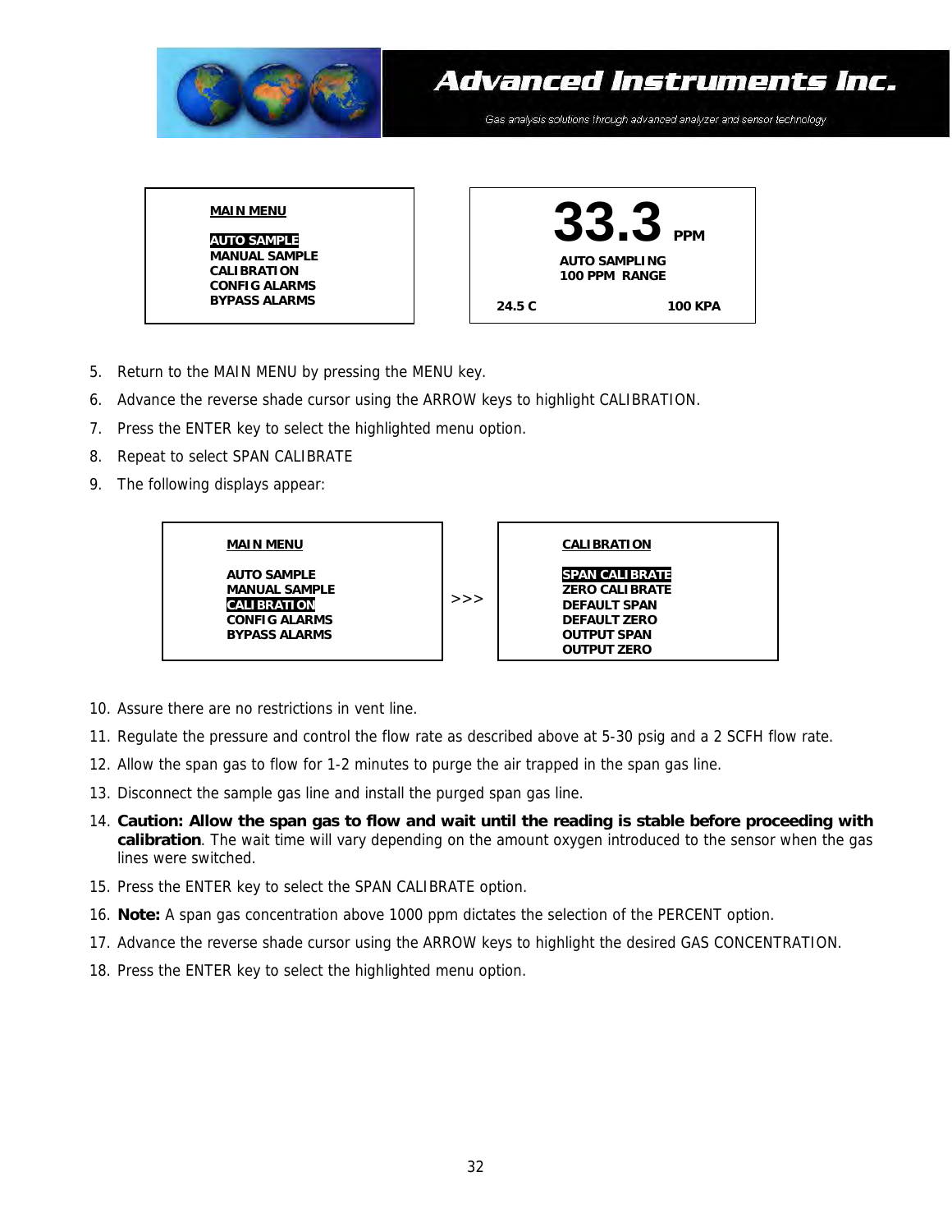| MAIN MENU |
| --- |
| **AUTO SAMPLE** |
| MANUAL SAMPLE |
| CALIBRATION |
| CONFIG ALARMS |
| BYPASS ALARMS |

```
        33.3 PPM
    AUTO SAMPLING
    100 PPM  RANGE
24.5 C              100 KPA
```

5. Return to the MAIN MENU by pressing the MENU key.
6. Advance the reverse shade cursor using the ARROW keys to highlight CALIBRATION.
7. Press the ENTER key to select the highlighted menu option.
8. Repeat to select SPAN CALIBRATE
9. The following displays appear:

| MAIN MENU | | CALIBRATION |
| --- | --- | --- |
| AUTO SAMPLE | | **SPAN CALIBRATE** |
| MANUAL SAMPLE | | ZERO CALIBRATE |
| **CALIBRATION** | >>> | DEFAULT SPAN |
| CONFIG ALARMS | | DEFAULT ZERO |
| BYPASS ALARMS | | OUTPUT SPAN |
| | | OUTPUT ZERO |

10. Assure there are no restrictions in vent line.
11. Regulate the pressure and control the flow rate as described above at 5-30 psig and a 2 SCFH flow rate.
12. Allow the span gas to flow for 1-2 minutes to purge the air trapped in the span gas line.
13. Disconnect the sample gas line and install the purged span gas line.
14. **Caution: Allow the span gas to flow and wait until the reading is stable before proceeding with calibration**. The wait time will vary depending on the amount oxygen introduced to the sensor when the gas lines were switched.
15. Press the ENTER key to select the SPAN CALIBRATE option.
16. **Note:** A span gas concentration above 1000 ppm dictates the selection of the PERCENT option.
17. Advance the reverse shade cursor using the ARROW keys to highlight the desired GAS CONCENTRATION.
18. Press the ENTER key to select the highlighted menu option.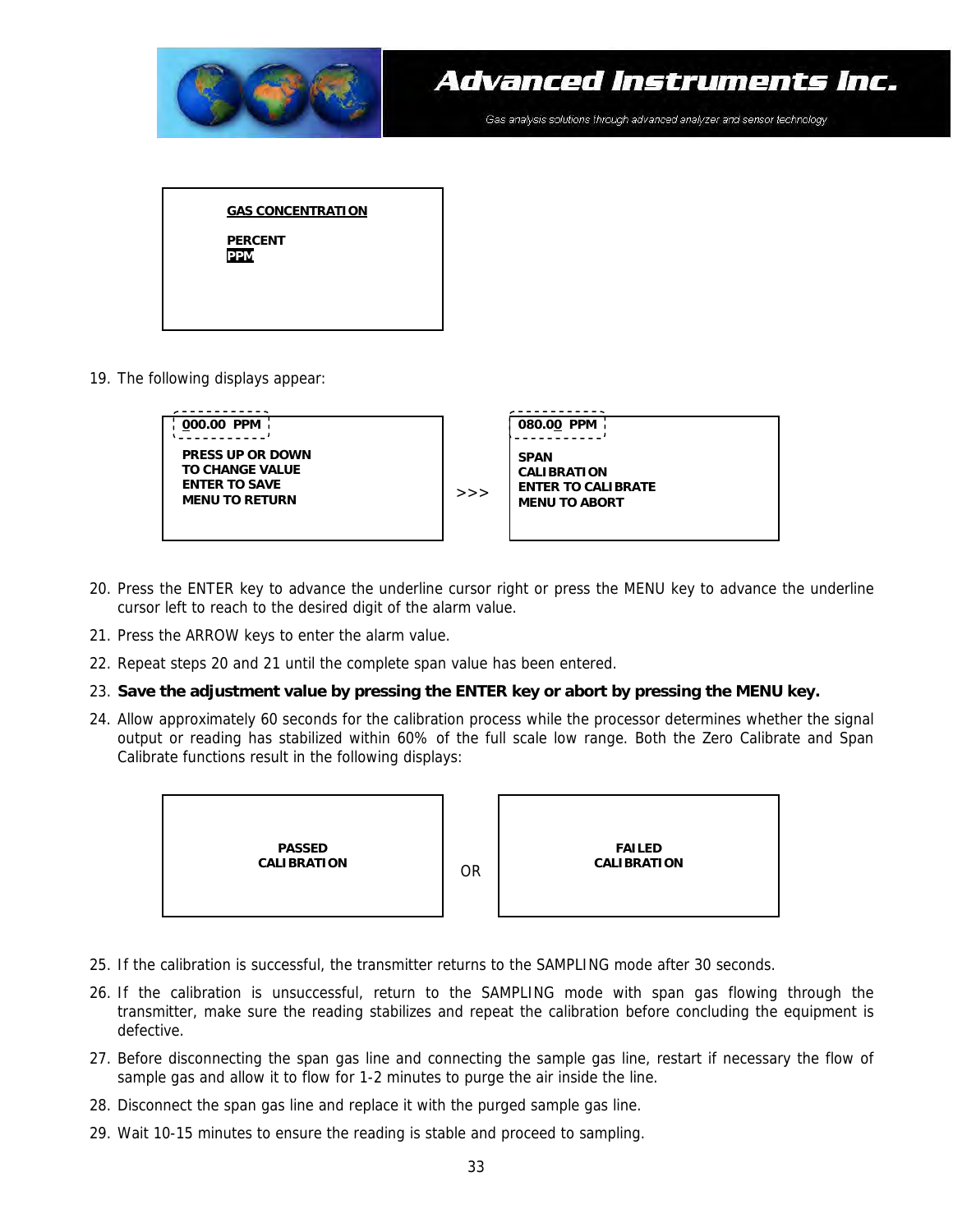```
GAS CONCENTRATION

PERCENT
PPM
```

19. The following displays appear:

```
000.00  PPM

PRESS UP OR DOWN
TO CHANGE VALUE
ENTER TO SAVE
MENU TO RETURN
```

>>>

```
080.00  PPM

SPAN
CALIBRATION
ENTER TO CALIBRATE
MENU TO ABORT
```

20. Press the ENTER key to advance the underline cursor right or press the MENU key to advance the underline cursor left to reach to the desired digit of the alarm value.
21. Press the ARROW keys to enter the alarm value.
22. Repeat steps 20 and 21 until the complete span value has been entered.
23. **Save the adjustment value by pressing the ENTER key or abort by pressing the MENU key.**
24. Allow approximately 60 seconds for the calibration process while the processor determines whether the signal output or reading has stabilized within 60% of the full scale low range. Both the Zero Calibrate and Span Calibrate functions result in the following displays:

```
PASSED
CALIBRATION
```

OR

```
FAILED
CALIBRATION
```

25. If the calibration is successful, the transmitter returns to the SAMPLING mode after 30 seconds.
26. If the calibration is unsuccessful, return to the SAMPLING mode with span gas flowing through the transmitter, make sure the reading stabilizes and repeat the calibration before concluding the equipment is defective.
27. Before disconnecting the span gas line and connecting the sample gas line, restart if necessary the flow of sample gas and allow it to flow for 1-2 minutes to purge the air inside the line.
28. Disconnect the span gas line and replace it with the purged sample gas line.
29. Wait 10-15 minutes to ensure the reading is stable and proceed to sampling.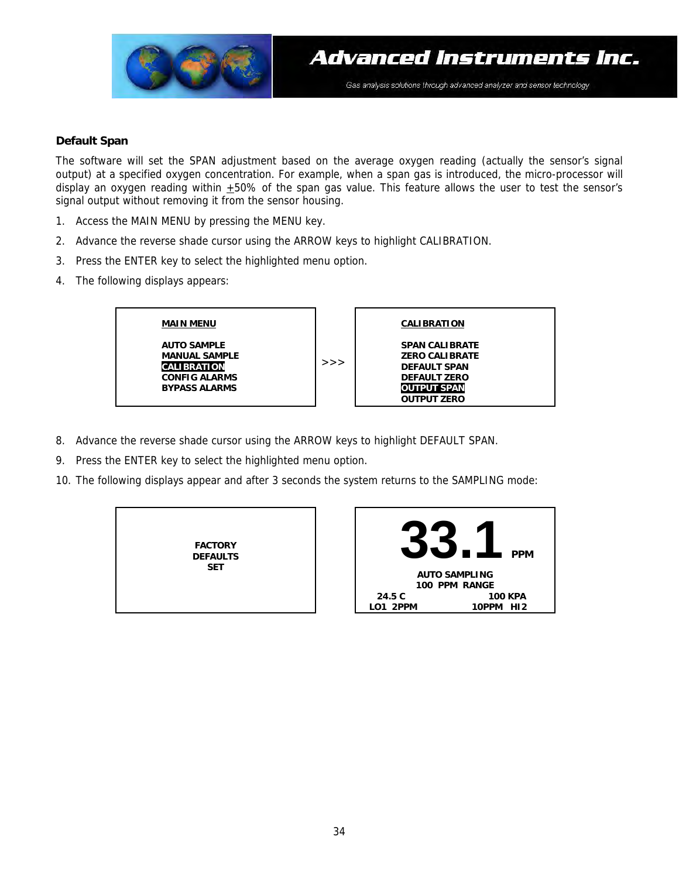### Default Span

The software will set the SPAN adjustment based on the average oxygen reading (actually the sensor's signal output) at a specified oxygen concentration. For example, when a span gas is introduced, the micro-processor will display an oxygen reading within ±50% of the span gas value. This feature allows the user to test the sensor's signal output without removing it from the sensor housing.

1. Access the MAIN MENU by pressing the MENU key.
2. Advance the reverse shade cursor using the ARROW keys to highlight CALIBRATION.
3. Press the ENTER key to select the highlighted menu option.
4. The following displays appears:

```
MAIN MENU                      CALIBRATION

AUTO SAMPLE                    SPAN CALIBRATE
MANUAL SAMPLE                  ZERO CALIBRATE
CALIBRATION        >>>         DEFAULT SPAN
CONFIG ALARMS                  DEFAULT ZERO
BYPASS ALARMS                  OUTPUT SPAN
                               OUTPUT ZERO
```

8. Advance the reverse shade cursor using the ARROW keys to highlight DEFAULT SPAN.
9. Press the ENTER key to select the highlighted menu option.
10. The following displays appear and after 3 seconds the system returns to the SAMPLING mode:

```
FACTORY                        33.1 PPM
DEFAULTS
SET                            AUTO SAMPLING
                               100 PPM RANGE
                               24.5 C          100 KPA
                               LO1 2PPM     10PPM HI2
```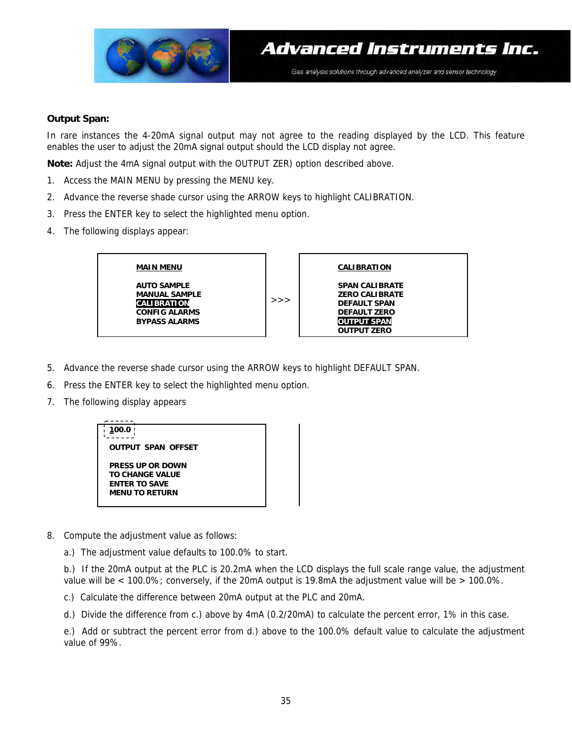**Output Span:**

In rare instances the 4-20mA signal output may not agree to the reading displayed by the LCD. This feature enables the user to adjust the 20mA signal output should the LCD display not agree.

**Note:** Adjust the 4mA signal output with the OUTPUT ZER) option described above.

1. Access the MAIN MENU by pressing the MENU key.
2. Advance the reverse shade cursor using the ARROW keys to highlight CALIBRATION.
3. Press the ENTER key to select the highlighted menu option.
4. The following displays appear:

```
MAIN MENU                    CALIBRATION

AUTO SAMPLE                  SPAN CALIBRATE
MANUAL SAMPLE                ZERO CALIBRATE
[CALIBRATION]       >>>      DEFAULT SPAN
CONFIG ALARMS                DEFAULT ZERO
BYPASS ALARMS                [OUTPUT SPAN]
                             OUTPUT ZERO
```

5. Advance the reverse shade cursor using the ARROW keys to highlight DEFAULT SPAN.
6. Press the ENTER key to select the highlighted menu option.
7. The following display appears

```
100.0

OUTPUT  SPAN  OFFSET

PRESS UP OR DOWN
TO CHANGE VALUE
ENTER TO SAVE
MENU TO RETURN
```

8. Compute the adjustment value as follows:

   a.) The adjustment value defaults to 100.0% to start.

   b.) If the 20mA output at the PLC is 20.2mA when the LCD displays the full scale range value, the adjustment value will be < 100.0%; conversely, if the 20mA output is 19.8mA the adjustment value will be > 100.0%.

   c.) Calculate the difference between 20mA output at the PLC and 20mA.

   d.) Divide the difference from c.) above by 4mA (0.2/20mA) to calculate the percent error, 1% in this case.

   e.) Add or subtract the percent error from d.) above to the 100.0% default value to calculate the adjustment value of 99%.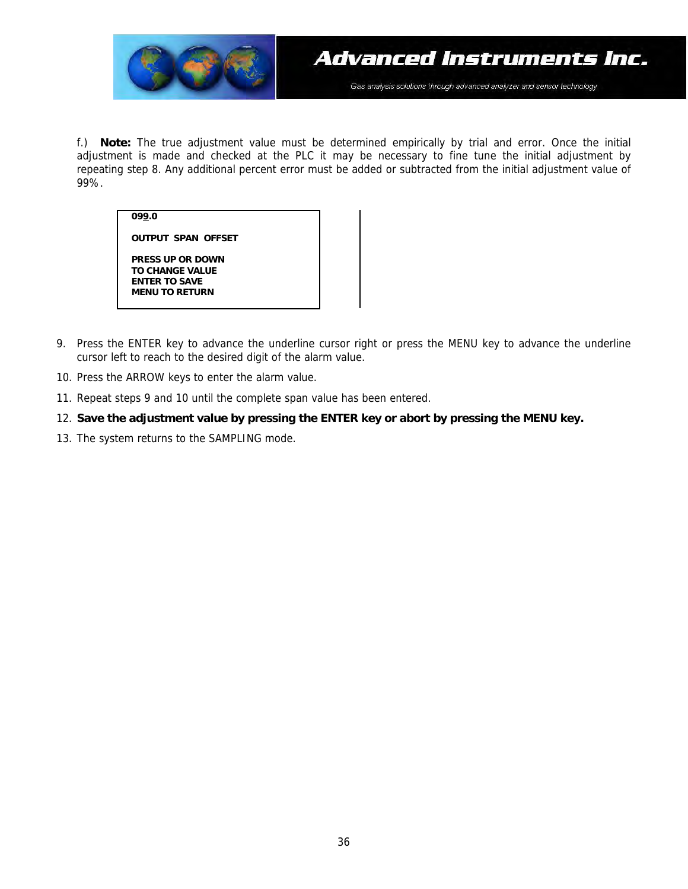f.) **Note:** The true adjustment value must be determined empirically by trial and error. Once the initial adjustment is made and checked at the PLC it may be necessary to fine tune the initial adjustment by repeating step 8. Any additional percent error must be added or subtracted from the initial adjustment value of 99%.

```
099.0

OUTPUT  SPAN  OFFSET

PRESS UP OR DOWN
TO CHANGE VALUE
ENTER TO SAVE
MENU TO RETURN
```

9. Press the ENTER key to advance the underline cursor right or press the MENU key to advance the underline cursor left to reach to the desired digit of the alarm value.
10. Press the ARROW keys to enter the alarm value.
11. Repeat steps 9 and 10 until the complete span value has been entered.
12. **Save the adjustment value by pressing the ENTER key or abort by pressing the MENU key.**
13. The system returns to the SAMPLING mode.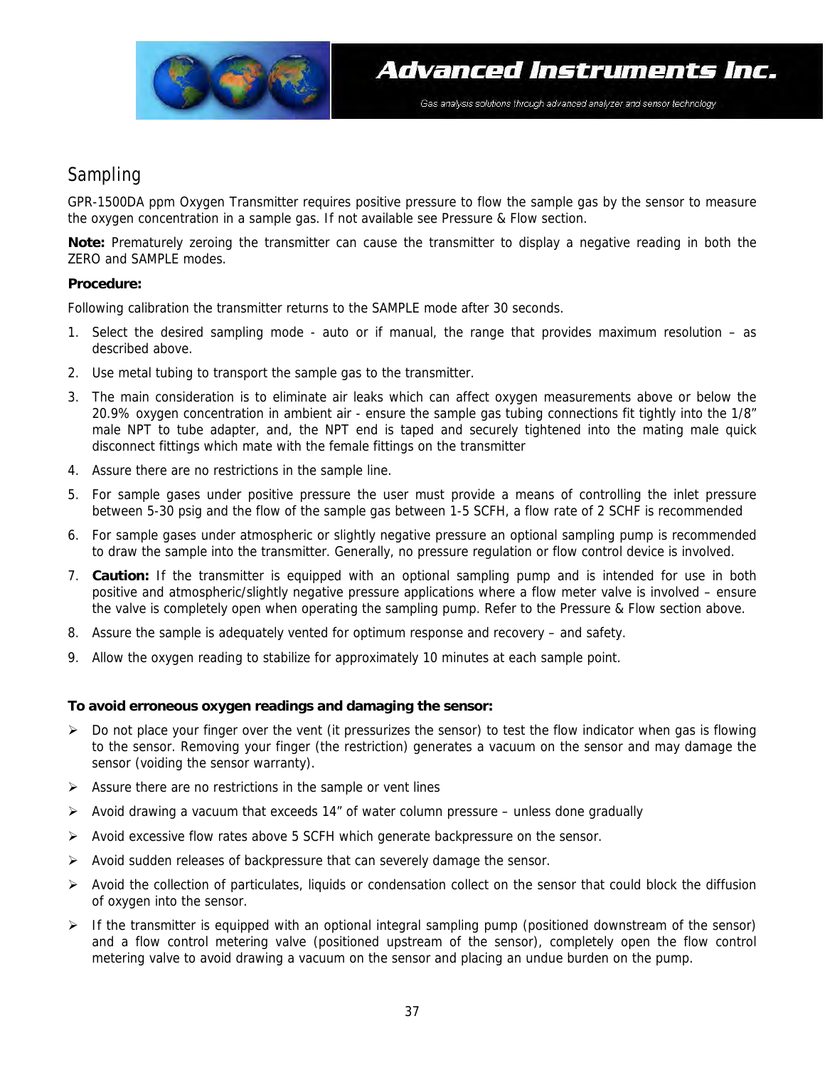## Sampling

GPR-1500DA ppm Oxygen Transmitter requires positive pressure to flow the sample gas by the sensor to measure the oxygen concentration in a sample gas. If not available see Pressure & Flow section.

**Note:** Prematurely zeroing the transmitter can cause the transmitter to display a negative reading in both the ZERO and SAMPLE modes.

**Procedure:**

Following calibration the transmitter returns to the SAMPLE mode after 30 seconds.

1. Select the desired sampling mode - auto or if manual, the range that provides maximum resolution – as described above.
2. Use metal tubing to transport the sample gas to the transmitter.
3. The main consideration is to eliminate air leaks which can affect oxygen measurements above or below the 20.9% oxygen concentration in ambient air - ensure the sample gas tubing connections fit tightly into the 1/8" male NPT to tube adapter, and, the NPT end is taped and securely tightened into the mating male quick disconnect fittings which mate with the female fittings on the transmitter
4. Assure there are no restrictions in the sample line.
5. For sample gases under positive pressure the user must provide a means of controlling the inlet pressure between 5-30 psig and the flow of the sample gas between 1-5 SCFH, a flow rate of 2 SCHF is recommended
6. For sample gases under atmospheric or slightly negative pressure an optional sampling pump is recommended to draw the sample into the transmitter. Generally, no pressure regulation or flow control device is involved.
7. **Caution:** If the transmitter is equipped with an optional sampling pump and is intended for use in both positive and atmospheric/slightly negative pressure applications where a flow meter valve is involved – ensure the valve is completely open when operating the sampling pump. Refer to the Pressure & Flow section above.
8. Assure the sample is adequately vented for optimum response and recovery – and safety.
9. Allow the oxygen reading to stabilize for approximately 10 minutes at each sample point.

**To avoid erroneous oxygen readings and damaging the sensor:**

- Do not place your finger over the vent (it pressurizes the sensor) to test the flow indicator when gas is flowing to the sensor. Removing your finger (the restriction) generates a vacuum on the sensor and may damage the sensor (voiding the sensor warranty).
- Assure there are no restrictions in the sample or vent lines
- Avoid drawing a vacuum that exceeds 14" of water column pressure – unless done gradually
- Avoid excessive flow rates above 5 SCFH which generate backpressure on the sensor.
- Avoid sudden releases of backpressure that can severely damage the sensor.
- Avoid the collection of particulates, liquids or condensation collect on the sensor that could block the diffusion of oxygen into the sensor.
- If the transmitter is equipped with an optional integral sampling pump (positioned downstream of the sensor) and a flow control metering valve (positioned upstream of the sensor), completely open the flow control metering valve to avoid drawing a vacuum on the sensor and placing an undue burden on the pump.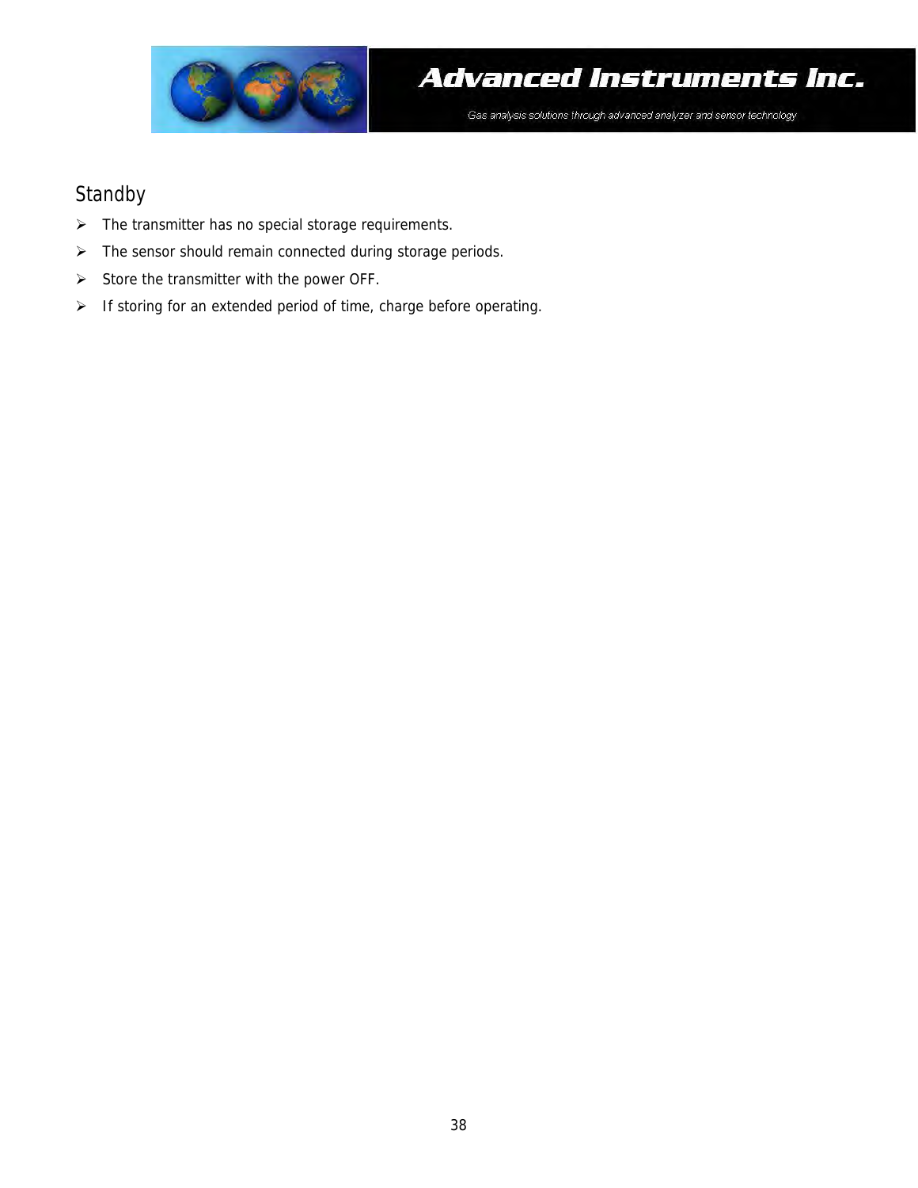## Standby

- The transmitter has no special storage requirements.
- The sensor should remain connected during storage periods.
- Store the transmitter with the power OFF.
- If storing for an extended period of time, charge before operating.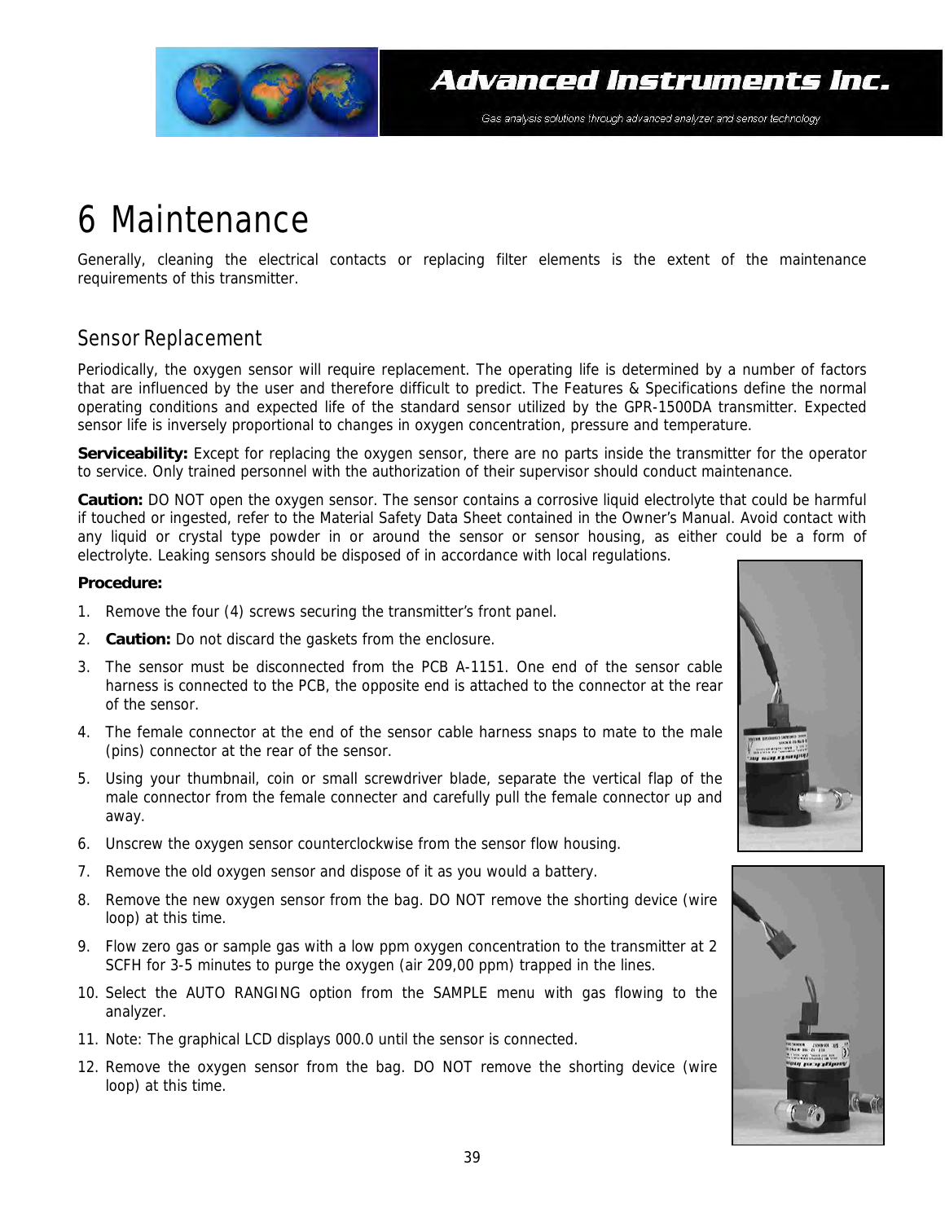# 6 Maintenance

Generally, cleaning the electrical contacts or replacing filter elements is the extent of the maintenance requirements of this transmitter.

## Sensor Replacement

Periodically, the oxygen sensor will require replacement. The operating life is determined by a number of factors that are influenced by the user and therefore difficult to predict. The Features & Specifications define the normal operating conditions and expected life of the standard sensor utilized by the GPR-1500DA transmitter. Expected sensor life is inversely proportional to changes in oxygen concentration, pressure and temperature.

**Serviceability:** Except for replacing the oxygen sensor, there are no parts inside the transmitter for the operator to service. Only trained personnel with the authorization of their supervisor should conduct maintenance.

**Caution:** DO NOT open the oxygen sensor. The sensor contains a corrosive liquid electrolyte that could be harmful if touched or ingested, refer to the Material Safety Data Sheet contained in the Owner's Manual. Avoid contact with any liquid or crystal type powder in or around the sensor or sensor housing, as either could be a form of electrolyte. Leaking sensors should be disposed of in accordance with local regulations.

**Procedure:**

1. Remove the four (4) screws securing the transmitter's front panel.
2. **Caution:** Do not discard the gaskets from the enclosure.
3. The sensor must be disconnected from the PCB A-1151. One end of the sensor cable harness is connected to the PCB, the opposite end is attached to the connector at the rear of the sensor.
4. The female connector at the end of the sensor cable harness snaps to mate to the male (pins) connector at the rear of the sensor.
5. Using your thumbnail, coin or small screwdriver blade, separate the vertical flap of the male connector from the female connecter and carefully pull the female connector up and away.
6. Unscrew the oxygen sensor counterclockwise from the sensor flow housing.
7. Remove the old oxygen sensor and dispose of it as you would a battery.
8. Remove the new oxygen sensor from the bag. DO NOT remove the shorting device (wire loop) at this time.
9. Flow zero gas or sample gas with a low ppm oxygen concentration to the transmitter at 2 SCFH for 3-5 minutes to purge the oxygen (air 209,00 ppm) trapped in the lines.
10. Select the AUTO RANGING option from the SAMPLE menu with gas flowing to the analyzer.
11. Note: The graphical LCD displays 000.0 until the sensor is connected.
12. Remove the oxygen sensor from the bag. DO NOT remove the shorting device (wire loop) at this time.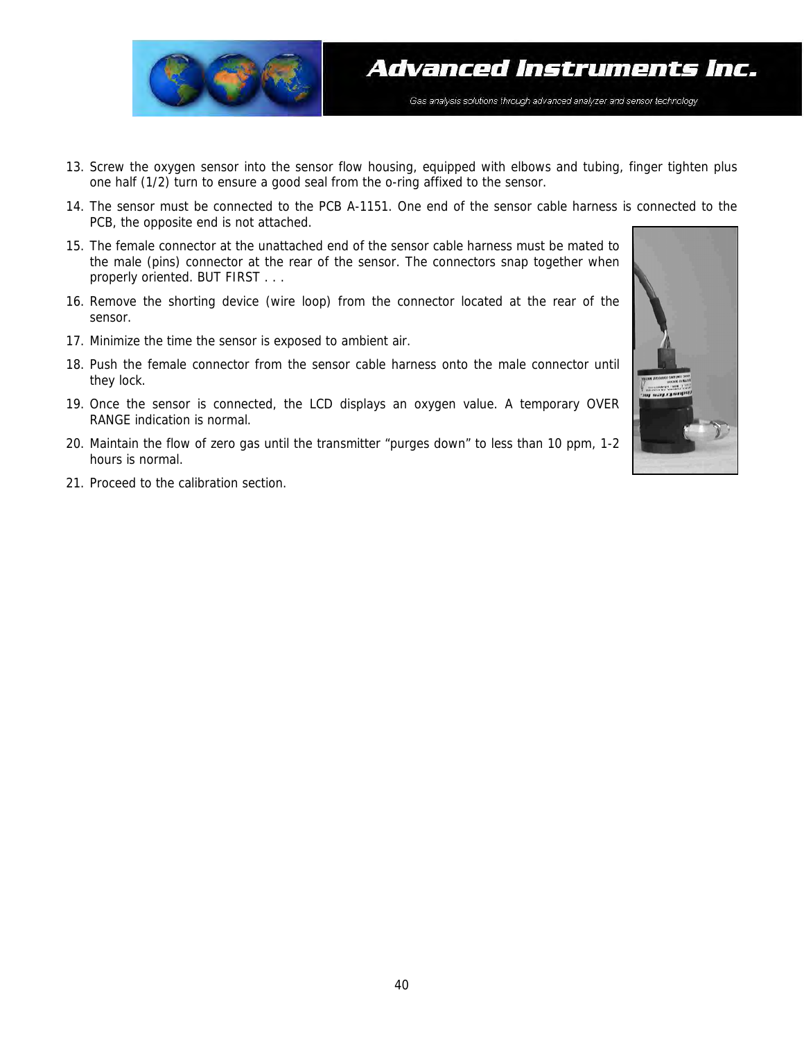13. Screw the oxygen sensor into the sensor flow housing, equipped with elbows and tubing, finger tighten plus one half (1/2) turn to ensure a good seal from the o-ring affixed to the sensor.
14. The sensor must be connected to the PCB A-1151. One end of the sensor cable harness is connected to the PCB, the opposite end is not attached.
15. The female connector at the unattached end of the sensor cable harness must be mated to the male (pins) connector at the rear of the sensor. The connectors snap together when properly oriented. BUT FIRST . . .
16. Remove the shorting device (wire loop) from the connector located at the rear of the sensor.
17. Minimize the time the sensor is exposed to ambient air.
18. Push the female connector from the sensor cable harness onto the male connector until they lock.
19. Once the sensor is connected, the LCD displays an oxygen value. A temporary OVER RANGE indication is normal.
20. Maintain the flow of zero gas until the transmitter "purges down" to less than 10 ppm, 1-2 hours is normal.
21. Proceed to the calibration section.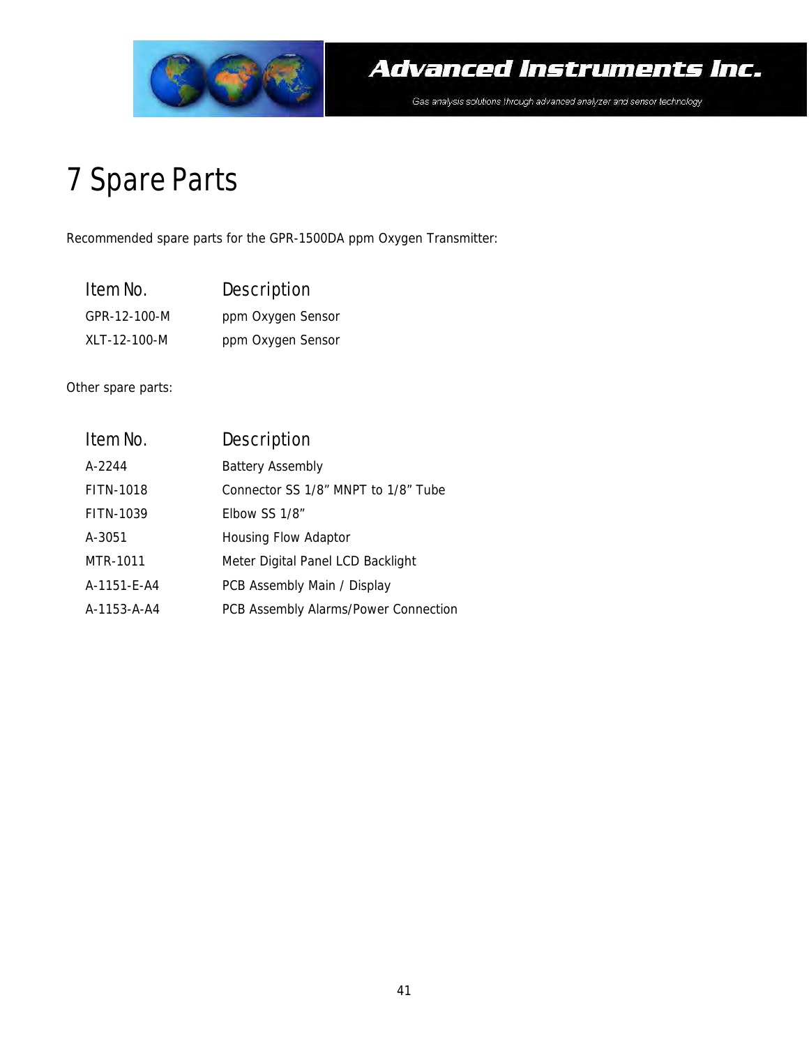# 7 Spare Parts

Recommended spare parts for the GPR-1500DA ppm Oxygen Transmitter:

| Item No. | Description |
|---|---|
| GPR-12-100-M | ppm Oxygen Sensor |
| XLT-12-100-M | ppm Oxygen Sensor |

Other spare parts:

| Item No. | Description |
|---|---|
| A-2244 | Battery Assembly |
| FITN-1018 | Connector SS 1/8" MNPT to 1/8" Tube |
| FITN-1039 | Elbow SS 1/8" |
| A-3051 | Housing Flow Adaptor |
| MTR-1011 | Meter Digital Panel LCD Backlight |
| A-1151-E-A4 | PCB Assembly Main / Display |
| A-1153-A-A4 | PCB Assembly Alarms/Power Connection |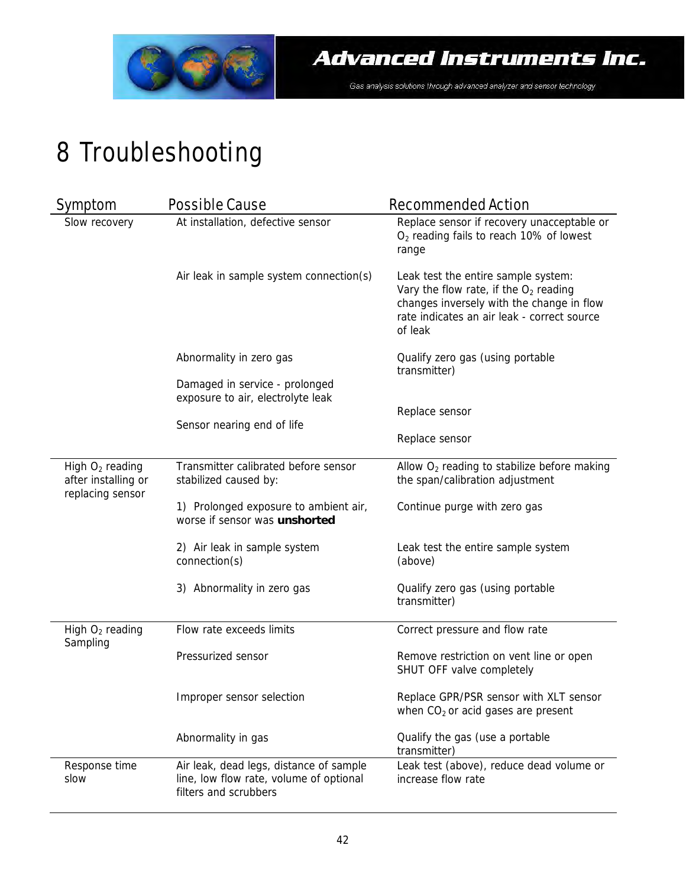# 8 Troubleshooting

| Symptom | Possible Cause | Recommended Action |
|---|---|---|
| Slow recovery | At installation, defective sensor | Replace sensor if recovery unacceptable or $O_2$ reading fails to reach 10% of lowest range |
| | Air leak in sample system connection(s) | Leak test the entire sample system: Vary the flow rate, if the $O_2$ reading changes inversely with the change in flow rate indicates an air leak - correct source of leak |
| | Abnormality in zero gas | Qualify zero gas (using portable transmitter) |
| | Damaged in service - prolonged exposure to air, electrolyte leak | Replace sensor |
| | Sensor nearing end of life | Replace sensor |
| High $O_2$ reading after installing or replacing sensor | Transmitter calibrated before sensor stabilized caused by: | Allow $O_2$ reading to stabilize before making the span/calibration adjustment |
| | 1) Prolonged exposure to ambient air, worse if sensor was **unshorted** | Continue purge with zero gas |
| | 2) Air leak in sample system connection(s) | Leak test the entire sample system (above) |
| | 3) Abnormality in zero gas | Qualify zero gas (using portable transmitter) |
| High $O_2$ reading Sampling | Flow rate exceeds limits | Correct pressure and flow rate |
| | Pressurized sensor | Remove restriction on vent line or open SHUT OFF valve completely |
| | Improper sensor selection | Replace GPR/PSR sensor with XLT sensor when $CO_2$ or acid gases are present |
| | Abnormality in gas | Qualify the gas (use a portable transmitter) |
| Response time slow | Air leak, dead legs, distance of sample line, low flow rate, volume of optional filters and scrubbers | Leak test (above), reduce dead volume or increase flow rate |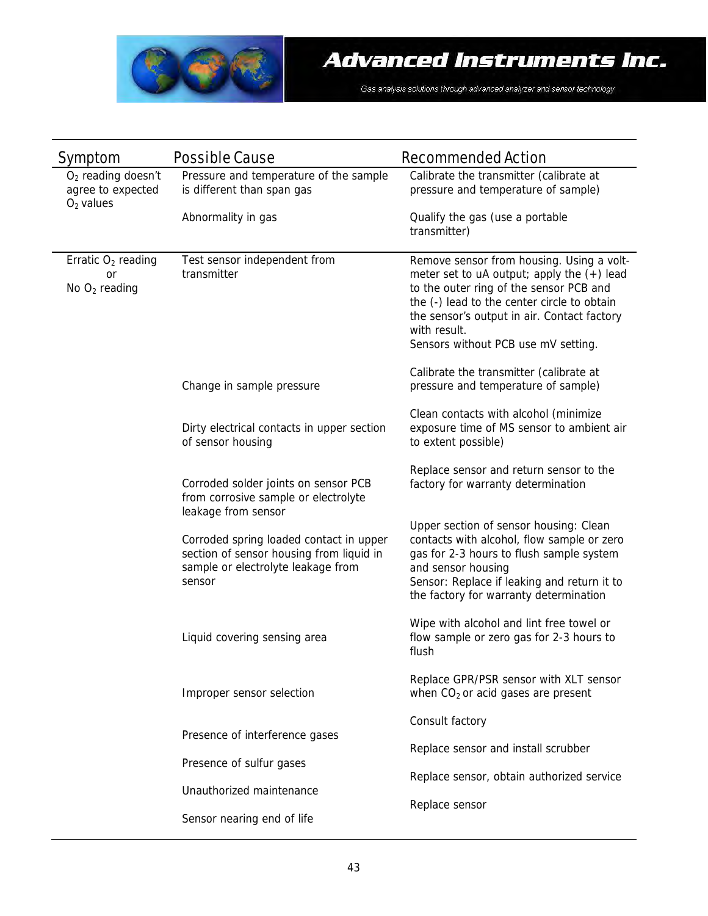| Symptom | Possible Cause | Recommended Action |
|---|---|---|
| $O_2$ reading doesn't agree to expected $O_2$ values | Pressure and temperature of the sample is different than span gas | Calibrate the transmitter (calibrate at pressure and temperature of sample) |
| | Abnormality in gas | Qualify the gas (use a portable transmitter) |
| Erratic $O_2$ reading or No $O_2$ reading | Test sensor independent from transmitter | Remove sensor from housing. Using a volt-meter set to uA output; apply the (+) lead to the outer ring of the sensor PCB and the (-) lead to the center circle to obtain the sensor's output in air. Contact factory with result. Sensors without PCB use mV setting. |
| | Change in sample pressure | Calibrate the transmitter (calibrate at pressure and temperature of sample) |
| | Dirty electrical contacts in upper section of sensor housing | Clean contacts with alcohol (minimize exposure time of MS sensor to ambient air to extent possible) |
| | Corroded solder joints on sensor PCB from corrosive sample or electrolyte leakage from sensor | Replace sensor and return sensor to the factory for warranty determination |
| | Corroded spring loaded contact in upper section of sensor housing from liquid in sample or electrolyte leakage from sensor | Upper section of sensor housing: Clean contacts with alcohol, flow sample or zero gas for 2-3 hours to flush sample system and sensor housing<br>Sensor: Replace if leaking and return it to the factory for warranty determination |
| | Liquid covering sensing area | Wipe with alcohol and lint free towel or flow sample or zero gas for 2-3 hours to flush |
| | Improper sensor selection | Replace GPR/PSR sensor with XLT sensor when $CO_2$ or acid gases are present |
| | Presence of interference gases | Consult factory |
| | Presence of sulfur gases | Replace sensor and install scrubber |
| | Unauthorized maintenance | Replace sensor, obtain authorized service |
| | Sensor nearing end of life | Replace sensor |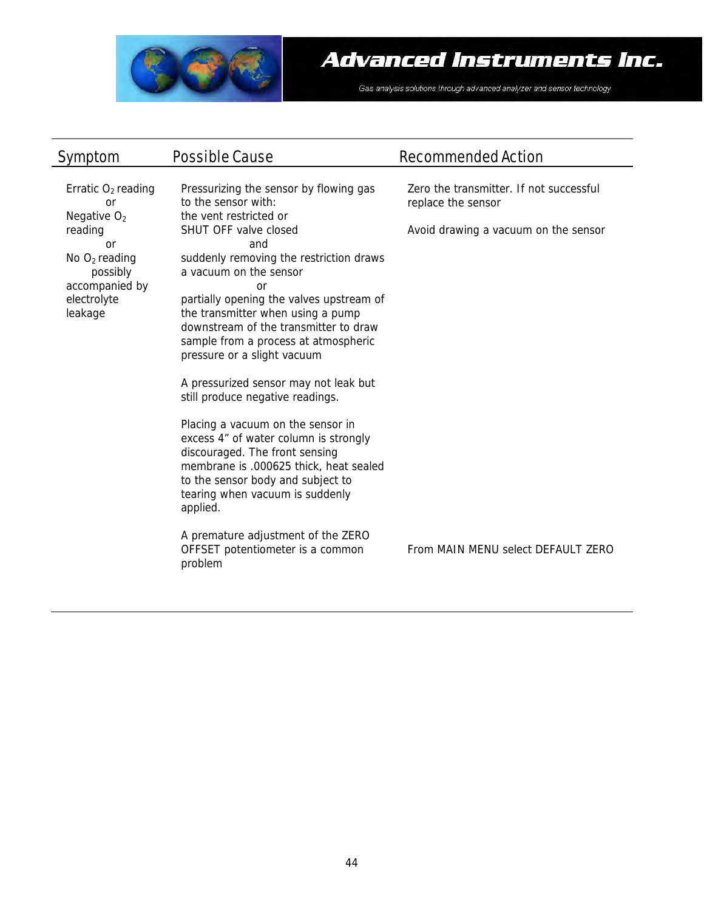| Symptom | Possible Cause | Recommended Action |
|---|---|---|
| Erratic $O_2$ reading or Negative $O_2$ reading or No $O_2$ reading possibly accompanied by electrolyte leakage | Pressurizing the sensor by flowing gas to the sensor with: the vent restricted or SHUT OFF valve closed and suddenly removing the restriction draws a vacuum on the sensor or partially opening the valves upstream of the transmitter when using a pump downstream of the transmitter to draw sample from a process at atmospheric pressure or a slight vacuum | Zero the transmitter. If not successful replace the sensor<br><br>Avoid drawing a vacuum on the sensor |
| | A pressurized sensor may not leak but still produce negative readings. | |
| | Placing a vacuum on the sensor in excess 4" of water column is strongly discouraged. The front sensing membrane is .000625 thick, heat sealed to the sensor body and subject to tearing when vacuum is suddenly applied. | |
| | A premature adjustment of the ZERO OFFSET potentiometer is a common problem | From MAIN MENU select DEFAULT ZERO |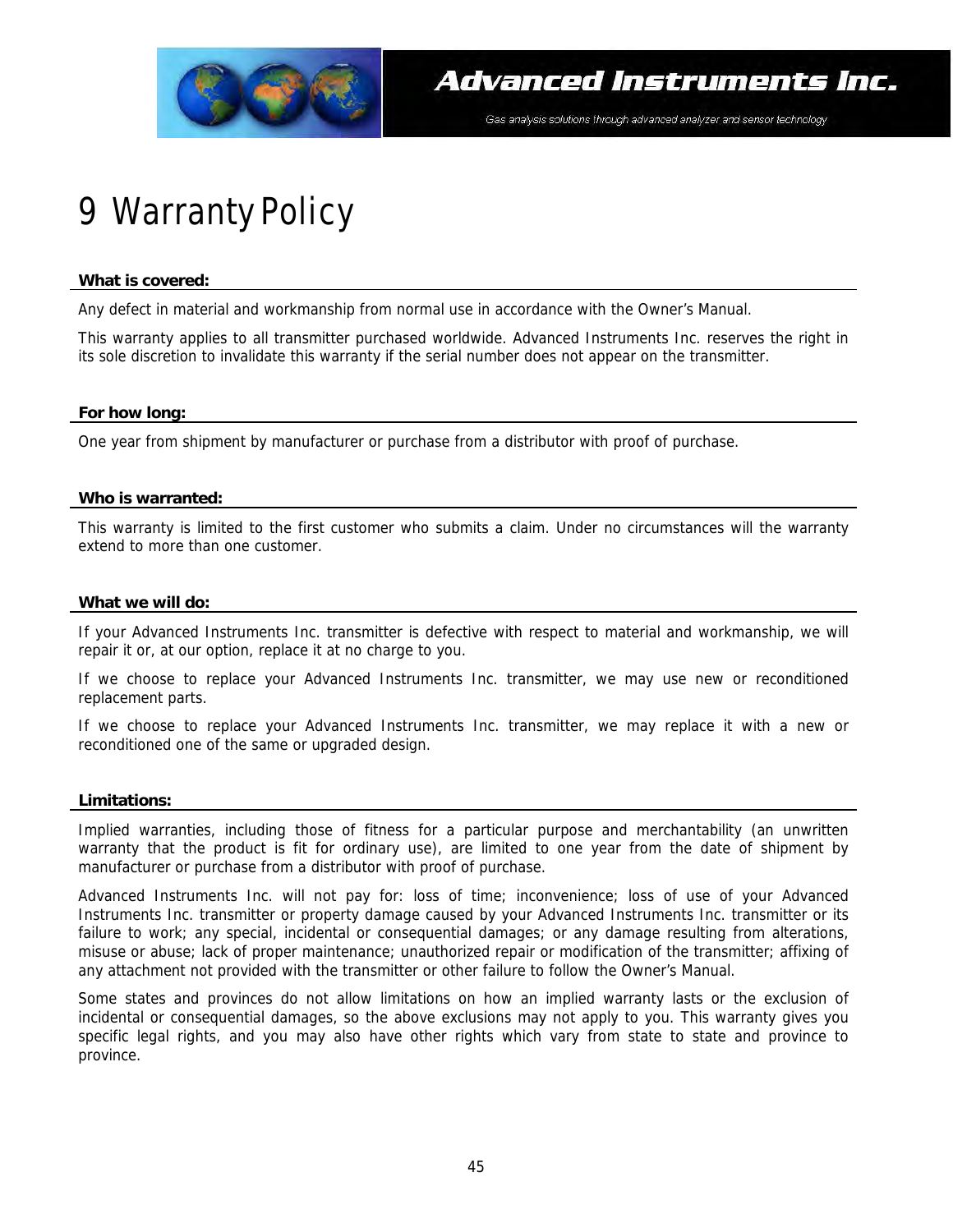# 9 Warranty Policy

**What is covered:**

Any defect in material and workmanship from normal use in accordance with the Owner's Manual.

This warranty applies to all transmitter purchased worldwide. Advanced Instruments Inc. reserves the right in its sole discretion to invalidate this warranty if the serial number does not appear on the transmitter.

**For how long:**

One year from shipment by manufacturer or purchase from a distributor with proof of purchase.

**Who is warranted:**

This warranty is limited to the first customer who submits a claim. Under no circumstances will the warranty extend to more than one customer.

**What we will do:**

If your Advanced Instruments Inc. transmitter is defective with respect to material and workmanship, we will repair it or, at our option, replace it at no charge to you.

If we choose to replace your Advanced Instruments Inc. transmitter, we may use new or reconditioned replacement parts.

If we choose to replace your Advanced Instruments Inc. transmitter, we may replace it with a new or reconditioned one of the same or upgraded design.

**Limitations:**

Implied warranties, including those of fitness for a particular purpose and merchantability (an unwritten warranty that the product is fit for ordinary use), are limited to one year from the date of shipment by manufacturer or purchase from a distributor with proof of purchase.

Advanced Instruments Inc. will not pay for: loss of time; inconvenience; loss of use of your Advanced Instruments Inc. transmitter or property damage caused by your Advanced Instruments Inc. transmitter or its failure to work; any special, incidental or consequential damages; or any damage resulting from alterations, misuse or abuse; lack of proper maintenance; unauthorized repair or modification of the transmitter; affixing of any attachment not provided with the transmitter or other failure to follow the Owner's Manual.

Some states and provinces do not allow limitations on how an implied warranty lasts or the exclusion of incidental or consequential damages, so the above exclusions may not apply to you. This warranty gives you specific legal rights, and you may also have other rights which vary from state to state and province to province.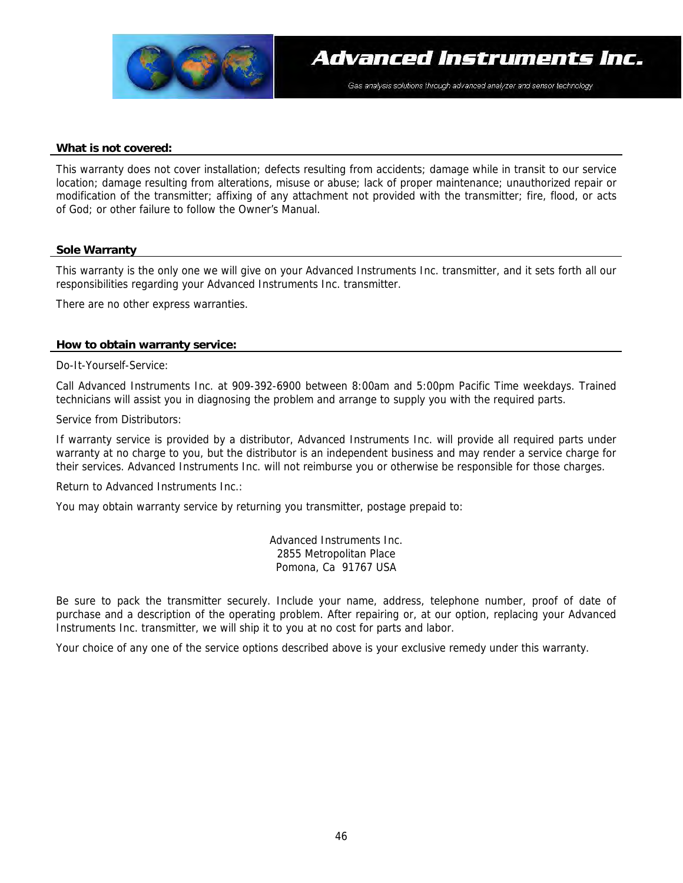### What is not covered:

This warranty does not cover installation; defects resulting from accidents; damage while in transit to our service location; damage resulting from alterations, misuse or abuse; lack of proper maintenance; unauthorized repair or modification of the transmitter; affixing of any attachment not provided with the transmitter; fire, flood, or acts of God; or other failure to follow the Owner's Manual.

### Sole Warranty

This warranty is the only one we will give on your Advanced Instruments Inc. transmitter, and it sets forth all our responsibilities regarding your Advanced Instruments Inc. transmitter.

There are no other express warranties.

### How to obtain warranty service:

Do-It-Yourself-Service:

Call Advanced Instruments Inc. at 909-392-6900 between 8:00am and 5:00pm Pacific Time weekdays. Trained technicians will assist you in diagnosing the problem and arrange to supply you with the required parts.

Service from Distributors:

If warranty service is provided by a distributor, Advanced Instruments Inc. will provide all required parts under warranty at no charge to you, but the distributor is an independent business and may render a service charge for their services. Advanced Instruments Inc. will not reimburse you or otherwise be responsible for those charges.

Return to Advanced Instruments Inc.:

You may obtain warranty service by returning you transmitter, postage prepaid to:

Advanced Instruments Inc.  
2855 Metropolitan Place  
Pomona, Ca 91767 USA

Be sure to pack the transmitter securely. Include your name, address, telephone number, proof of date of purchase and a description of the operating problem. After repairing or, at our option, replacing your Advanced Instruments Inc. transmitter, we will ship it to you at no cost for parts and labor.

Your choice of any one of the service options described above is your exclusive remedy under this warranty.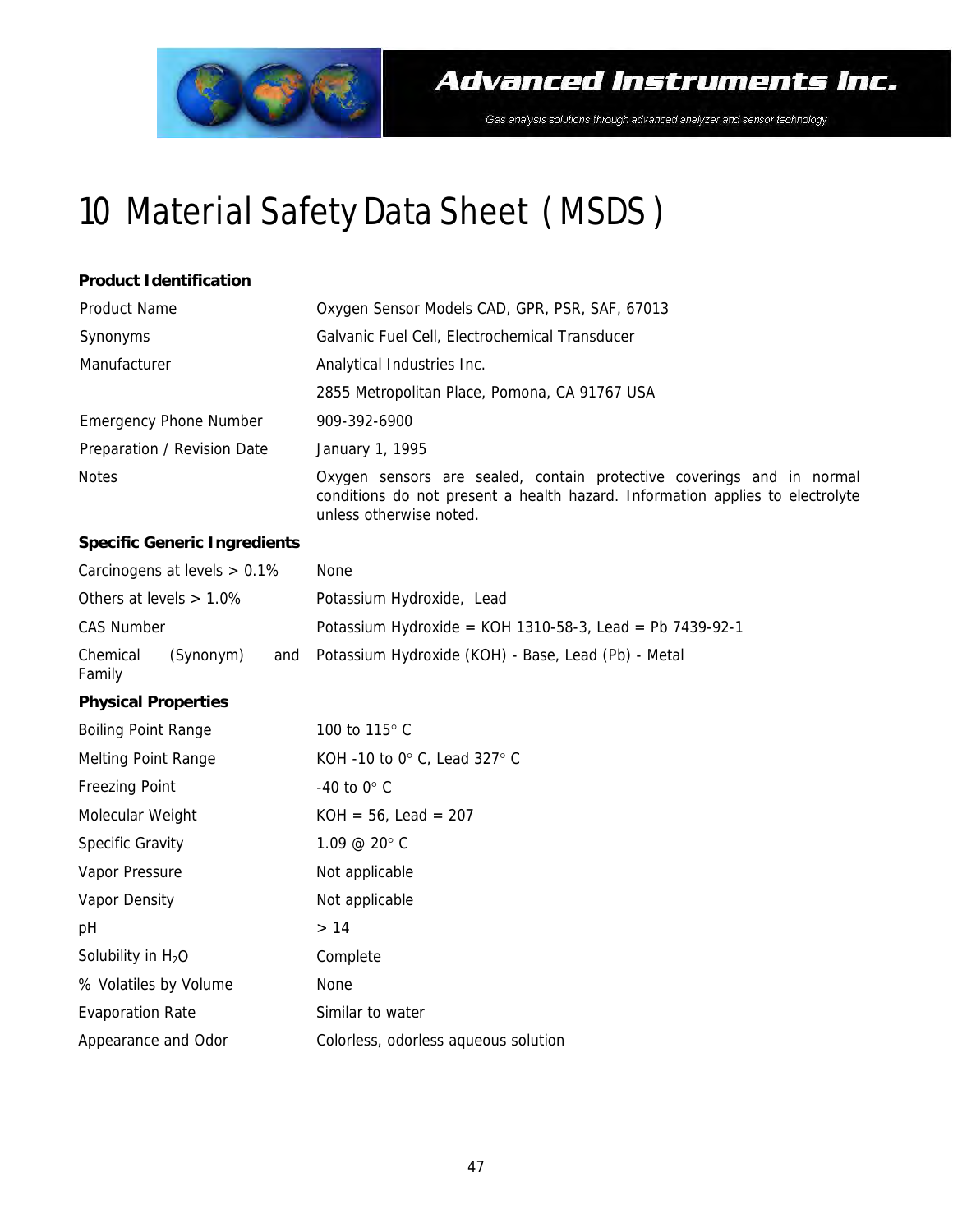# 10 Material Safety Data Sheet ( MSDS )

**Product Identification**

| | |
|---|---|
| Product Name | Oxygen Sensor Models CAD, GPR, PSR, SAF, 67013 |
| Synonyms | Galvanic Fuel Cell, Electrochemical Transducer |
| Manufacturer | Analytical Industries Inc. |
| | 2855 Metropolitan Place, Pomona, CA 91767 USA |
| Emergency Phone Number | 909-392-6900 |
| Preparation / Revision Date | January 1, 1995 |
| Notes | Oxygen sensors are sealed, contain protective coverings and in normal conditions do not present a health hazard. Information applies to electrolyte unless otherwise noted. |

**Specific Generic Ingredients**

| | |
|---|---|
| Carcinogens at levels > 0.1% | None |
| Others at levels > 1.0% | Potassium Hydroxide, Lead |
| CAS Number | Potassium Hydroxide = KOH 1310-58-3, Lead = Pb 7439-92-1 |
| Chemical (Synonym) and Family | Potassium Hydroxide (KOH) - Base, Lead (Pb) - Metal |

**Physical Properties**

| | |
|---|---|
| Boiling Point Range | 100 to 115° C |
| Melting Point Range | KOH -10 to 0° C, Lead 327° C |
| Freezing Point | -40 to 0° C |
| Molecular Weight | KOH = 56, Lead = 207 |
| Specific Gravity | 1.09 @ 20° C |
| Vapor Pressure | Not applicable |
| Vapor Density | Not applicable |
| pH | > 14 |
| Solubility in $H_2O$ | Complete |
| % Volatiles by Volume | None |
| Evaporation Rate | Similar to water |
| Appearance and Odor | Colorless, odorless aqueous solution |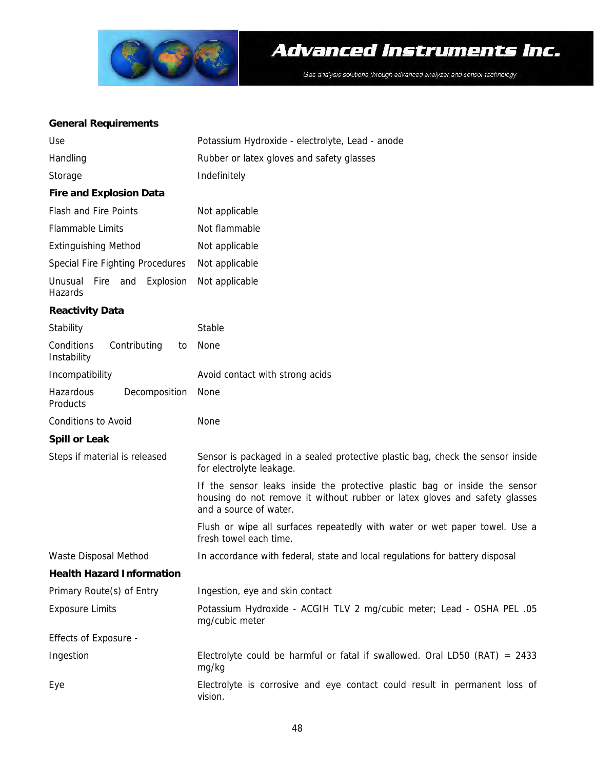**General Requirements**

| | |
|---|---|
| Use | Potassium Hydroxide - electrolyte, Lead - anode |
| Handling | Rubber or latex gloves and safety glasses |
| Storage | Indefinitely |

**Fire and Explosion Data**

| | |
|---|---|
| Flash and Fire Points | Not applicable |
| Flammable Limits | Not flammable |
| Extinguishing Method | Not applicable |
| Special Fire Fighting Procedures | Not applicable |
| Unusual Fire and Explosion Hazards | Not applicable |

**Reactivity Data**

| | |
|---|---|
| Stability | Stable |
| Conditions Contributing to Instability | None |
| Incompatibility | Avoid contact with strong acids |
| Hazardous Decomposition Products | None |
| Conditions to Avoid | None |

**Spill or Leak**

| | |
|---|---|
| Steps if material is released | Sensor is packaged in a sealed protective plastic bag, check the sensor inside for electrolyte leakage. |
| | If the sensor leaks inside the protective plastic bag or inside the sensor housing do not remove it without rubber or latex gloves and safety glasses and a source of water. |
| | Flush or wipe all surfaces repeatedly with water or wet paper towel. Use a fresh towel each time. |
| Waste Disposal Method | In accordance with federal, state and local regulations for battery disposal |

**Health Hazard Information**

| | |
|---|---|
| Primary Route(s) of Entry | Ingestion, eye and skin contact |
| Exposure Limits | Potassium Hydroxide - ACGIH TLV 2 mg/cubic meter; Lead - OSHA PEL .05 mg/cubic meter |
| Effects of Exposure - | |
| Ingestion | Electrolyte could be harmful or fatal if swallowed. Oral LD50 (RAT) = 2433 mg/kg |
| Eye | Electrolyte is corrosive and eye contact could result in permanent loss of vision. |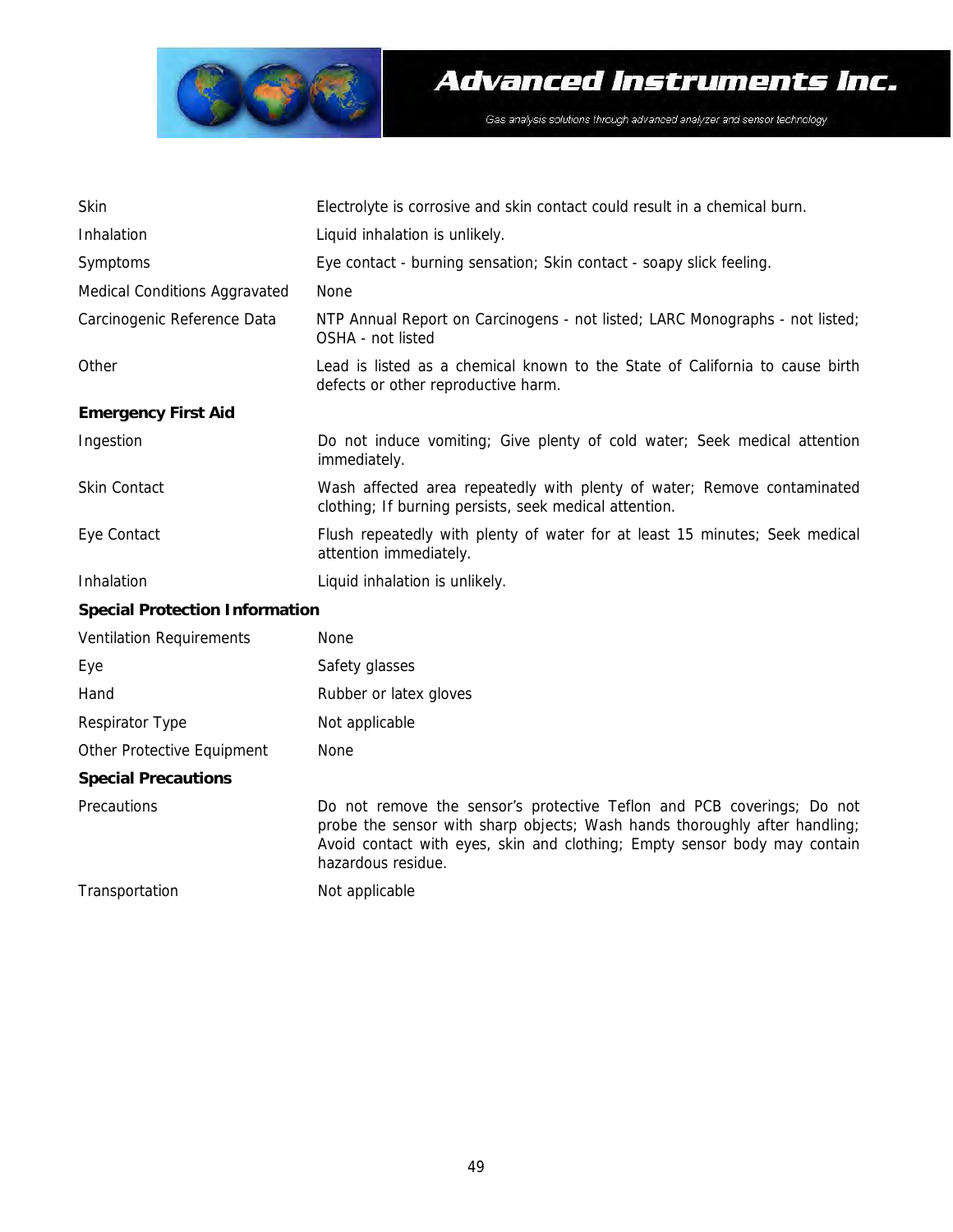| | |
|---|---|
| Skin | Electrolyte is corrosive and skin contact could result in a chemical burn. |
| Inhalation | Liquid inhalation is unlikely. |
| Symptoms | Eye contact - burning sensation; Skin contact - soapy slick feeling. |
| Medical Conditions Aggravated | None |
| Carcinogenic Reference Data | NTP Annual Report on Carcinogens - not listed; LARC Monographs - not listed; OSHA - not listed |
| Other | Lead is listed as a chemical known to the State of California to cause birth defects or other reproductive harm. |

**Emergency First Aid**

| | |
|---|---|
| Ingestion | Do not induce vomiting; Give plenty of cold water; Seek medical attention immediately. |
| Skin Contact | Wash affected area repeatedly with plenty of water; Remove contaminated clothing; If burning persists, seek medical attention. |
| Eye Contact | Flush repeatedly with plenty of water for at least 15 minutes; Seek medical attention immediately. |
| Inhalation | Liquid inhalation is unlikely. |

**Special Protection Information**

| | |
|---|---|
| Ventilation Requirements | None |
| Eye | Safety glasses |
| Hand | Rubber or latex gloves |
| Respirator Type | Not applicable |
| Other Protective Equipment | None |

**Special Precautions**

| | |
|---|---|
| Precautions | Do not remove the sensor's protective Teflon and PCB coverings; Do not probe the sensor with sharp objects; Wash hands thoroughly after handling; Avoid contact with eyes, skin and clothing; Empty sensor body may contain hazardous residue. |
| Transportation | Not applicable |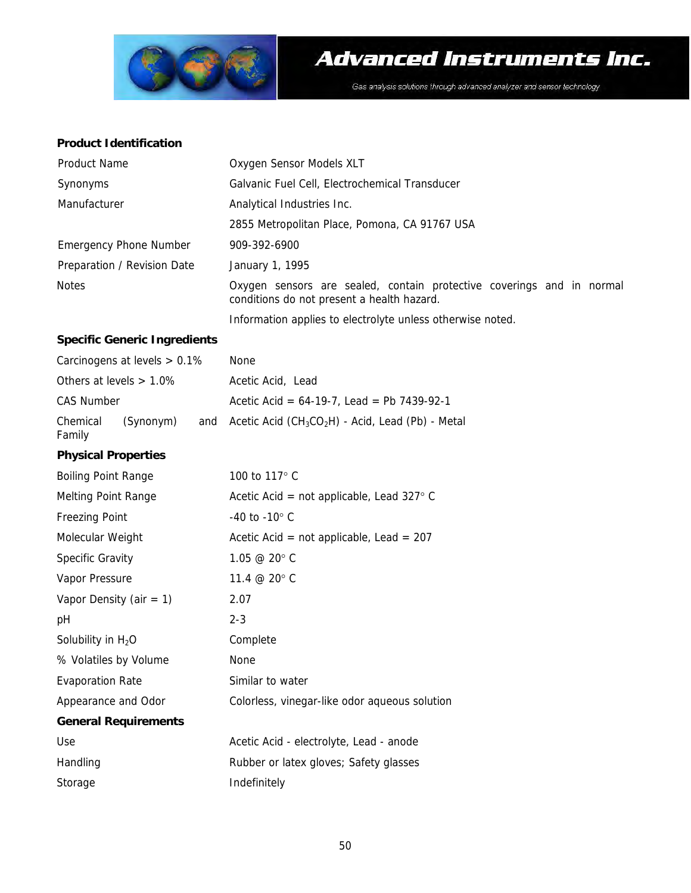## Product Identification

| | |
|---|---|
| Product Name | Oxygen Sensor Models XLT |
| Synonyms | Galvanic Fuel Cell, Electrochemical Transducer |
| Manufacturer | Analytical Industries Inc. |
| | 2855 Metropolitan Place, Pomona, CA 91767 USA |
| Emergency Phone Number | 909-392-6900 |
| Preparation / Revision Date | January 1, 1995 |
| Notes | Oxygen sensors are sealed, contain protective coverings and in normal conditions do not present a health hazard. |
| | Information applies to electrolyte unless otherwise noted. |

## Specific Generic Ingredients

| | |
|---|---|
| Carcinogens at levels > 0.1% | None |
| Others at levels > 1.0% | Acetic Acid, Lead |
| CAS Number | Acetic Acid = 64-19-7, Lead = Pb 7439-92-1 |
| Chemical (Synonym) and Family | Acetic Acid ($CH_3CO_2H$) - Acid, Lead (Pb) - Metal |

## Physical Properties

| | |
|---|---|
| Boiling Point Range | 100 to 117° C |
| Melting Point Range | Acetic Acid = not applicable, Lead 327° C |
| Freezing Point | -40 to -10° C |
| Molecular Weight | Acetic Acid = not applicable, Lead = 207 |
| Specific Gravity | 1.05 @ 20° C |
| Vapor Pressure | 11.4 @ 20° C |
| Vapor Density (air = 1) | 2.07 |
| pH | 2-3 |
| Solubility in $H_2O$ | Complete |
| % Volatiles by Volume | None |
| Evaporation Rate | Similar to water |
| Appearance and Odor | Colorless, vinegar-like odor aqueous solution |

## General Requirements

| | |
|---|---|
| Use | Acetic Acid - electrolyte, Lead - anode |
| Handling | Rubber or latex gloves; Safety glasses |
| Storage | Indefinitely |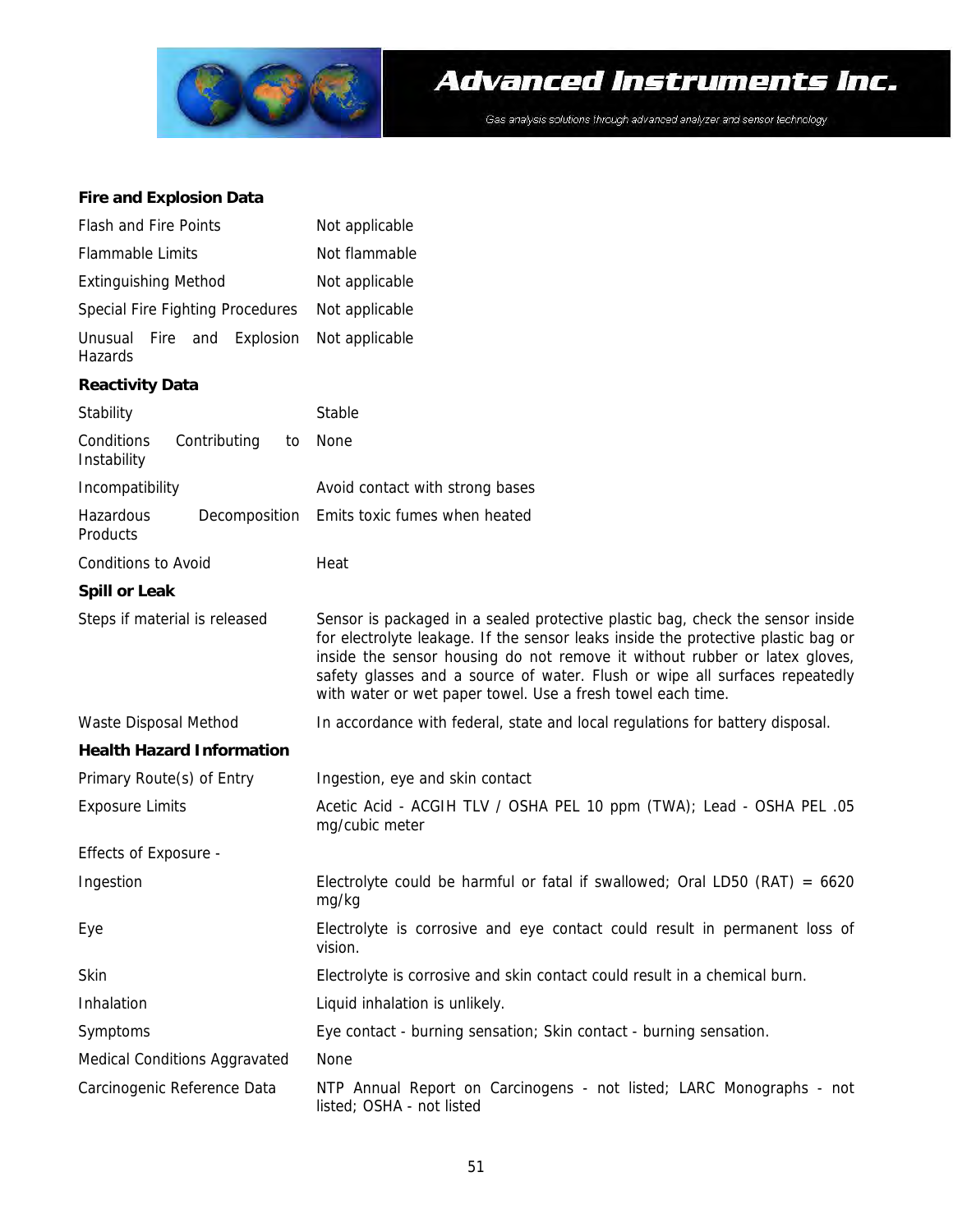**Fire and Explosion Data**

| | |
|---|---|
| Flash and Fire Points | Not applicable |
| Flammable Limits | Not flammable |
| Extinguishing Method | Not applicable |
| Special Fire Fighting Procedures | Not applicable |
| Unusual Fire and Explosion Hazards | Not applicable |

**Reactivity Data**

| | |
|---|---|
| Stability | Stable |
| Conditions Contributing to Instability | None |
| Incompatibility | Avoid contact with strong bases |
| Hazardous Decomposition Products | Emits toxic fumes when heated |
| Conditions to Avoid | Heat |

**Spill or Leak**

| | |
|---|---|
| Steps if material is released | Sensor is packaged in a sealed protective plastic bag, check the sensor inside for electrolyte leakage. If the sensor leaks inside the protective plastic bag or inside the sensor housing do not remove it without rubber or latex gloves, safety glasses and a source of water. Flush or wipe all surfaces repeatedly with water or wet paper towel. Use a fresh towel each time. |
| Waste Disposal Method | In accordance with federal, state and local regulations for battery disposal. |

**Health Hazard Information**

| | |
|---|---|
| Primary Route(s) of Entry | Ingestion, eye and skin contact |
| Exposure Limits | Acetic Acid - ACGIH TLV / OSHA PEL 10 ppm (TWA); Lead - OSHA PEL .05 mg/cubic meter |
| Effects of Exposure - | |
| Ingestion | Electrolyte could be harmful or fatal if swallowed; Oral LD50 (RAT) = 6620 mg/kg |
| Eye | Electrolyte is corrosive and eye contact could result in permanent loss of vision. |
| Skin | Electrolyte is corrosive and skin contact could result in a chemical burn. |
| Inhalation | Liquid inhalation is unlikely. |
| Symptoms | Eye contact - burning sensation; Skin contact - burning sensation. |
| Medical Conditions Aggravated | None |
| Carcinogenic Reference Data | NTP Annual Report on Carcinogens - not listed; LARC Monographs - not listed; OSHA - not listed |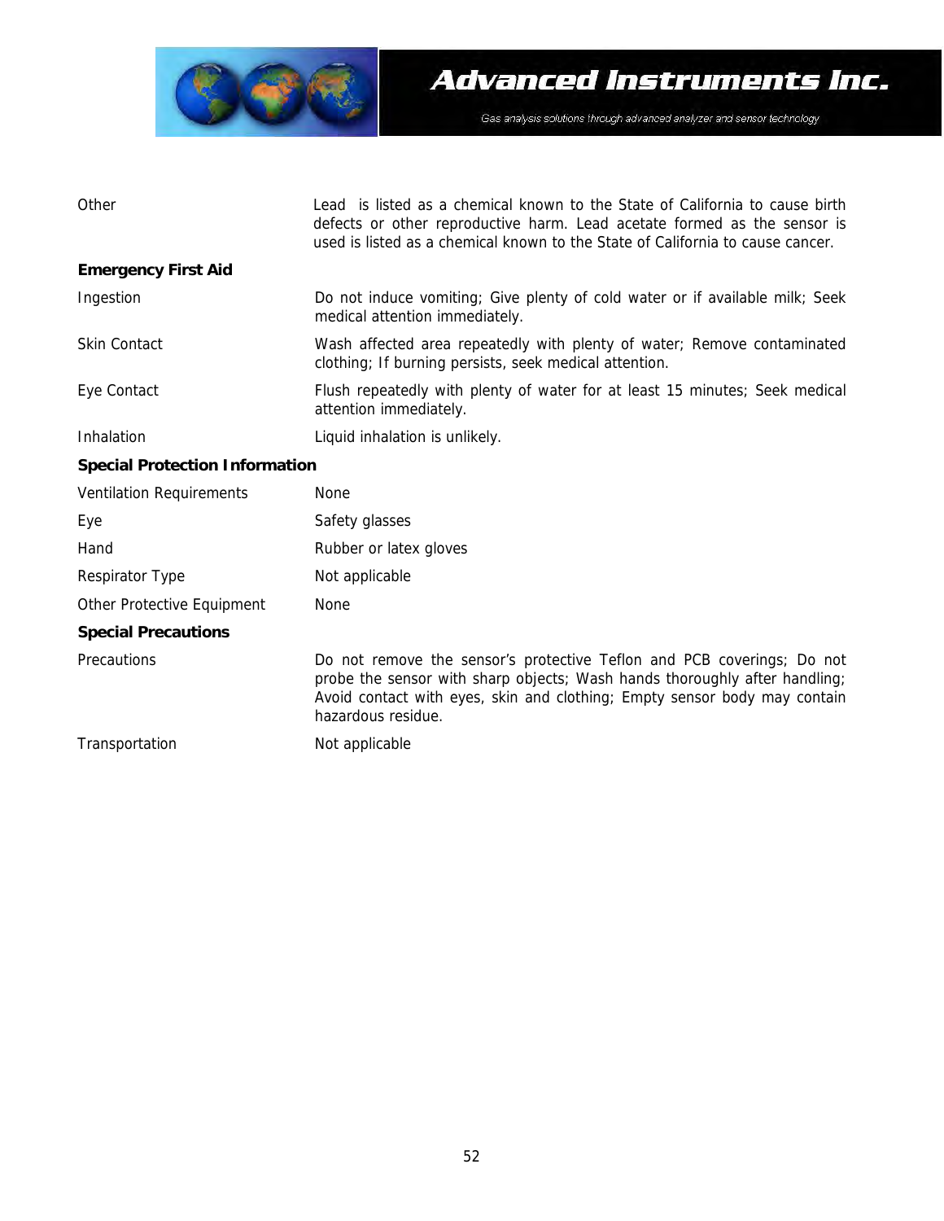| | |
|---|---|
| Other | Lead is listed as a chemical known to the State of California to cause birth defects or other reproductive harm. Lead acetate formed as the sensor is used is listed as a chemical known to the State of California to cause cancer. |

**Emergency First Aid**

| | |
|---|---|
| Ingestion | Do not induce vomiting; Give plenty of cold water or if available milk; Seek medical attention immediately. |
| Skin Contact | Wash affected area repeatedly with plenty of water; Remove contaminated clothing; If burning persists, seek medical attention. |
| Eye Contact | Flush repeatedly with plenty of water for at least 15 minutes; Seek medical attention immediately. |
| Inhalation | Liquid inhalation is unlikely. |

**Special Protection Information**

| | |
|---|---|
| Ventilation Requirements | None |
| Eye | Safety glasses |
| Hand | Rubber or latex gloves |
| Respirator Type | Not applicable |
| Other Protective Equipment | None |

**Special Precautions**

| | |
|---|---|
| Precautions | Do not remove the sensor's protective Teflon and PCB coverings; Do not probe the sensor with sharp objects; Wash hands thoroughly after handling; Avoid contact with eyes, skin and clothing; Empty sensor body may contain hazardous residue. |
| Transportation | Not applicable |